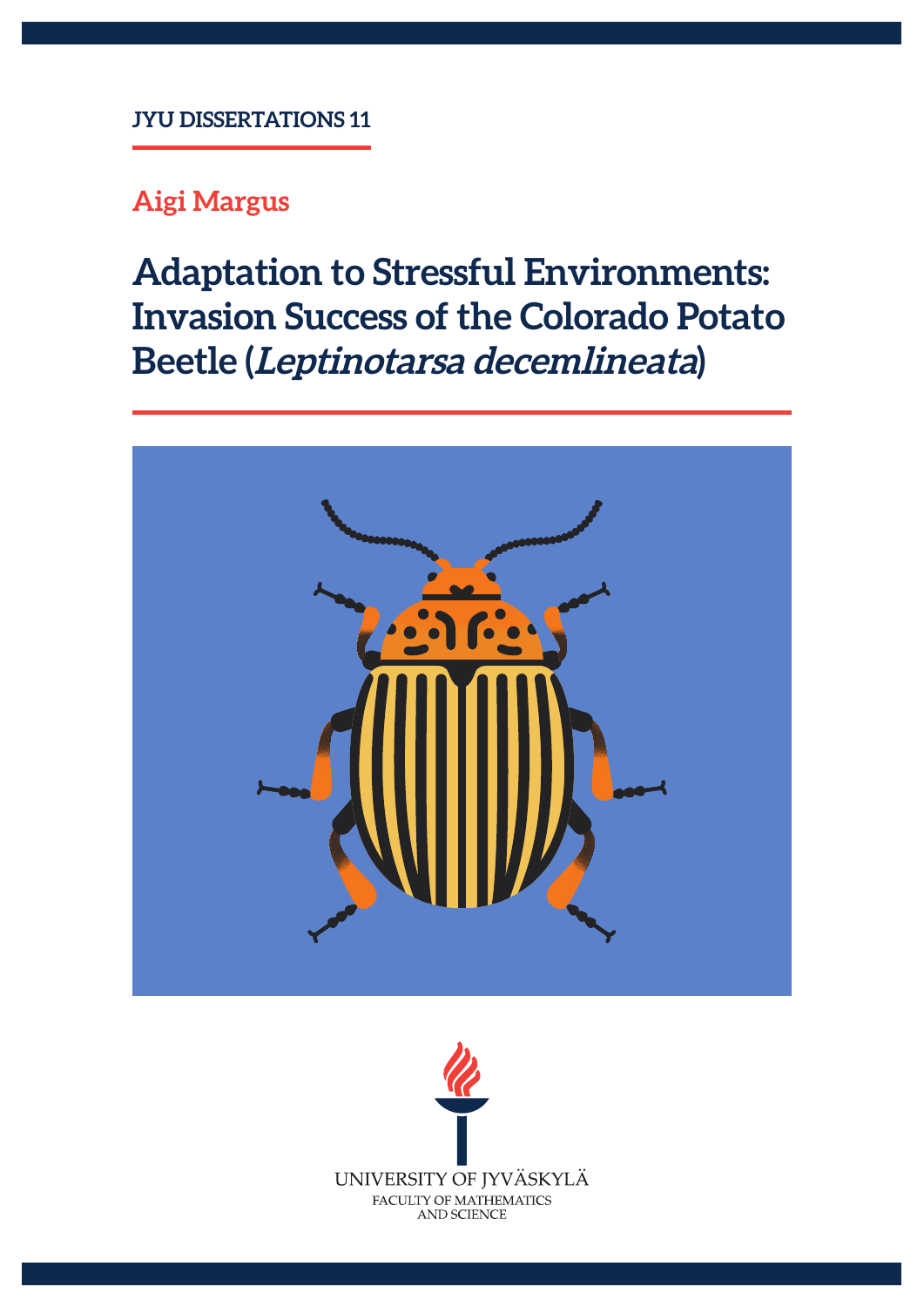JYU DISSERTATIONS 11

**Aigi Margus**

# Adaptation to Stressful Environments: Invasion Success of the Colorado Potato Beetle (*Leptinotarsa decemlineata*)

UNIVERSITY OF JYVÄSKYLÄ
FACULTY OF MATHEMATICS
AND SCIENCE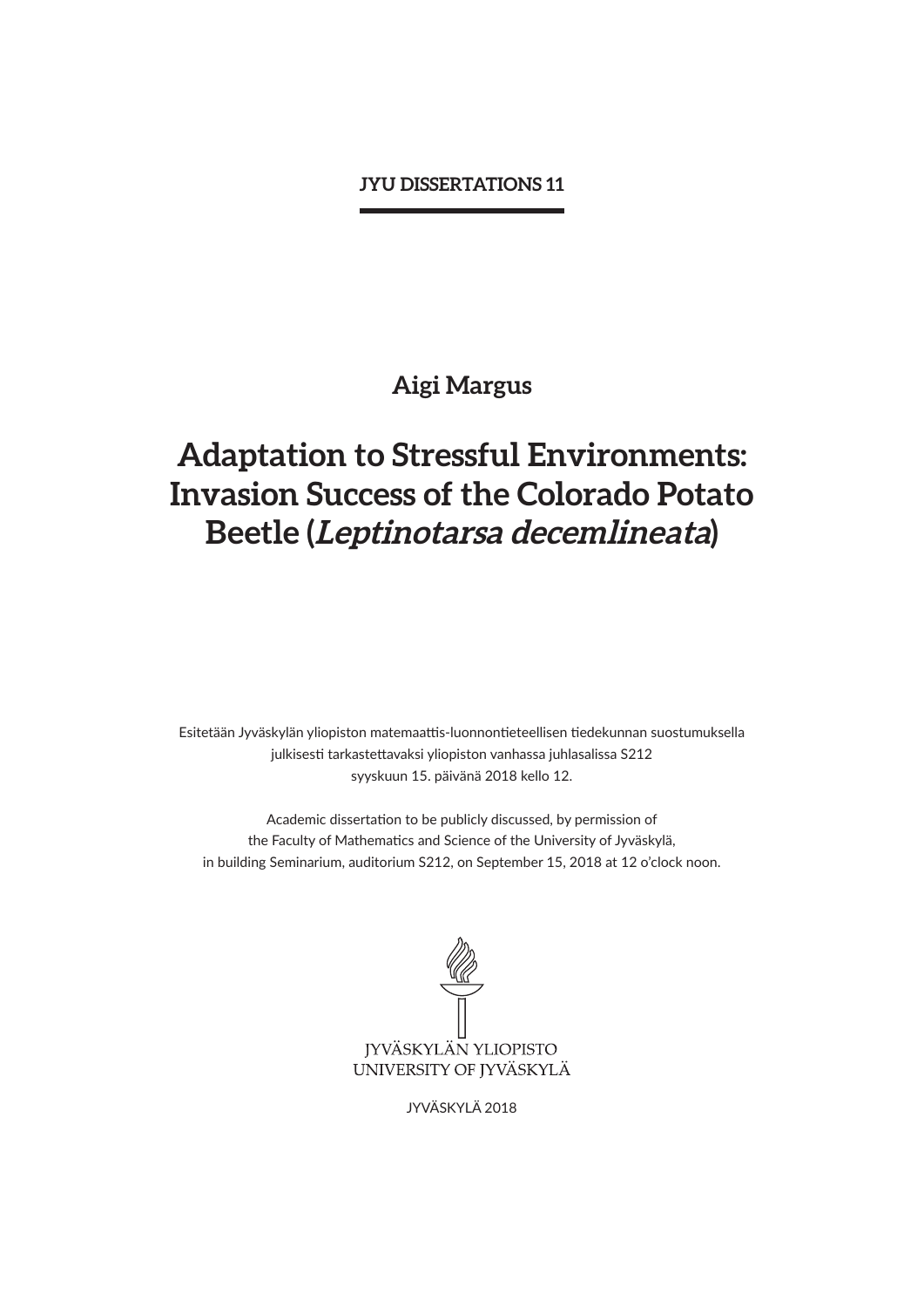**JYU DISSERTATIONS 11**

**Aigi Margus**

# Adaptation to Stressful Environments: Invasion Success of the Colorado Potato Beetle (*Leptinotarsa decemlineata*)

Esitetään Jyväskylän yliopiston matemaattis-luonnontieteellisen tiedekunnan suostumuksella
julkisesti tarkastettavaksi yliopiston vanhassa juhlasalissa S212
syyskuun 15. päivänä 2018 kello 12.

Academic dissertation to be publicly discussed, by permission of
the Faculty of Mathematics and Science of the University of Jyväskylä,
in building Seminarium, auditorium S212, on September 15, 2018 at 12 o'clock noon.

JYVÄSKYLÄN YLIOPISTO
UNIVERSITY OF JYVÄSKYLÄ

JYVÄSKYLÄ 2018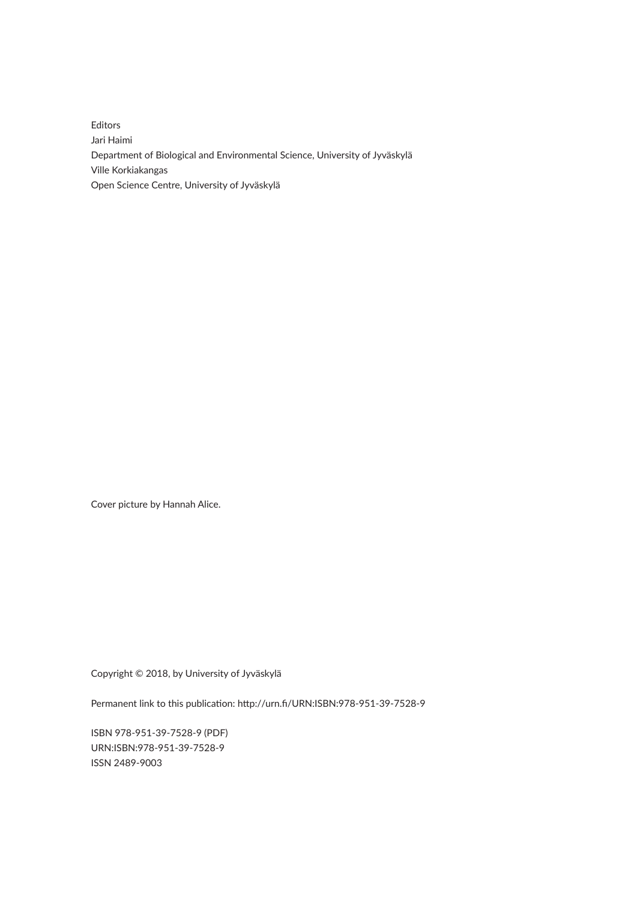Editors
Jari Haimi
Department of Biological and Environmental Science, University of Jyväskylä
Ville Korkiakangas
Open Science Centre, University of Jyväskylä

Cover picture by Hannah Alice.

Copyright © 2018, by University of Jyväskylä

Permanent link to this publication: http://urn.fi/URN:ISBN:978-951-39-7528-9

ISBN 978-951-39-7528-9 (PDF)
URN:ISBN:978-951-39-7528-9
ISSN 2489-9003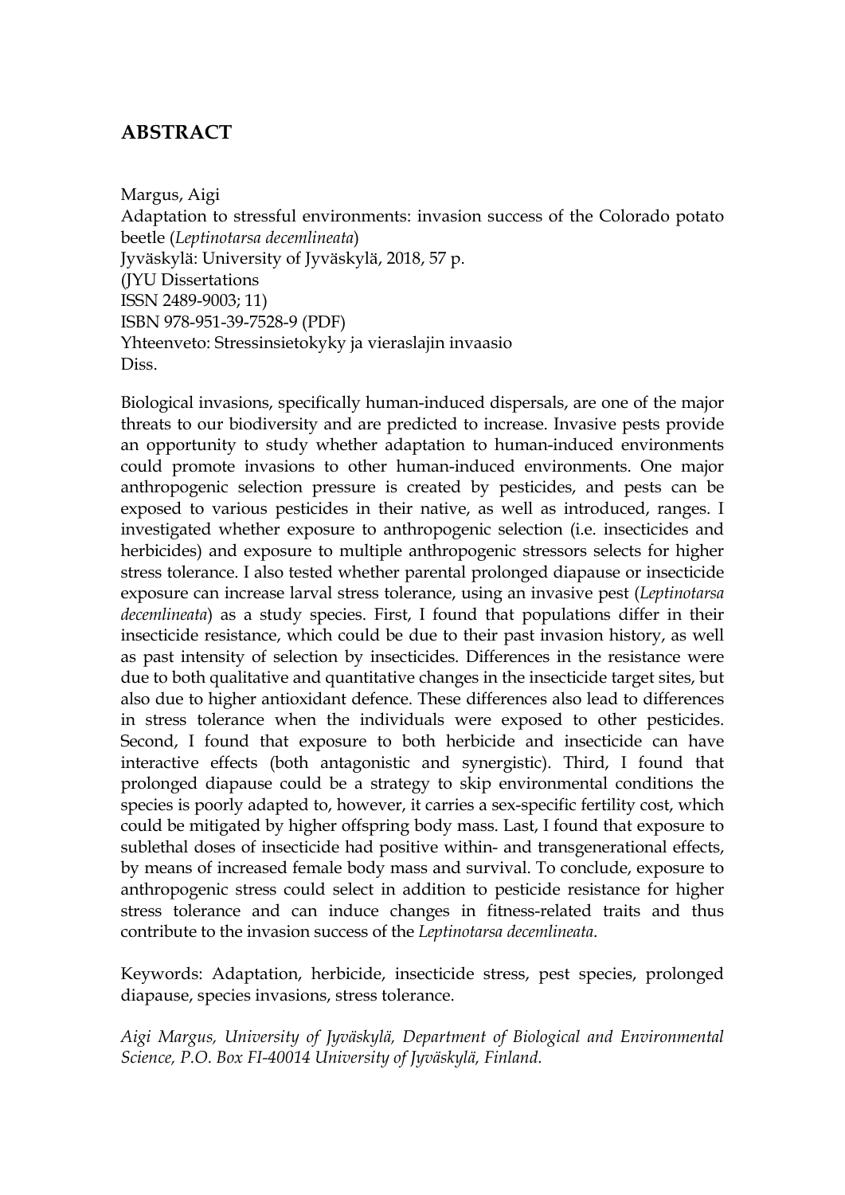## ABSTRACT

Margus, Aigi
Adaptation to stressful environments: invasion success of the Colorado potato beetle (*Leptinotarsa decemlineata*)
Jyväskylä: University of Jyväskylä, 2018, 57 p.
(JYU Dissertations
ISSN 2489-9003; 11)
ISBN 978-951-39-7528-9 (PDF)
Yhteenveto: Stressinsietokyky ja vieraslajin invaasio
Diss.

Biological invasions, specifically human-induced dispersals, are one of the major threats to our biodiversity and are predicted to increase. Invasive pests provide an opportunity to study whether adaptation to human-induced environments could promote invasions to other human-induced environments. One major anthropogenic selection pressure is created by pesticides, and pests can be exposed to various pesticides in their native, as well as introduced, ranges. I investigated whether exposure to anthropogenic selection (i.e. insecticides and herbicides) and exposure to multiple anthropogenic stressors selects for higher stress tolerance. I also tested whether parental prolonged diapause or insecticide exposure can increase larval stress tolerance, using an invasive pest (*Leptinotarsa decemlineata*) as a study species. First, I found that populations differ in their insecticide resistance, which could be due to their past invasion history, as well as past intensity of selection by insecticides. Differences in the resistance were due to both qualitative and quantitative changes in the insecticide target sites, but also due to higher antioxidant defence. These differences also lead to differences in stress tolerance when the individuals were exposed to other pesticides. Second, I found that exposure to both herbicide and insecticide can have interactive effects (both antagonistic and synergistic). Third, I found that prolonged diapause could be a strategy to skip environmental conditions the species is poorly adapted to, however, it carries a sex-specific fertility cost, which could be mitigated by higher offspring body mass. Last, I found that exposure to sublethal doses of insecticide had positive within- and transgenerational effects, by means of increased female body mass and survival. To conclude, exposure to anthropogenic stress could select in addition to pesticide resistance for higher stress tolerance and can induce changes in fitness-related traits and thus contribute to the invasion success of the *Leptinotarsa decemlineata*.

Keywords: Adaptation, herbicide, insecticide stress, pest species, prolonged diapause, species invasions, stress tolerance.

*Aigi Margus, University of Jyväskylä, Department of Biological and Environmental Science, P.O. Box FI-40014 University of Jyväskylä, Finland.*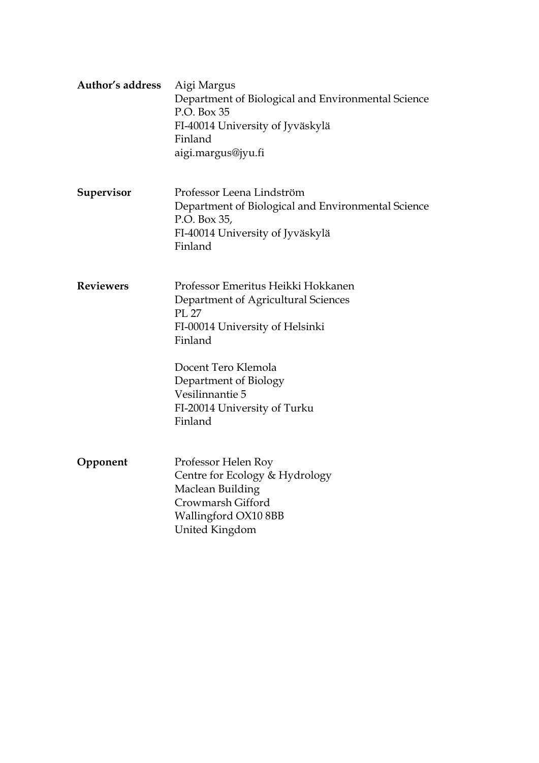**Author's address**

Aigi Margus
Department of Biological and Environmental Science
P.O. Box 35
FI-40014 University of Jyväskylä
Finland
aigi.margus@jyu.fi

**Supervisor**

Professor Leena Lindström
Department of Biological and Environmental Science
P.O. Box 35,
FI-40014 University of Jyväskylä
Finland

**Reviewers**

Professor Emeritus Heikki Hokkanen
Department of Agricultural Sciences
PL 27
FI-00014 University of Helsinki
Finland

Docent Tero Klemola
Department of Biology
Vesilinnantie 5
FI-20014 University of Turku
Finland

**Opponent**

Professor Helen Roy
Centre for Ecology & Hydrology
Maclean Building
Crowmarsh Gifford
Wallingford OX10 8BB
United Kingdom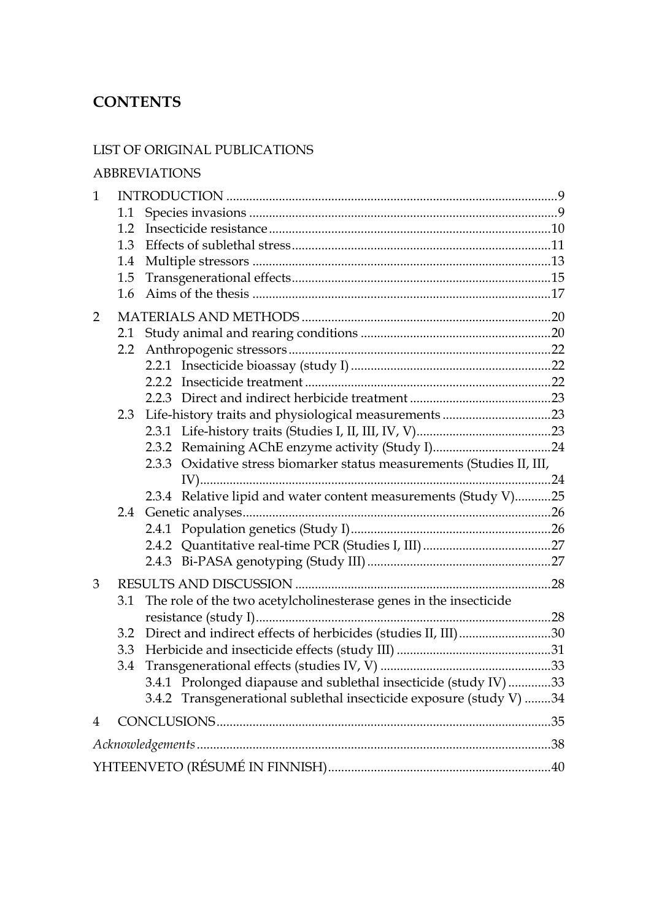# CONTENTS

LIST OF ORIGINAL PUBLICATIONS

ABBREVIATIONS

1 INTRODUCTION ....................................................................................................9
  1.1 Species invasions ............................................................................................9
  1.2 Insecticide resistance .....................................................................................10
  1.3 Effects of sublethal stress..............................................................................11
  1.4 Multiple stressors ..........................................................................................13
  1.5 Transgenerational effects..............................................................................15
  1.6 Aims of the thesis ..........................................................................................17

2 MATERIALS AND METHODS ...........................................................................20
  2.1 Study animal and rearing conditions ..........................................................20
  2.2 Anthropogenic stressors ...............................................................................22
    2.2.1 Insecticide bioassay (study I) ............................................................22
    2.2.2 Insecticide treatment ..........................................................................22
    2.2.3 Direct and indirect herbicide treatment ...........................................23
  2.3 Life-history traits and physiological measurements .................................23
    2.3.1 Life-history traits (Studies I, II, III, IV, V).........................................23
    2.3.2 Remaining AChE enzyme activity (Study I)....................................24
    2.3.3 Oxidative stress biomarker status measurements (Studies II, III, IV)..........................................................................................................24
    2.3.4 Relative lipid and water content measurements (Study V)...........25
  2.4 Genetic analyses.............................................................................................26
    2.4.1 Population genetics (Study I) ............................................................26
    2.4.2 Quantitative real-time PCR (Studies I, III).......................................27
    2.4.3 Bi-PASA genotyping (Study III) ........................................................27

3 RESULTS AND DISCUSSION .............................................................................28
  3.1 The role of the two acetylcholinesterase genes in the insecticide resistance (study I).........................................................................................28
  3.2 Direct and indirect effects of herbicides (studies II, III)............................30
  3.3 Herbicide and insecticide effects (study III) ...............................................31
  3.4 Transgenerational effects (studies IV, V) ....................................................33
    3.4.1 Prolonged diapause and sublethal insecticide (study IV) .............33
    3.4.2 Transgenerational sublethal insecticide exposure (study V) ........34

4 CONCLUSIONS.....................................................................................................35

*Acknowledgements* ............................................................................................38

YHTEENVETO (RÉSUMÉ IN FINNISH)...................................................................40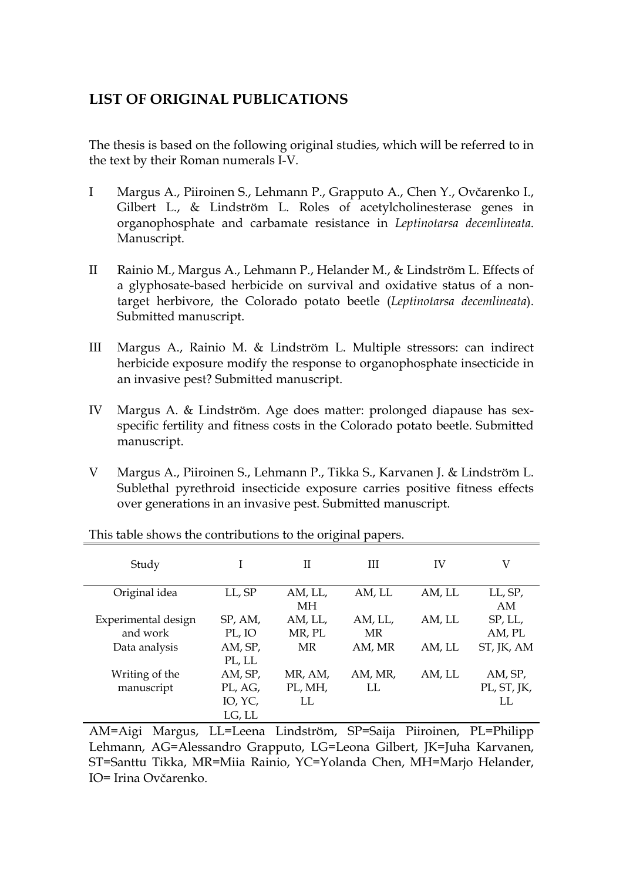## LIST OF ORIGINAL PUBLICATIONS

The thesis is based on the following original studies, which will be referred to in the text by their Roman numerals I-V.

I Margus A., Piiroinen S., Lehmann P., Grapputo A., Chen Y., Ovčarenko I., Gilbert L., & Lindström L. Roles of acetylcholinesterase genes in organophosphate and carbamate resistance in *Leptinotarsa decemlineata*. Manuscript.

II Rainio M., Margus A., Lehmann P., Helander M., & Lindström L. Effects of a glyphosate-based herbicide on survival and oxidative status of a non-target herbivore, the Colorado potato beetle (*Leptinotarsa decemlineata*). Submitted manuscript.

III Margus A., Rainio M. & Lindström L. Multiple stressors: can indirect herbicide exposure modify the response to organophosphate insecticide in an invasive pest? Submitted manuscript.

IV Margus A. & Lindström. Age does matter: prolonged diapause has sex-specific fertility and fitness costs in the Colorado potato beetle. Submitted manuscript.

V Margus A., Piiroinen S., Lehmann P., Tikka S., Karvanen J. & Lindström L. Sublethal pyrethroid insecticide exposure carries positive fitness effects over generations in an invasive pest. Submitted manuscript.

This table shows the contributions to the original papers.

| Study | I | II | III | IV | V |
|---|---|---|---|---|---|
| Original idea | LL, SP | AM, LL, MH | AM, LL | AM, LL | LL, SP, AM |
| Experimental design and work | SP, AM, PL, IO | AM, LL, MR, PL | AM, LL, MR | AM, LL | SP, LL, AM, PL |
| Data analysis | AM, SP, PL, LL | MR | AM, MR | AM, LL | ST, JK, AM |
| Writing of the manuscript | AM, SP, PL, AG, IO, YC, LG, LL | MR, AM, PL, MH, LL | AM, MR, LL | AM, LL | AM, SP, PL, ST, JK, LL |

AM=Aigi Margus, LL=Leena Lindström, SP=Saija Piiroinen, PL=Philipp Lehmann, AG=Alessandro Grapputo, LG=Leona Gilbert, JK=Juha Karvanen, ST=Santtu Tikka, MR=Miia Rainio, YC=Yolanda Chen, MH=Marjo Helander, IO= Irina Ovčarenko.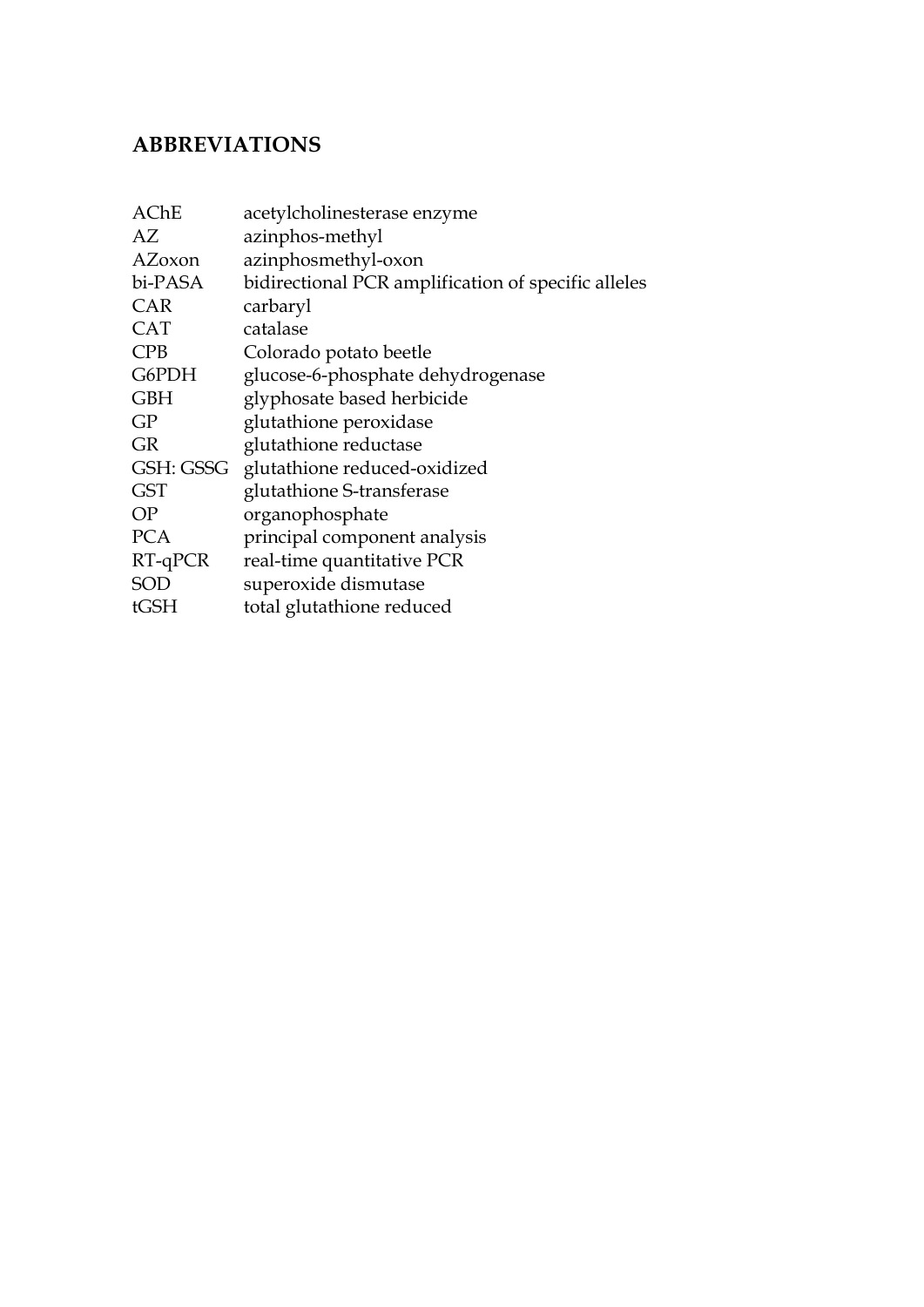## ABBREVIATIONS

| | |
|---|---|
| AChE | acetylcholinesterase enzyme |
| AZ | azinphos-methyl |
| AZoxon | azinphosmethyl-oxon |
| bi-PASA | bidirectional PCR amplification of specific alleles |
| CAR | carbaryl |
| CAT | catalase |
| CPB | Colorado potato beetle |
| G6PDH | glucose-6-phosphate dehydrogenase |
| GBH | glyphosate based herbicide |
| GP | glutathione peroxidase |
| GR | glutathione reductase |
| GSH: GSSG | glutathione reduced-oxidized |
| GST | glutathione S-transferase |
| OP | organophosphate |
| PCA | principal component analysis |
| RT-qPCR | real-time quantitative PCR |
| SOD | superoxide dismutase |
| tGSH | total glutathione reduced |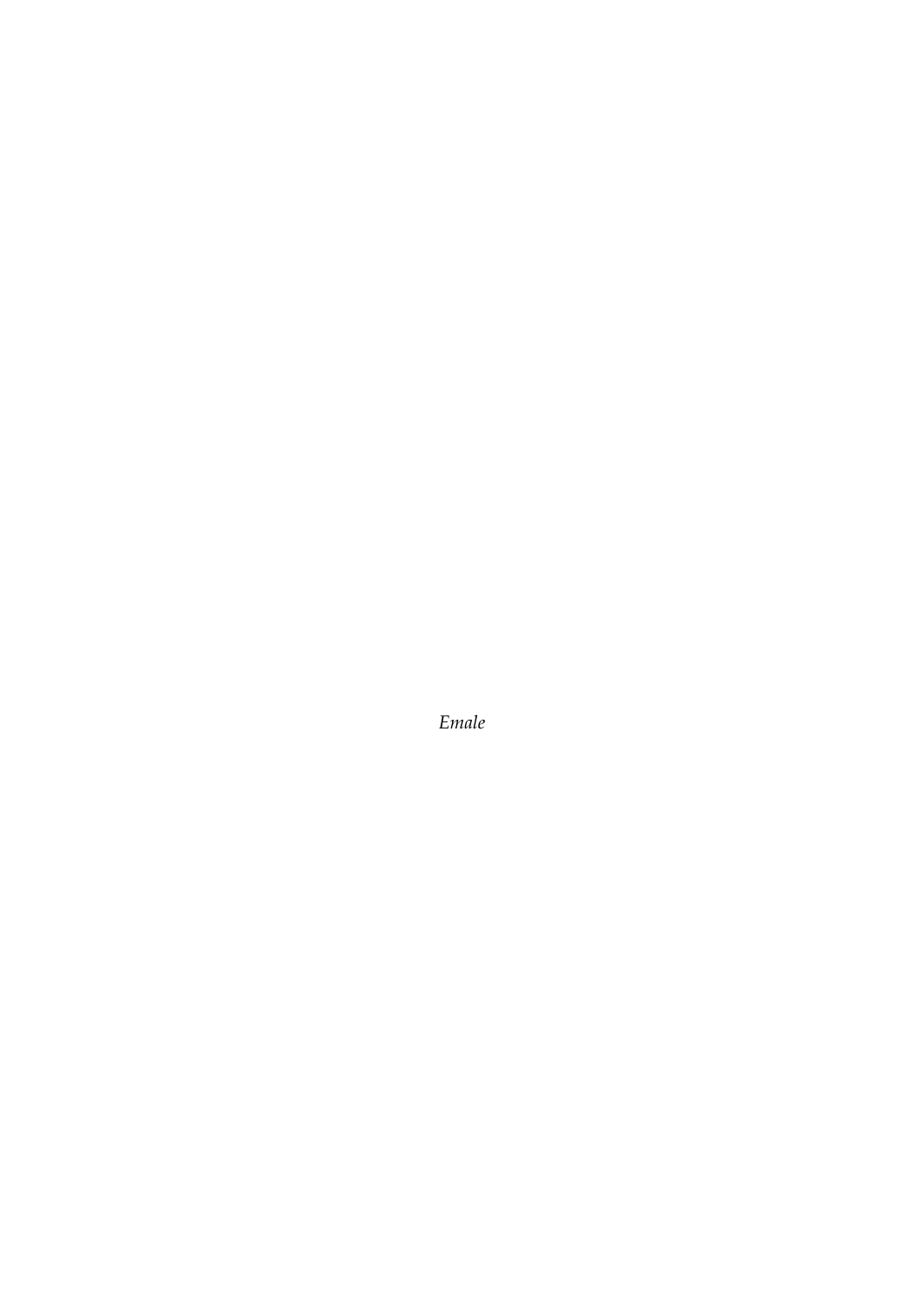*Emale*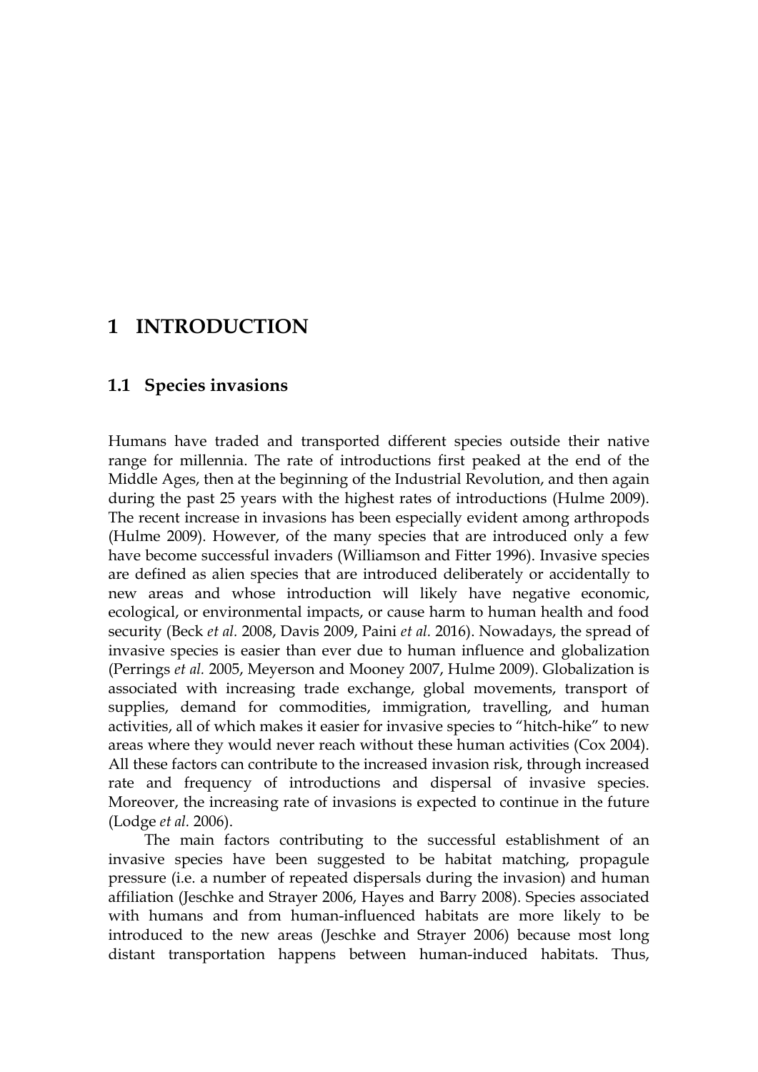# 1 INTRODUCTION

## 1.1 Species invasions

Humans have traded and transported different species outside their native range for millennia. The rate of introductions first peaked at the end of the Middle Ages, then at the beginning of the Industrial Revolution, and then again during the past 25 years with the highest rates of introductions (Hulme 2009). The recent increase in invasions has been especially evident among arthropods (Hulme 2009). However, of the many species that are introduced only a few have become successful invaders (Williamson and Fitter 1996). Invasive species are defined as alien species that are introduced deliberately or accidentally to new areas and whose introduction will likely have negative economic, ecological, or environmental impacts, or cause harm to human health and food security (Beck *et al.* 2008, Davis 2009, Paini *et al.* 2016). Nowadays, the spread of invasive species is easier than ever due to human influence and globalization (Perrings *et al.* 2005, Meyerson and Mooney 2007, Hulme 2009). Globalization is associated with increasing trade exchange, global movements, transport of supplies, demand for commodities, immigration, travelling, and human activities, all of which makes it easier for invasive species to "hitch-hike" to new areas where they would never reach without these human activities (Cox 2004). All these factors can contribute to the increased invasion risk, through increased rate and frequency of introductions and dispersal of invasive species. Moreover, the increasing rate of invasions is expected to continue in the future (Lodge *et al.* 2006).

The main factors contributing to the successful establishment of an invasive species have been suggested to be habitat matching, propagule pressure (i.e. a number of repeated dispersals during the invasion) and human affiliation (Jeschke and Strayer 2006, Hayes and Barry 2008). Species associated with humans and from human-influenced habitats are more likely to be introduced to the new areas (Jeschke and Strayer 2006) because most long distant transportation happens between human-induced habitats. Thus,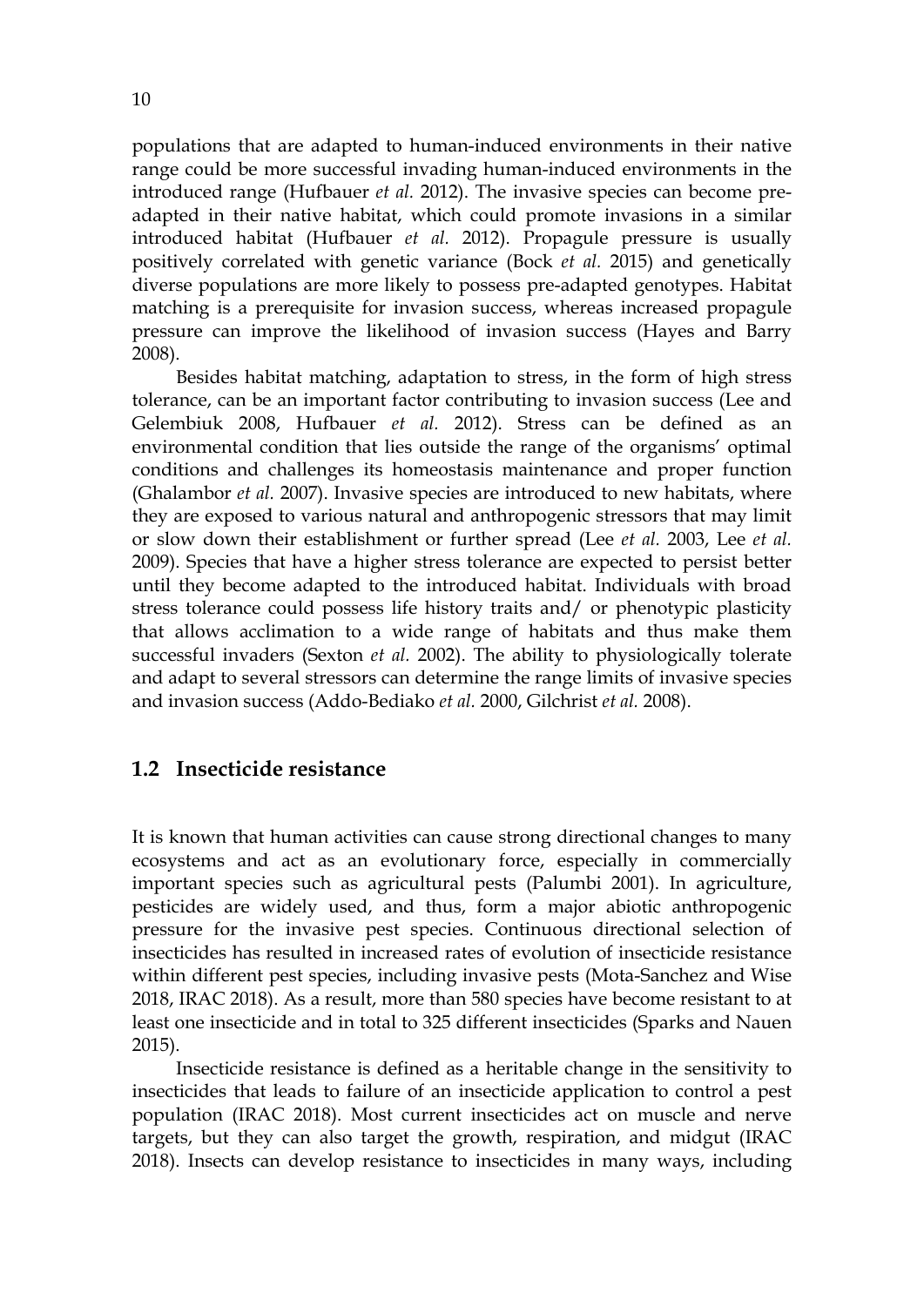populations that are adapted to human-induced environments in their native range could be more successful invading human-induced environments in the introduced range (Hufbauer *et al.* 2012). The invasive species can become pre-adapted in their native habitat, which could promote invasions in a similar introduced habitat (Hufbauer *et al.* 2012). Propagule pressure is usually positively correlated with genetic variance (Bock *et al.* 2015) and genetically diverse populations are more likely to possess pre-adapted genotypes. Habitat matching is a prerequisite for invasion success, whereas increased propagule pressure can improve the likelihood of invasion success (Hayes and Barry 2008).

Besides habitat matching, adaptation to stress, in the form of high stress tolerance, can be an important factor contributing to invasion success (Lee and Gelembiuk 2008, Hufbauer *et al.* 2012). Stress can be defined as an environmental condition that lies outside the range of the organisms' optimal conditions and challenges its homeostasis maintenance and proper function (Ghalambor *et al.* 2007). Invasive species are introduced to new habitats, where they are exposed to various natural and anthropogenic stressors that may limit or slow down their establishment or further spread (Lee *et al.* 2003, Lee *et al.* 2009). Species that have a higher stress tolerance are expected to persist better until they become adapted to the introduced habitat. Individuals with broad stress tolerance could possess life history traits and/ or phenotypic plasticity that allows acclimation to a wide range of habitats and thus make them successful invaders (Sexton *et al.* 2002). The ability to physiologically tolerate and adapt to several stressors can determine the range limits of invasive species and invasion success (Addo-Bediako *et al.* 2000, Gilchrist *et al.* 2008).

## 1.2 Insecticide resistance

It is known that human activities can cause strong directional changes to many ecosystems and act as an evolutionary force, especially in commercially important species such as agricultural pests (Palumbi 2001). In agriculture, pesticides are widely used, and thus, form a major abiotic anthropogenic pressure for the invasive pest species. Continuous directional selection of insecticides has resulted in increased rates of evolution of insecticide resistance within different pest species, including invasive pests (Mota-Sanchez and Wise 2018, IRAC 2018). As a result, more than 580 species have become resistant to at least one insecticide and in total to 325 different insecticides (Sparks and Nauen 2015).

Insecticide resistance is defined as a heritable change in the sensitivity to insecticides that leads to failure of an insecticide application to control a pest population (IRAC 2018). Most current insecticides act on muscle and nerve targets, but they can also target the growth, respiration, and midgut (IRAC 2018). Insects can develop resistance to insecticides in many ways, including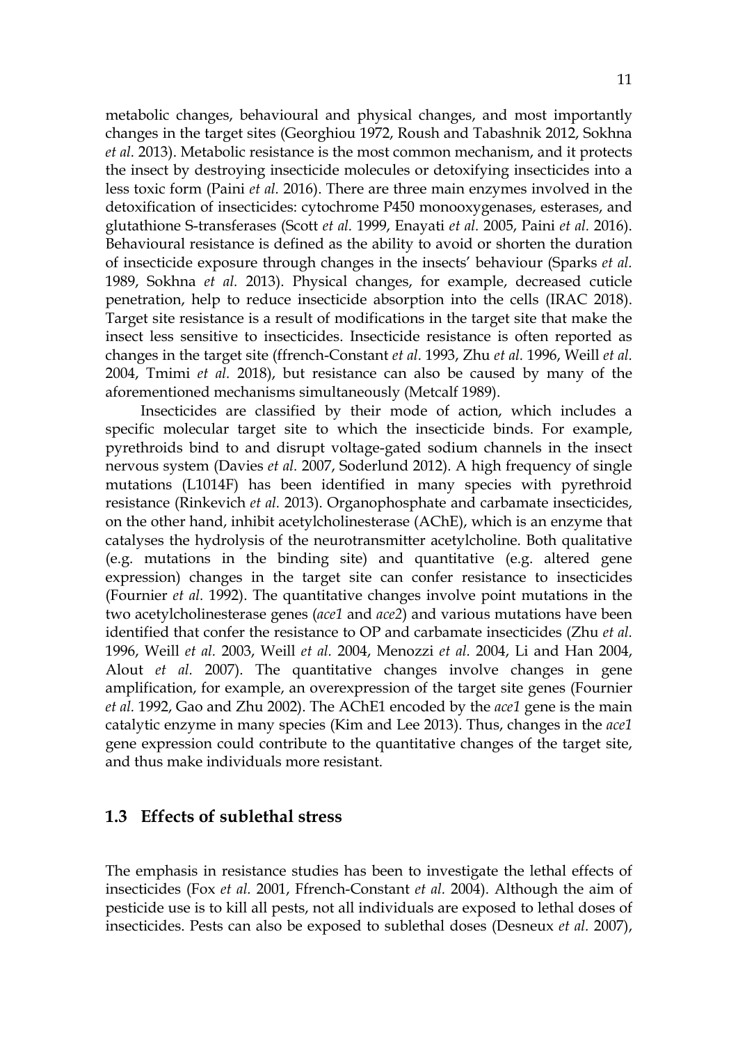metabolic changes, behavioural and physical changes, and most importantly changes in the target sites (Georghiou 1972, Roush and Tabashnik 2012, Sokhna *et al.* 2013). Metabolic resistance is the most common mechanism, and it protects the insect by destroying insecticide molecules or detoxifying insecticides into a less toxic form (Paini *et al.* 2016). There are three main enzymes involved in the detoxification of insecticides: cytochrome P450 monooxygenases, esterases, and glutathione S-transferases (Scott *et al.* 1999, Enayati *et al.* 2005, Paini *et al.* 2016). Behavioural resistance is defined as the ability to avoid or shorten the duration of insecticide exposure through changes in the insects' behaviour (Sparks *et al.* 1989, Sokhna *et al.* 2013). Physical changes, for example, decreased cuticle penetration, help to reduce insecticide absorption into the cells (IRAC 2018). Target site resistance is a result of modifications in the target site that make the insect less sensitive to insecticides. Insecticide resistance is often reported as changes in the target site (ffrench-Constant *et al.* 1993, Zhu *et al.* 1996, Weill *et al.* 2004, Tmimi *et al.* 2018), but resistance can also be caused by many of the aforementioned mechanisms simultaneously (Metcalf 1989).

Insecticides are classified by their mode of action, which includes a specific molecular target site to which the insecticide binds. For example, pyrethroids bind to and disrupt voltage-gated sodium channels in the insect nervous system (Davies *et al.* 2007, Soderlund 2012). A high frequency of single mutations (L1014F) has been identified in many species with pyrethroid resistance (Rinkevich *et al.* 2013). Organophosphate and carbamate insecticides, on the other hand, inhibit acetylcholinesterase (AChE), which is an enzyme that catalyses the hydrolysis of the neurotransmitter acetylcholine. Both qualitative (e.g. mutations in the binding site) and quantitative (e.g. altered gene expression) changes in the target site can confer resistance to insecticides (Fournier *et al.* 1992). The quantitative changes involve point mutations in the two acetylcholinesterase genes (*ace1* and *ace2*) and various mutations have been identified that confer the resistance to OP and carbamate insecticides (Zhu *et al.* 1996, Weill *et al.* 2003, Weill *et al.* 2004, Menozzi *et al.* 2004, Li and Han 2004, Alout *et al.* 2007). The quantitative changes involve changes in gene amplification, for example, an overexpression of the target site genes (Fournier *et al.* 1992, Gao and Zhu 2002). The AChE1 encoded by the *ace1* gene is the main catalytic enzyme in many species (Kim and Lee 2013). Thus, changes in the *ace1* gene expression could contribute to the quantitative changes of the target site, and thus make individuals more resistant.

## 1.3 Effects of sublethal stress

The emphasis in resistance studies has been to investigate the lethal effects of insecticides (Fox *et al.* 2001, Ffrench-Constant *et al.* 2004). Although the aim of pesticide use is to kill all pests, not all individuals are exposed to lethal doses of insecticides. Pests can also be exposed to sublethal doses (Desneux *et al.* 2007),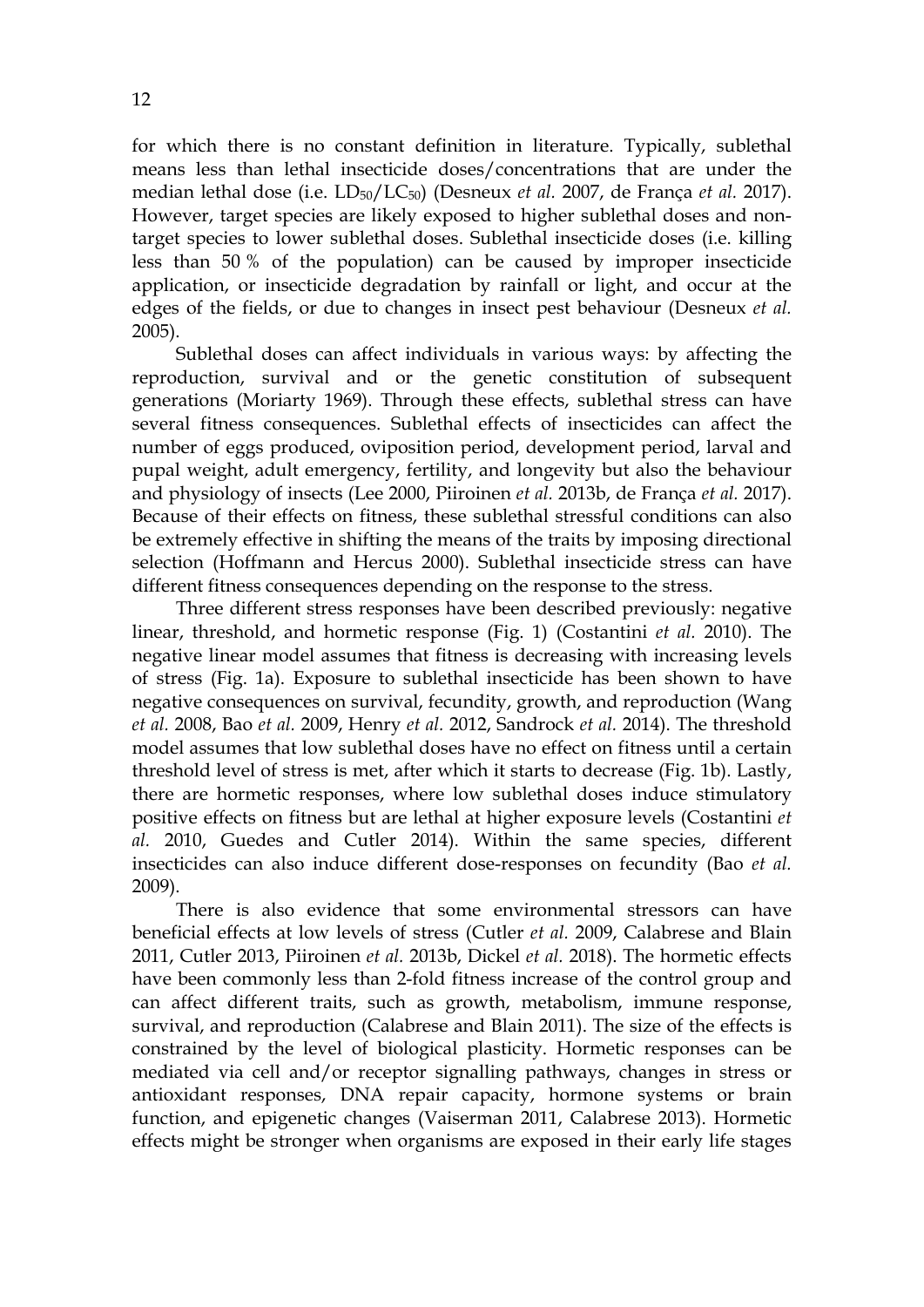for which there is no constant definition in literature. Typically, sublethal means less than lethal insecticide doses/concentrations that are under the median lethal dose (i.e. $LD_{50}/LC_{50}$) (Desneux *et al.* 2007, de França *et al.* 2017). However, target species are likely exposed to higher sublethal doses and non-target species to lower sublethal doses. Sublethal insecticide doses (i.e. killing less than 50 % of the population) can be caused by improper insecticide application, or insecticide degradation by rainfall or light, and occur at the edges of the fields, or due to changes in insect pest behaviour (Desneux *et al.* 2005).

Sublethal doses can affect individuals in various ways: by affecting the reproduction, survival and or the genetic constitution of subsequent generations (Moriarty 1969). Through these effects, sublethal stress can have several fitness consequences. Sublethal effects of insecticides can affect the number of eggs produced, oviposition period, development period, larval and pupal weight, adult emergency, fertility, and longevity but also the behaviour and physiology of insects (Lee 2000, Piiroinen *et al.* 2013b, de França *et al.* 2017). Because of their effects on fitness, these sublethal stressful conditions can also be extremely effective in shifting the means of the traits by imposing directional selection (Hoffmann and Hercus 2000). Sublethal insecticide stress can have different fitness consequences depending on the response to the stress.

Three different stress responses have been described previously: negative linear, threshold, and hormetic response (Fig. 1) (Costantini *et al.* 2010). The negative linear model assumes that fitness is decreasing with increasing levels of stress (Fig. 1a). Exposure to sublethal insecticide has been shown to have negative consequences on survival, fecundity, growth, and reproduction (Wang *et al.* 2008, Bao *et al.* 2009, Henry *et al.* 2012, Sandrock *et al.* 2014). The threshold model assumes that low sublethal doses have no effect on fitness until a certain threshold level of stress is met, after which it starts to decrease (Fig. 1b). Lastly, there are hormetic responses, where low sublethal doses induce stimulatory positive effects on fitness but are lethal at higher exposure levels (Costantini *et al.* 2010, Guedes and Cutler 2014). Within the same species, different insecticides can also induce different dose-responses on fecundity (Bao *et al.* 2009).

There is also evidence that some environmental stressors can have beneficial effects at low levels of stress (Cutler *et al.* 2009, Calabrese and Blain 2011, Cutler 2013, Piiroinen *et al.* 2013b, Dickel *et al.* 2018). The hormetic effects have been commonly less than 2-fold fitness increase of the control group and can affect different traits, such as growth, metabolism, immune response, survival, and reproduction (Calabrese and Blain 2011). The size of the effects is constrained by the level of biological plasticity. Hormetic responses can be mediated via cell and/or receptor signalling pathways, changes in stress or antioxidant responses, DNA repair capacity, hormone systems or brain function, and epigenetic changes (Vaiserman 2011, Calabrese 2013). Hormetic effects might be stronger when organisms are exposed in their early life stages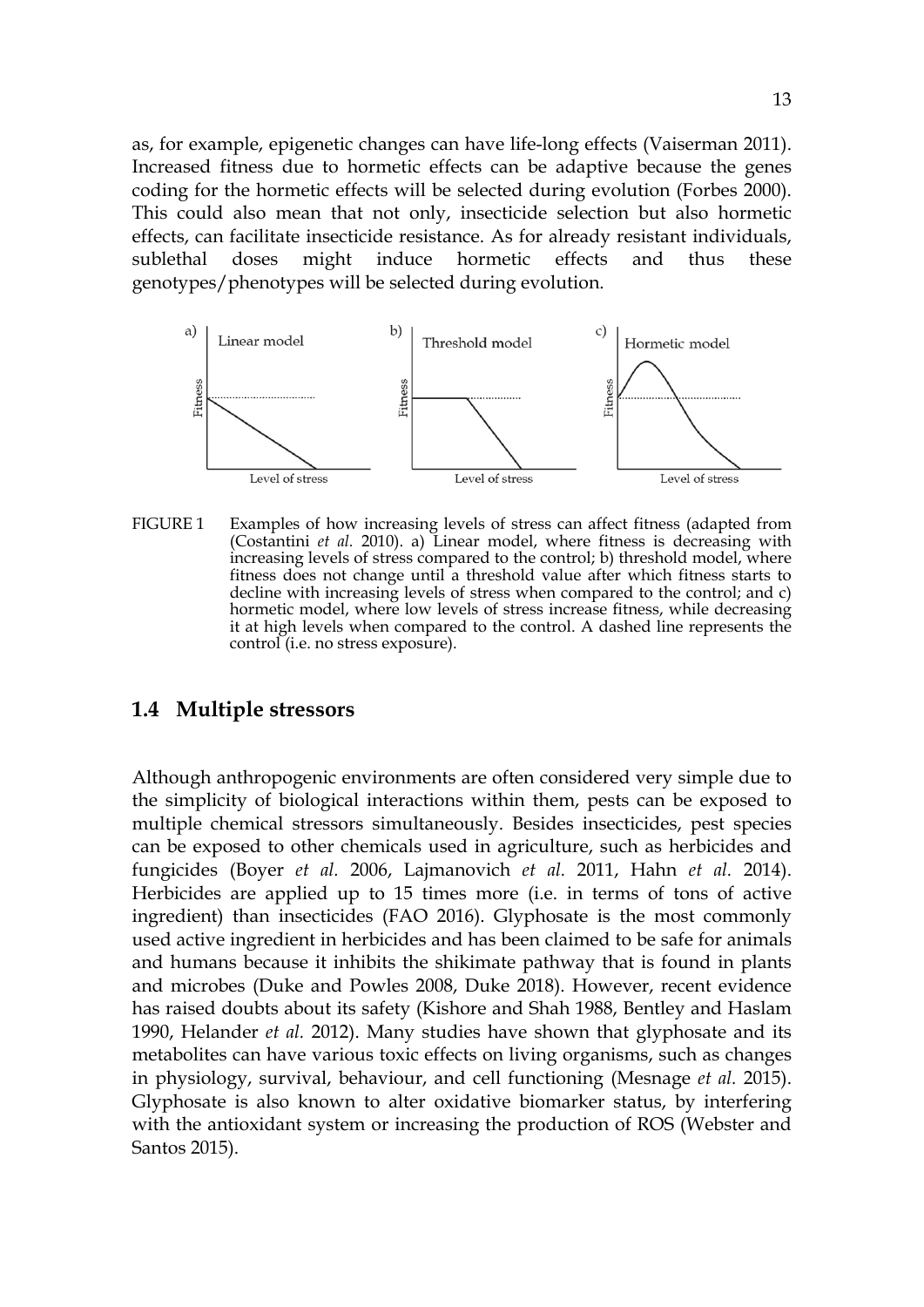as, for example, epigenetic changes can have life-long effects (Vaiserman 2011). Increased fitness due to hormetic effects can be adaptive because the genes coding for the hormetic effects will be selected during evolution (Forbes 2000). This could also mean that not only, insecticide selection but also hormetic effects, can facilitate insecticide resistance. As for already resistant individuals, sublethal doses might induce hormetic effects and thus these genotypes/phenotypes will be selected during evolution.

FIGURE 1 Examples of how increasing levels of stress can affect fitness (adapted from (Costantini *et al.* 2010). a) Linear model, where fitness is decreasing with increasing levels of stress compared to the control; b) threshold model, where fitness does not change until a threshold value after which fitness starts to decline with increasing levels of stress when compared to the control; and c) hormetic model, where low levels of stress increase fitness, while decreasing it at high levels when compared to the control. A dashed line represents the control (i.e. no stress exposure).

## 1.4 Multiple stressors

Although anthropogenic environments are often considered very simple due to the simplicity of biological interactions within them, pests can be exposed to multiple chemical stressors simultaneously. Besides insecticides, pest species can be exposed to other chemicals used in agriculture, such as herbicides and fungicides (Boyer *et al.* 2006, Lajmanovich *et al.* 2011, Hahn *et al.* 2014). Herbicides are applied up to 15 times more (i.e. in terms of tons of active ingredient) than insecticides (FAO 2016). Glyphosate is the most commonly used active ingredient in herbicides and has been claimed to be safe for animals and humans because it inhibits the shikimate pathway that is found in plants and microbes (Duke and Powles 2008, Duke 2018). However, recent evidence has raised doubts about its safety (Kishore and Shah 1988, Bentley and Haslam 1990, Helander *et al.* 2012). Many studies have shown that glyphosate and its metabolites can have various toxic effects on living organisms, such as changes in physiology, survival, behaviour, and cell functioning (Mesnage *et al.* 2015). Glyphosate is also known to alter oxidative biomarker status, by interfering with the antioxidant system or increasing the production of ROS (Webster and Santos 2015).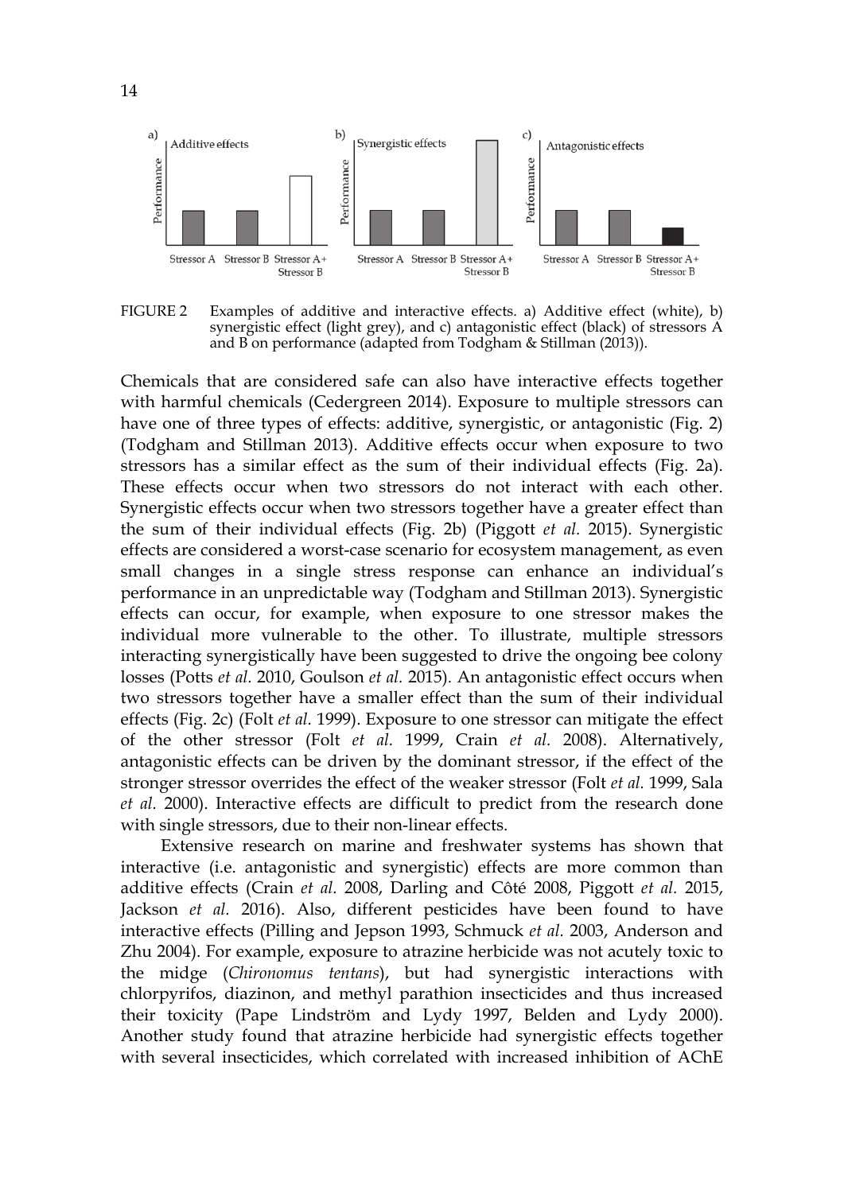FIGURE 2 Examples of additive and interactive effects. a) Additive effect (white), b) synergistic effect (light grey), and c) antagonistic effect (black) of stressors A and B on performance (adapted from Todgham & Stillman (2013)).

Chemicals that are considered safe can also have interactive effects together with harmful chemicals (Cedergreen 2014). Exposure to multiple stressors can have one of three types of effects: additive, synergistic, or antagonistic (Fig. 2) (Todgham and Stillman 2013). Additive effects occur when exposure to two stressors has a similar effect as the sum of their individual effects (Fig. 2a). These effects occur when two stressors do not interact with each other. Synergistic effects occur when two stressors together have a greater effect than the sum of their individual effects (Fig. 2b) (Piggott *et al.* 2015). Synergistic effects are considered a worst-case scenario for ecosystem management, as even small changes in a single stress response can enhance an individual's performance in an unpredictable way (Todgham and Stillman 2013). Synergistic effects can occur, for example, when exposure to one stressor makes the individual more vulnerable to the other. To illustrate, multiple stressors interacting synergistically have been suggested to drive the ongoing bee colony losses (Potts *et al.* 2010, Goulson *et al.* 2015). An antagonistic effect occurs when two stressors together have a smaller effect than the sum of their individual effects (Fig. 2c) (Folt *et al.* 1999). Exposure to one stressor can mitigate the effect of the other stressor (Folt *et al.* 1999, Crain *et al.* 2008). Alternatively, antagonistic effects can be driven by the dominant stressor, if the effect of the stronger stressor overrides the effect of the weaker stressor (Folt *et al.* 1999, Sala *et al.* 2000). Interactive effects are difficult to predict from the research done with single stressors, due to their non-linear effects.

Extensive research on marine and freshwater systems has shown that interactive (i.e. antagonistic and synergistic) effects are more common than additive effects (Crain *et al.* 2008, Darling and Côté 2008, Piggott *et al.* 2015, Jackson *et al.* 2016). Also, different pesticides have been found to have interactive effects (Pilling and Jepson 1993, Schmuck *et al.* 2003, Anderson and Zhu 2004). For example, exposure to atrazine herbicide was not acutely toxic to the midge (*Chironomus tentans*), but had synergistic interactions with chlorpyrifos, diazinon, and methyl parathion insecticides and thus increased their toxicity (Pape Lindström and Lydy 1997, Belden and Lydy 2000). Another study found that atrazine herbicide had synergistic effects together with several insecticides, which correlated with increased inhibition of AChE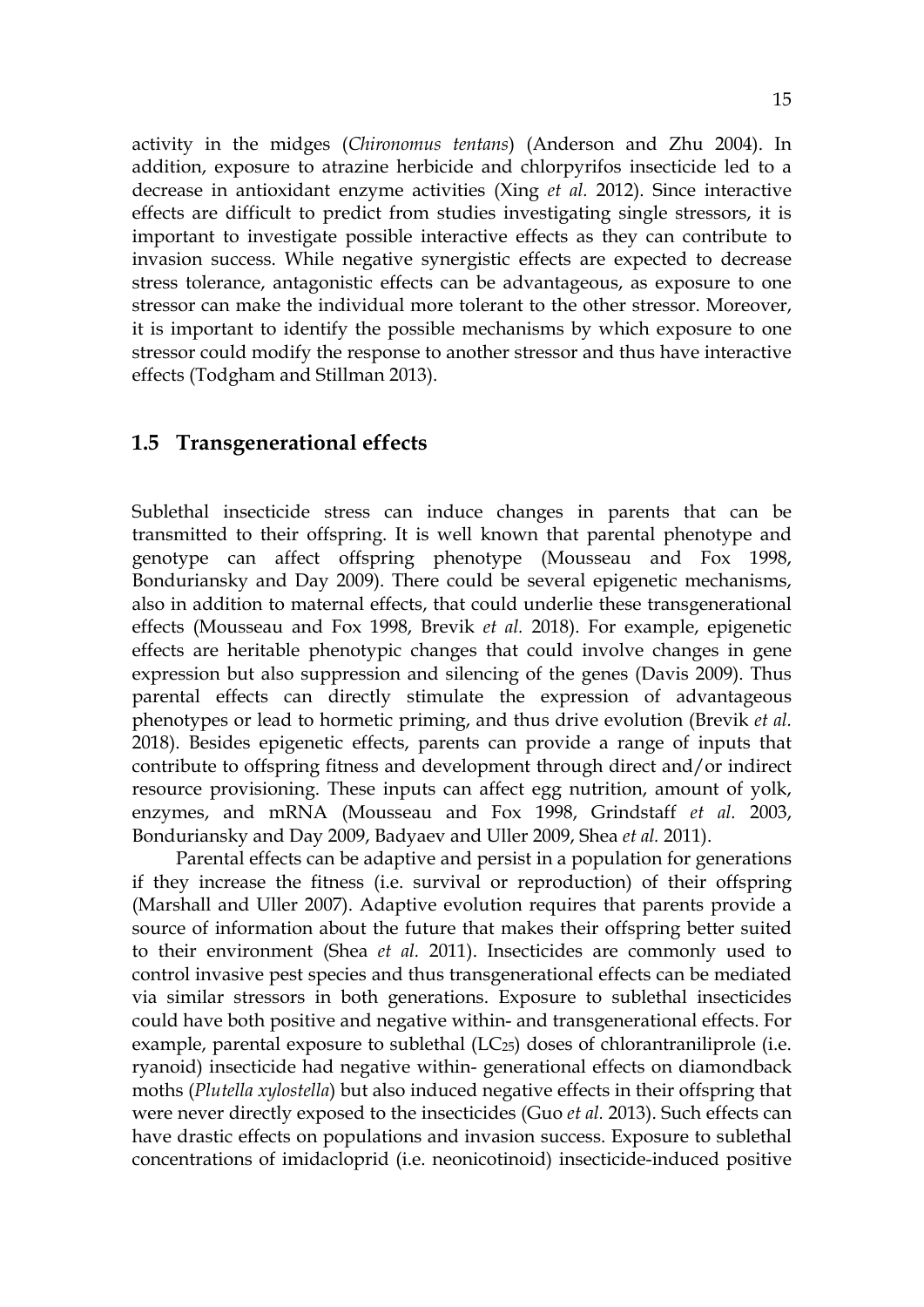activity in the midges (*Chironomus tentans*) (Anderson and Zhu 2004). In addition, exposure to atrazine herbicide and chlorpyrifos insecticide led to a decrease in antioxidant enzyme activities (Xing *et al.* 2012). Since interactive effects are difficult to predict from studies investigating single stressors, it is important to investigate possible interactive effects as they can contribute to invasion success. While negative synergistic effects are expected to decrease stress tolerance, antagonistic effects can be advantageous, as exposure to one stressor can make the individual more tolerant to the other stressor. Moreover, it is important to identify the possible mechanisms by which exposure to one stressor could modify the response to another stressor and thus have interactive effects (Todgham and Stillman 2013).

## 1.5 Transgenerational effects

Sublethal insecticide stress can induce changes in parents that can be transmitted to their offspring. It is well known that parental phenotype and genotype can affect offspring phenotype (Mousseau and Fox 1998, Bonduriansky and Day 2009). There could be several epigenetic mechanisms, also in addition to maternal effects, that could underlie these transgenerational effects (Mousseau and Fox 1998, Brevik *et al.* 2018). For example, epigenetic effects are heritable phenotypic changes that could involve changes in gene expression but also suppression and silencing of the genes (Davis 2009). Thus parental effects can directly stimulate the expression of advantageous phenotypes or lead to hormetic priming, and thus drive evolution (Brevik *et al.* 2018). Besides epigenetic effects, parents can provide a range of inputs that contribute to offspring fitness and development through direct and/or indirect resource provisioning. These inputs can affect egg nutrition, amount of yolk, enzymes, and mRNA (Mousseau and Fox 1998, Grindstaff *et al.* 2003, Bonduriansky and Day 2009, Badyaev and Uller 2009, Shea *et al.* 2011).

Parental effects can be adaptive and persist in a population for generations if they increase the fitness (i.e. survival or reproduction) of their offspring (Marshall and Uller 2007). Adaptive evolution requires that parents provide a source of information about the future that makes their offspring better suited to their environment (Shea *et al.* 2011). Insecticides are commonly used to control invasive pest species and thus transgenerational effects can be mediated via similar stressors in both generations. Exposure to sublethal insecticides could have both positive and negative within- and transgenerational effects. For example, parental exposure to sublethal ($LC_{25}$) doses of chlorantraniliprole (i.e. ryanoid) insecticide had negative within- generational effects on diamondback moths (*Plutella xylostella*) but also induced negative effects in their offspring that were never directly exposed to the insecticides (Guo *et al.* 2013). Such effects can have drastic effects on populations and invasion success. Exposure to sublethal concentrations of imidacloprid (i.e. neonicotinoid) insecticide-induced positive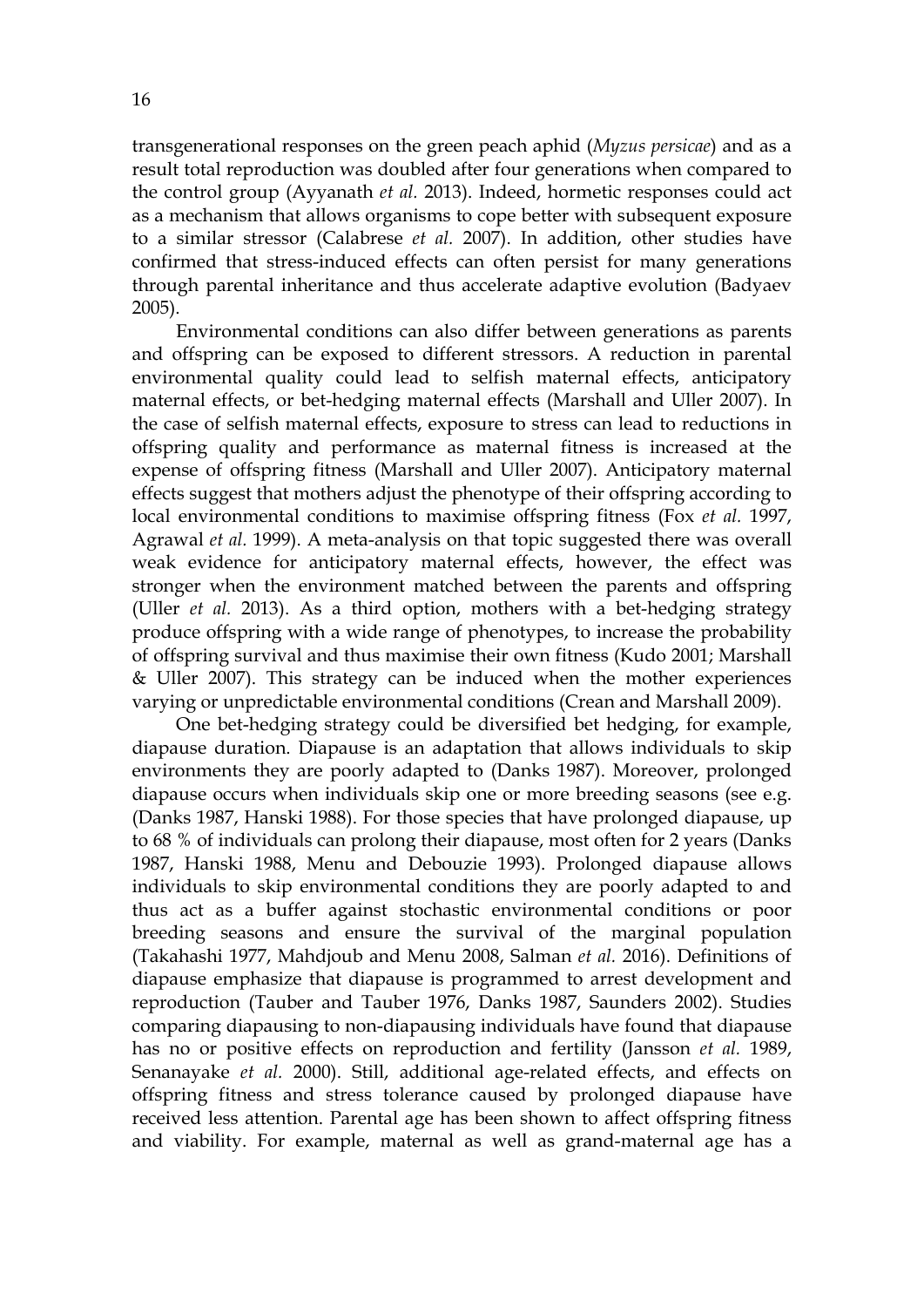transgenerational responses on the green peach aphid (*Myzus persicae*) and as a result total reproduction was doubled after four generations when compared to the control group (Ayyanath *et al.* 2013). Indeed, hormetic responses could act as a mechanism that allows organisms to cope better with subsequent exposure to a similar stressor (Calabrese *et al.* 2007). In addition, other studies have confirmed that stress-induced effects can often persist for many generations through parental inheritance and thus accelerate adaptive evolution (Badyaev 2005).

Environmental conditions can also differ between generations as parents and offspring can be exposed to different stressors. A reduction in parental environmental quality could lead to selfish maternal effects, anticipatory maternal effects, or bet-hedging maternal effects (Marshall and Uller 2007). In the case of selfish maternal effects, exposure to stress can lead to reductions in offspring quality and performance as maternal fitness is increased at the expense of offspring fitness (Marshall and Uller 2007). Anticipatory maternal effects suggest that mothers adjust the phenotype of their offspring according to local environmental conditions to maximise offspring fitness (Fox *et al.* 1997, Agrawal *et al.* 1999). A meta-analysis on that topic suggested there was overall weak evidence for anticipatory maternal effects, however, the effect was stronger when the environment matched between the parents and offspring (Uller *et al.* 2013). As a third option, mothers with a bet-hedging strategy produce offspring with a wide range of phenotypes, to increase the probability of offspring survival and thus maximise their own fitness (Kudo 2001; Marshall & Uller 2007). This strategy can be induced when the mother experiences varying or unpredictable environmental conditions (Crean and Marshall 2009).

One bet-hedging strategy could be diversified bet hedging, for example, diapause duration. Diapause is an adaptation that allows individuals to skip environments they are poorly adapted to (Danks 1987). Moreover, prolonged diapause occurs when individuals skip one or more breeding seasons (see e.g. (Danks 1987, Hanski 1988). For those species that have prolonged diapause, up to 68 % of individuals can prolong their diapause, most often for 2 years (Danks 1987, Hanski 1988, Menu and Debouzie 1993). Prolonged diapause allows individuals to skip environmental conditions they are poorly adapted to and thus act as a buffer against stochastic environmental conditions or poor breeding seasons and ensure the survival of the marginal population (Takahashi 1977, Mahdjoub and Menu 2008, Salman *et al.* 2016). Definitions of diapause emphasize that diapause is programmed to arrest development and reproduction (Tauber and Tauber 1976, Danks 1987, Saunders 2002). Studies comparing diapausing to non-diapausing individuals have found that diapause has no or positive effects on reproduction and fertility (Jansson *et al.* 1989, Senanayake *et al.* 2000). Still, additional age-related effects, and effects on offspring fitness and stress tolerance caused by prolonged diapause have received less attention. Parental age has been shown to affect offspring fitness and viability. For example, maternal as well as grand-maternal age has a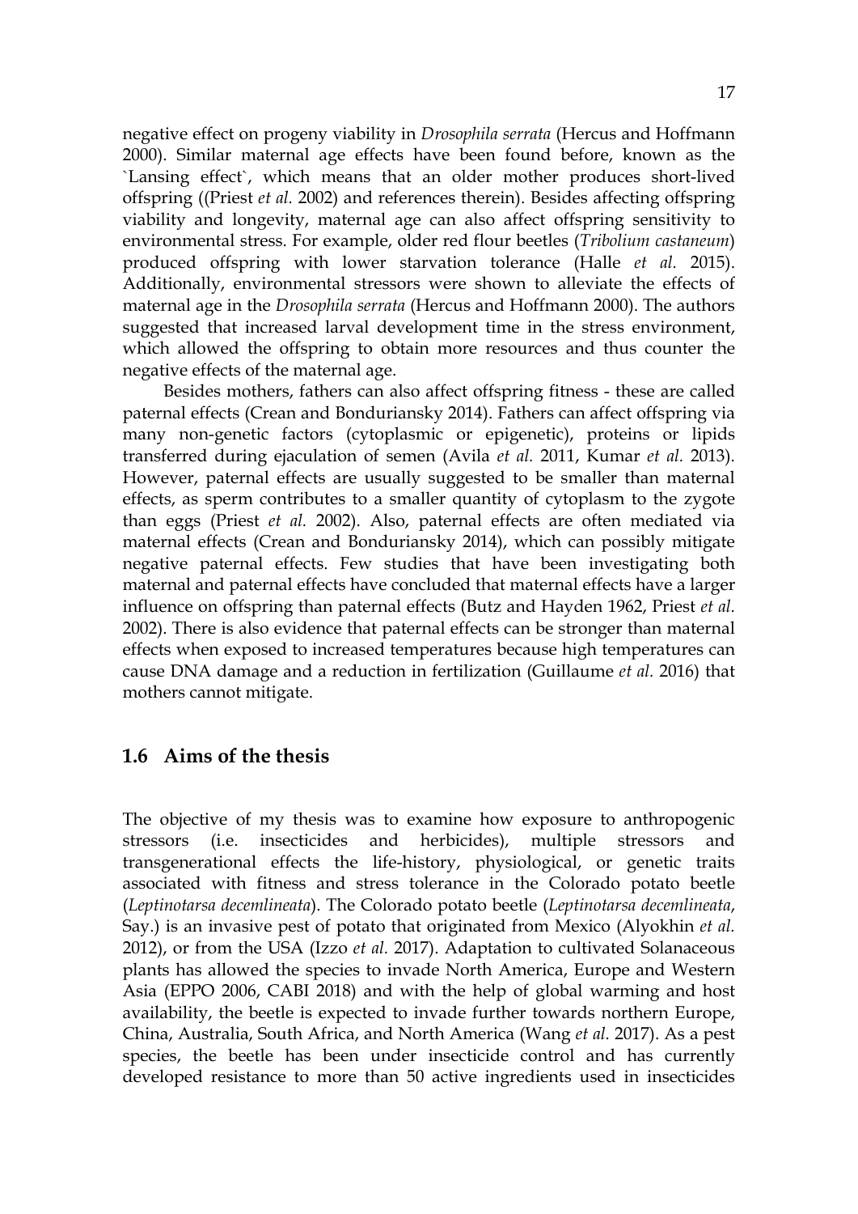negative effect on progeny viability in *Drosophila serrata* (Hercus and Hoffmann 2000). Similar maternal age effects have been found before, known as the `Lansing effect`, which means that an older mother produces short-lived offspring ((Priest *et al.* 2002) and references therein). Besides affecting offspring viability and longevity, maternal age can also affect offspring sensitivity to environmental stress. For example, older red flour beetles (*Tribolium castaneum*) produced offspring with lower starvation tolerance (Halle *et al.* 2015). Additionally, environmental stressors were shown to alleviate the effects of maternal age in the *Drosophila serrata* (Hercus and Hoffmann 2000). The authors suggested that increased larval development time in the stress environment, which allowed the offspring to obtain more resources and thus counter the negative effects of the maternal age.

Besides mothers, fathers can also affect offspring fitness - these are called paternal effects (Crean and Bonduriansky 2014). Fathers can affect offspring via many non-genetic factors (cytoplasmic or epigenetic), proteins or lipids transferred during ejaculation of semen (Avila *et al.* 2011, Kumar *et al.* 2013). However, paternal effects are usually suggested to be smaller than maternal effects, as sperm contributes to a smaller quantity of cytoplasm to the zygote than eggs (Priest *et al.* 2002). Also, paternal effects are often mediated via maternal effects (Crean and Bonduriansky 2014), which can possibly mitigate negative paternal effects. Few studies that have been investigating both maternal and paternal effects have concluded that maternal effects have a larger influence on offspring than paternal effects (Butz and Hayden 1962, Priest *et al.* 2002). There is also evidence that paternal effects can be stronger than maternal effects when exposed to increased temperatures because high temperatures can cause DNA damage and a reduction in fertilization (Guillaume *et al.* 2016) that mothers cannot mitigate.

## 1.6 Aims of the thesis

The objective of my thesis was to examine how exposure to anthropogenic stressors (i.e. insecticides and herbicides), multiple stressors and transgenerational effects the life-history, physiological, or genetic traits associated with fitness and stress tolerance in the Colorado potato beetle (*Leptinotarsa decemlineata*). The Colorado potato beetle (*Leptinotarsa decemlineata*, Say.) is an invasive pest of potato that originated from Mexico (Alyokhin *et al.* 2012), or from the USA (Izzo *et al.* 2017). Adaptation to cultivated Solanaceous plants has allowed the species to invade North America, Europe and Western Asia (EPPO 2006, CABI 2018) and with the help of global warming and host availability, the beetle is expected to invade further towards northern Europe, China, Australia, South Africa, and North America (Wang *et al.* 2017). As a pest species, the beetle has been under insecticide control and has currently developed resistance to more than 50 active ingredients used in insecticides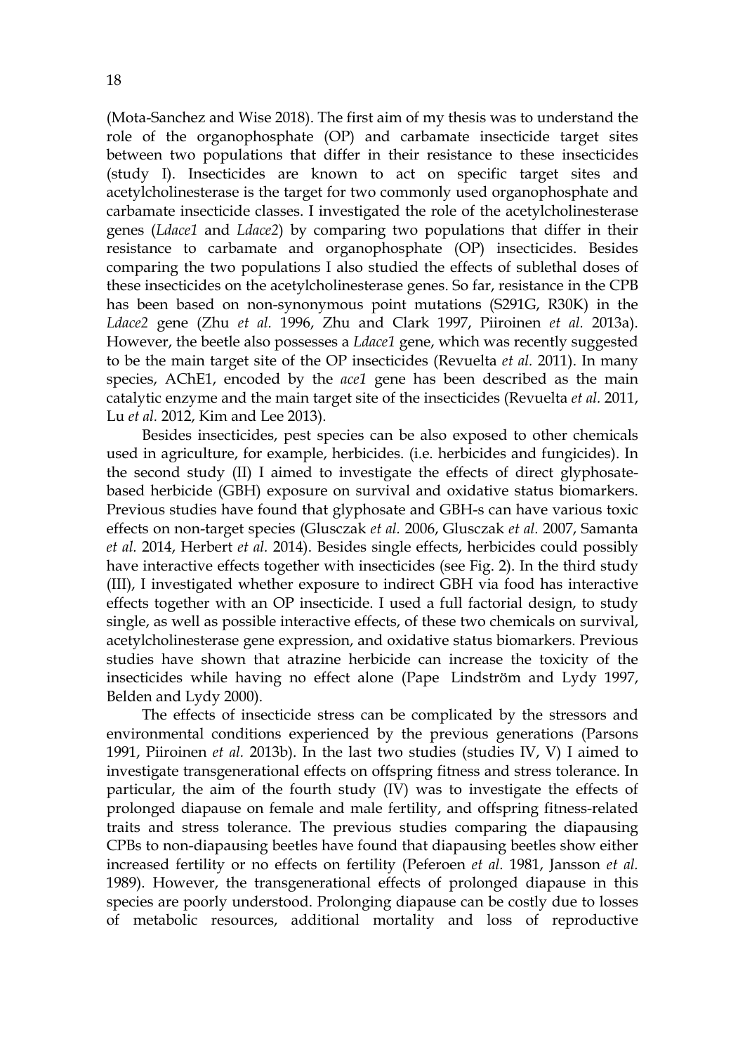(Mota-Sanchez and Wise 2018). The first aim of my thesis was to understand the role of the organophosphate (OP) and carbamate insecticide target sites between two populations that differ in their resistance to these insecticides (study I). Insecticides are known to act on specific target sites and acetylcholinesterase is the target for two commonly used organophosphate and carbamate insecticide classes. I investigated the role of the acetylcholinesterase genes (*Ldace1* and *Ldace2*) by comparing two populations that differ in their resistance to carbamate and organophosphate (OP) insecticides. Besides comparing the two populations I also studied the effects of sublethal doses of these insecticides on the acetylcholinesterase genes. So far, resistance in the CPB has been based on non-synonymous point mutations (S291G, R30K) in the *Ldace2* gene (Zhu *et al.* 1996, Zhu and Clark 1997, Piiroinen *et al.* 2013a). However, the beetle also possesses a *Ldace1* gene, which was recently suggested to be the main target site of the OP insecticides (Revuelta *et al.* 2011). In many species, AChE1, encoded by the *ace1* gene has been described as the main catalytic enzyme and the main target site of the insecticides (Revuelta *et al.* 2011, Lu *et al.* 2012, Kim and Lee 2013).

Besides insecticides, pest species can be also exposed to other chemicals used in agriculture, for example, herbicides. (i.e. herbicides and fungicides). In the second study (II) I aimed to investigate the effects of direct glyphosate-based herbicide (GBH) exposure on survival and oxidative status biomarkers. Previous studies have found that glyphosate and GBH-s can have various toxic effects on non-target species (Glusczak *et al.* 2006, Glusczak *et al.* 2007, Samanta *et al.* 2014, Herbert *et al.* 2014). Besides single effects, herbicides could possibly have interactive effects together with insecticides (see Fig. 2). In the third study (III), I investigated whether exposure to indirect GBH via food has interactive effects together with an OP insecticide. I used a full factorial design, to study single, as well as possible interactive effects, of these two chemicals on survival, acetylcholinesterase gene expression, and oxidative status biomarkers. Previous studies have shown that atrazine herbicide can increase the toxicity of the insecticides while having no effect alone (Pape Lindström and Lydy 1997, Belden and Lydy 2000).

The effects of insecticide stress can be complicated by the stressors and environmental conditions experienced by the previous generations (Parsons 1991, Piiroinen *et al.* 2013b). In the last two studies (studies IV, V) I aimed to investigate transgenerational effects on offspring fitness and stress tolerance. In particular, the aim of the fourth study (IV) was to investigate the effects of prolonged diapause on female and male fertility, and offspring fitness-related traits and stress tolerance. The previous studies comparing the diapausing CPBs to non-diapausing beetles have found that diapausing beetles show either increased fertility or no effects on fertility (Peferoen *et al.* 1981, Jansson *et al.* 1989). However, the transgenerational effects of prolonged diapause in this species are poorly understood. Prolonging diapause can be costly due to losses of metabolic resources, additional mortality and loss of reproductive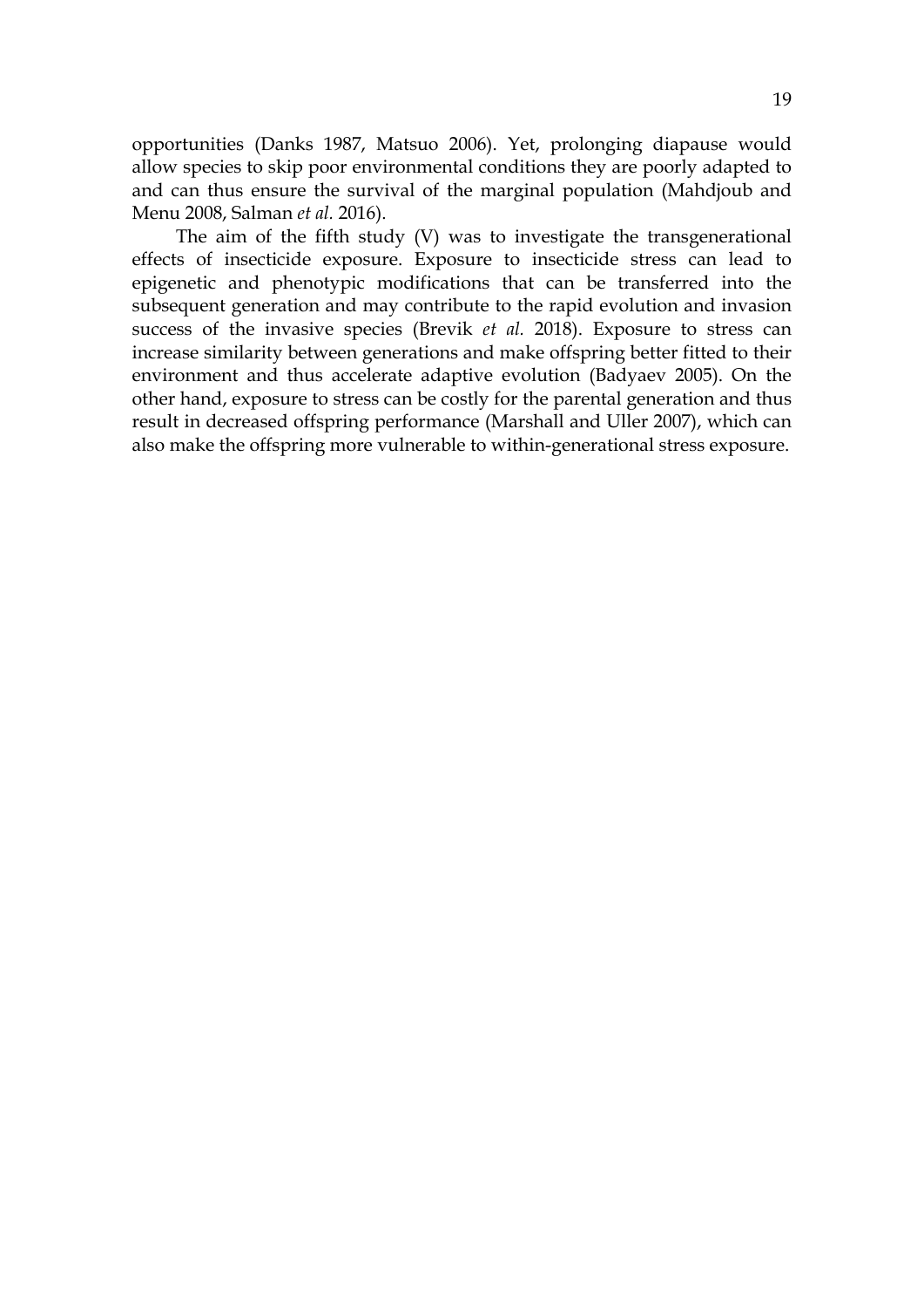opportunities (Danks 1987, Matsuo 2006). Yet, prolonging diapause would allow species to skip poor environmental conditions they are poorly adapted to and can thus ensure the survival of the marginal population (Mahdjoub and Menu 2008, Salman *et al.* 2016).

The aim of the fifth study (V) was to investigate the transgenerational effects of insecticide exposure. Exposure to insecticide stress can lead to epigenetic and phenotypic modifications that can be transferred into the subsequent generation and may contribute to the rapid evolution and invasion success of the invasive species (Brevik *et al.* 2018). Exposure to stress can increase similarity between generations and make offspring better fitted to their environment and thus accelerate adaptive evolution (Badyaev 2005). On the other hand, exposure to stress can be costly for the parental generation and thus result in decreased offspring performance (Marshall and Uller 2007), which can also make the offspring more vulnerable to within-generational stress exposure.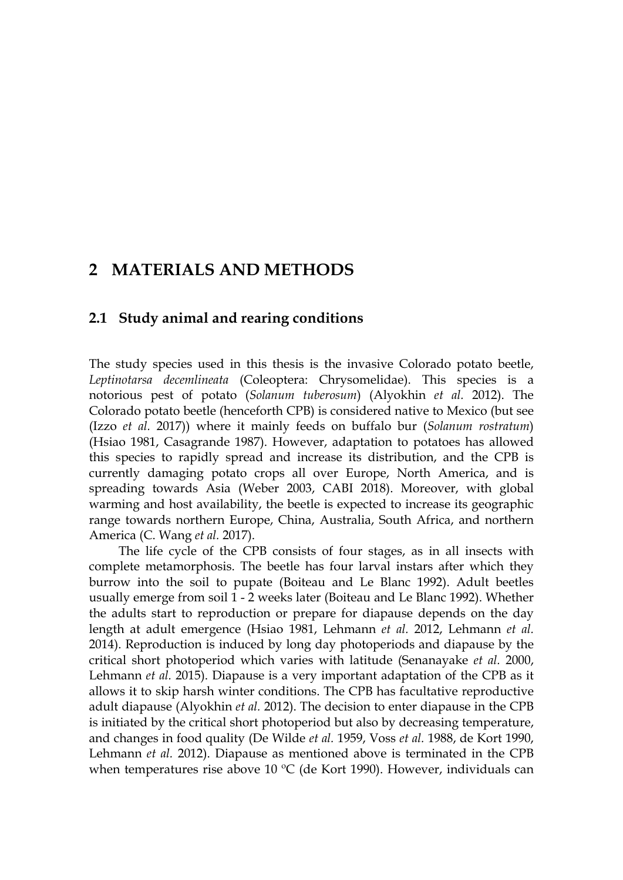# 2 MATERIALS AND METHODS

## 2.1 Study animal and rearing conditions

The study species used in this thesis is the invasive Colorado potato beetle, *Leptinotarsa decemlineata* (Coleoptera: Chrysomelidae). This species is a notorious pest of potato (*Solanum tuberosum*) (Alyokhin *et al.* 2012). The Colorado potato beetle (henceforth CPB) is considered native to Mexico (but see (Izzo *et al.* 2017)) where it mainly feeds on buffalo bur (*Solanum rostratum*) (Hsiao 1981, Casagrande 1987). However, adaptation to potatoes has allowed this species to rapidly spread and increase its distribution, and the CPB is currently damaging potato crops all over Europe, North America, and is spreading towards Asia (Weber 2003, CABI 2018). Moreover, with global warming and host availability, the beetle is expected to increase its geographic range towards northern Europe, China, Australia, South Africa, and northern America (C. Wang *et al.* 2017).

The life cycle of the CPB consists of four stages, as in all insects with complete metamorphosis. The beetle has four larval instars after which they burrow into the soil to pupate (Boiteau and Le Blanc 1992). Adult beetles usually emerge from soil 1 - 2 weeks later (Boiteau and Le Blanc 1992). Whether the adults start to reproduction or prepare for diapause depends on the day length at adult emergence (Hsiao 1981, Lehmann *et al.* 2012, Lehmann *et al.* 2014). Reproduction is induced by long day photoperiods and diapause by the critical short photoperiod which varies with latitude (Senanayake *et al.* 2000, Lehmann *et al.* 2015). Diapause is a very important adaptation of the CPB as it allows it to skip harsh winter conditions. The CPB has facultative reproductive adult diapause (Alyokhin *et al.* 2012). The decision to enter diapause in the CPB is initiated by the critical short photoperiod but also by decreasing temperature, and changes in food quality (De Wilde *et al.* 1959, Voss *et al.* 1988, de Kort 1990, Lehmann *et al.* 2012). Diapause as mentioned above is terminated in the CPB when temperatures rise above 10 ºC (de Kort 1990). However, individuals can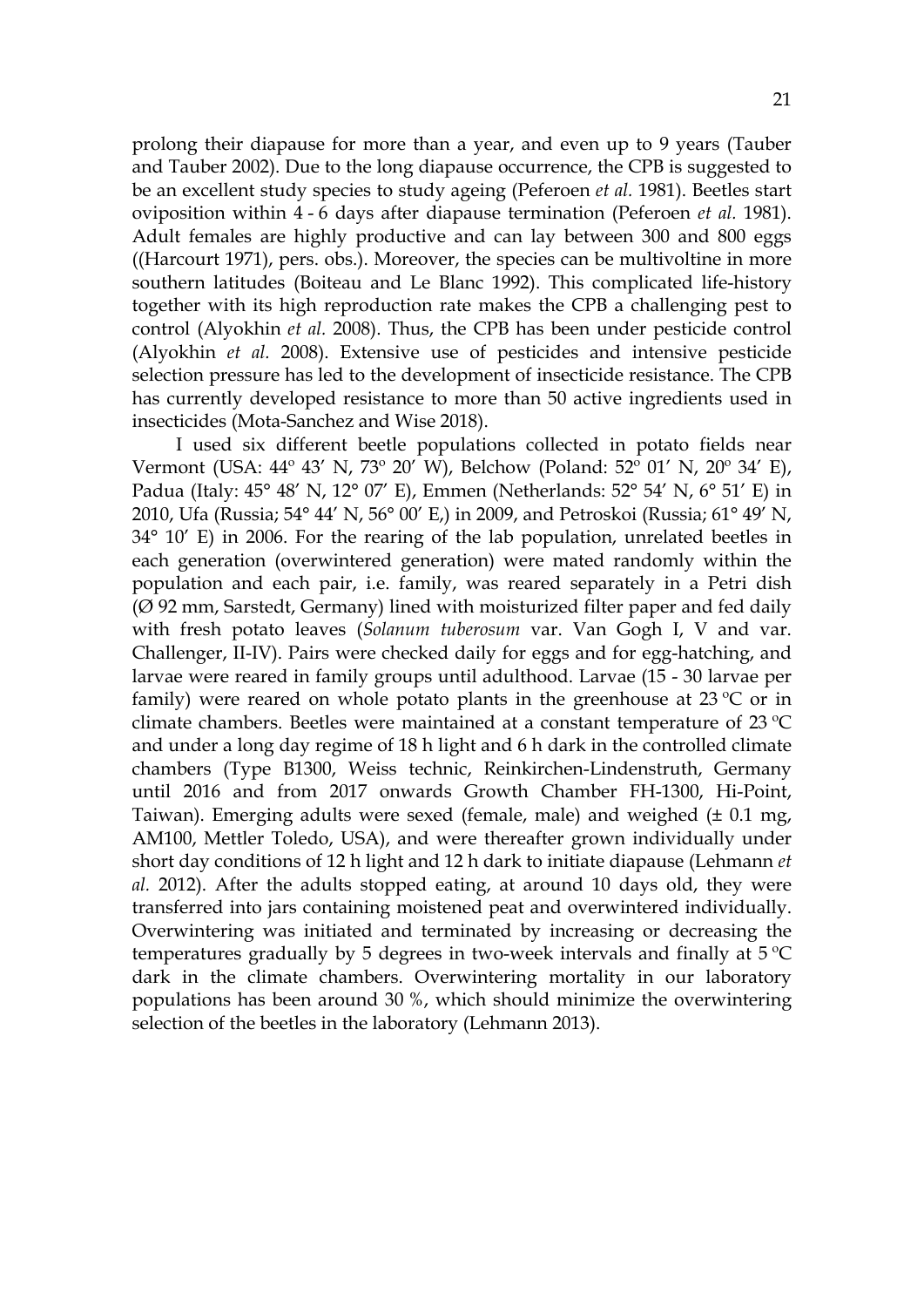prolong their diapause for more than a year, and even up to 9 years (Tauber and Tauber 2002). Due to the long diapause occurrence, the CPB is suggested to be an excellent study species to study ageing (Peferoen *et al.* 1981). Beetles start oviposition within 4 - 6 days after diapause termination (Peferoen *et al.* 1981). Adult females are highly productive and can lay between 300 and 800 eggs ((Harcourt 1971), pers. obs.). Moreover, the species can be multivoltine in more southern latitudes (Boiteau and Le Blanc 1992). This complicated life-history together with its high reproduction rate makes the CPB a challenging pest to control (Alyokhin *et al.* 2008). Thus, the CPB has been under pesticide control (Alyokhin *et al.* 2008). Extensive use of pesticides and intensive pesticide selection pressure has led to the development of insecticide resistance. The CPB has currently developed resistance to more than 50 active ingredients used in insecticides (Mota-Sanchez and Wise 2018).

I used six different beetle populations collected in potato fields near Vermont (USA: 44º 43′ N, 73º 20′ W), Belchow (Poland: 52º 01′ N, 20º 34′ E), Padua (Italy: 45° 48′ N, 12° 07′ E), Emmen (Netherlands: 52° 54′ N, 6° 51′ E) in 2010, Ufa (Russia; 54° 44′ N, 56° 00′ E,) in 2009, and Petroskoi (Russia; 61° 49′ N, 34° 10′ E) in 2006. For the rearing of the lab population, unrelated beetles in each generation (overwintered generation) were mated randomly within the population and each pair, i.e. family, was reared separately in a Petri dish (Ø 92 mm, Sarstedt, Germany) lined with moisturized filter paper and fed daily with fresh potato leaves (*Solanum tuberosum* var. Van Gogh I, V and var. Challenger, II-IV). Pairs were checked daily for eggs and for egg-hatching, and larvae were reared in family groups until adulthood. Larvae (15 - 30 larvae per family) were reared on whole potato plants in the greenhouse at 23 ºC or in climate chambers. Beetles were maintained at a constant temperature of 23 ºC and under a long day regime of 18 h light and 6 h dark in the controlled climate chambers (Type B1300, Weiss technic, Reinkirchen-Lindenstruth, Germany until 2016 and from 2017 onwards Growth Chamber FH-1300, Hi-Point, Taiwan). Emerging adults were sexed (female, male) and weighed (± 0.1 mg, AM100, Mettler Toledo, USA), and were thereafter grown individually under short day conditions of 12 h light and 12 h dark to initiate diapause (Lehmann *et al.* 2012). After the adults stopped eating, at around 10 days old, they were transferred into jars containing moistened peat and overwintered individually. Overwintering was initiated and terminated by increasing or decreasing the temperatures gradually by 5 degrees in two-week intervals and finally at 5 ºC dark in the climate chambers. Overwintering mortality in our laboratory populations has been around 30 %, which should minimize the overwintering selection of the beetles in the laboratory (Lehmann 2013).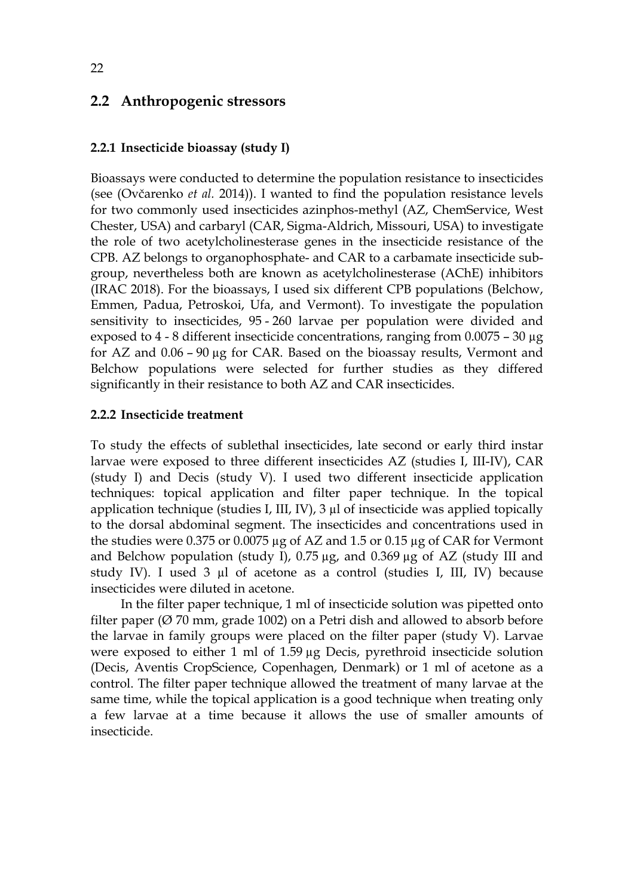## 2.2 Anthropogenic stressors

### 2.2.1 Insecticide bioassay (study I)

Bioassays were conducted to determine the population resistance to insecticides (see (Ovčarenko *et al.* 2014)). I wanted to find the population resistance levels for two commonly used insecticides azinphos-methyl (AZ, ChemService, West Chester, USA) and carbaryl (CAR, Sigma-Aldrich, Missouri, USA) to investigate the role of two acetylcholinesterase genes in the insecticide resistance of the CPB. AZ belongs to organophosphate- and CAR to a carbamate insecticide subgroup, nevertheless both are known as acetylcholinesterase (AChE) inhibitors (IRAC 2018). For the bioassays, I used six different CPB populations (Belchow, Emmen, Padua, Petroskoi, Ufa, and Vermont). To investigate the population sensitivity to insecticides, 95 - 260 larvae per population were divided and exposed to 4 - 8 different insecticide concentrations, ranging from 0.0075 – 30 µg for AZ and 0.06 – 90 µg for CAR. Based on the bioassay results, Vermont and Belchow populations were selected for further studies as they differed significantly in their resistance to both AZ and CAR insecticides.

### 2.2.2 Insecticide treatment

To study the effects of sublethal insecticides, late second or early third instar larvae were exposed to three different insecticides AZ (studies I, III-IV), CAR (study I) and Decis (study V). I used two different insecticide application techniques: topical application and filter paper technique. In the topical application technique (studies I, III, IV), 3 µl of insecticide was applied topically to the dorsal abdominal segment. The insecticides and concentrations used in the studies were 0.375 or 0.0075 µg of AZ and 1.5 or 0.15 µg of CAR for Vermont and Belchow population (study I), 0.75 µg, and 0.369 µg of AZ (study III and study IV). I used 3 µl of acetone as a control (studies I, III, IV) because insecticides were diluted in acetone.

In the filter paper technique, 1 ml of insecticide solution was pipetted onto filter paper (Ø 70 mm, grade 1002) on a Petri dish and allowed to absorb before the larvae in family groups were placed on the filter paper (study V). Larvae were exposed to either 1 ml of 1.59 µg Decis, pyrethroid insecticide solution (Decis, Aventis CropScience, Copenhagen, Denmark) or 1 ml of acetone as a control. The filter paper technique allowed the treatment of many larvae at the same time, while the topical application is a good technique when treating only a few larvae at a time because it allows the use of smaller amounts of insecticide.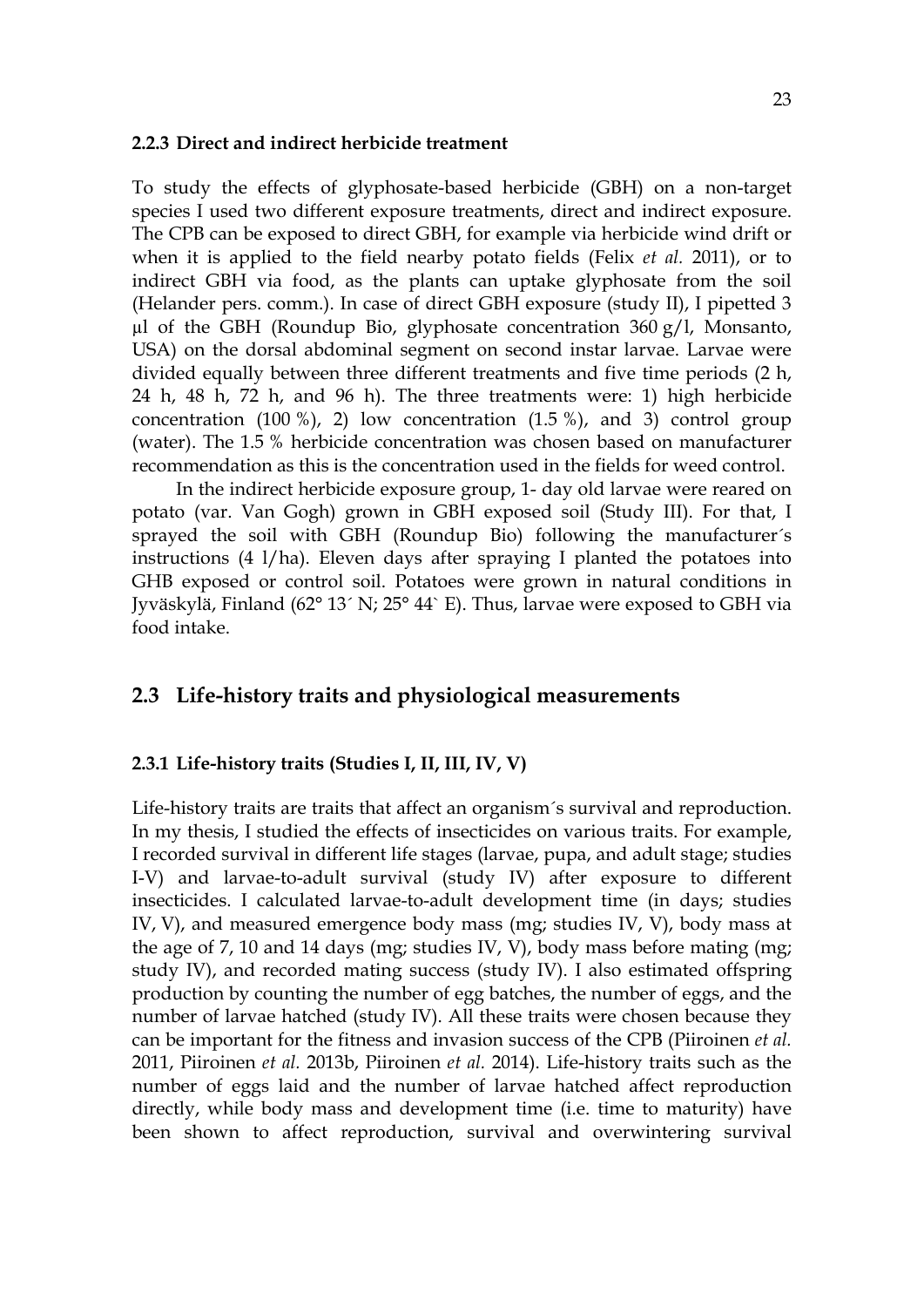#### 2.2.3 Direct and indirect herbicide treatment

To study the effects of glyphosate-based herbicide (GBH) on a non-target species I used two different exposure treatments, direct and indirect exposure. The CPB can be exposed to direct GBH, for example via herbicide wind drift or when it is applied to the field nearby potato fields (Felix *et al.* 2011), or to indirect GBH via food, as the plants can uptake glyphosate from the soil (Helander pers. comm.). In case of direct GBH exposure (study II), I pipetted 3 µl of the GBH (Roundup Bio, glyphosate concentration 360 g/l, Monsanto, USA) on the dorsal abdominal segment on second instar larvae. Larvae were divided equally between three different treatments and five time periods (2 h, 24 h, 48 h, 72 h, and 96 h). The three treatments were: 1) high herbicide concentration (100 %), 2) low concentration (1.5 %), and 3) control group (water). The 1.5 % herbicide concentration was chosen based on manufacturer recommendation as this is the concentration used in the fields for weed control.

In the indirect herbicide exposure group, 1- day old larvae were reared on potato (var. Van Gogh) grown in GBH exposed soil (Study III). For that, I sprayed the soil with GBH (Roundup Bio) following the manufacturer´s instructions (4 l/ha). Eleven days after spraying I planted the potatoes into GHB exposed or control soil. Potatoes were grown in natural conditions in Jyväskylä, Finland (62° 13´ N; 25° 44` E). Thus, larvae were exposed to GBH via food intake.

## 2.3 Life-history traits and physiological measurements

#### 2.3.1 Life-history traits (Studies I, II, III, IV, V)

Life-history traits are traits that affect an organism´s survival and reproduction. In my thesis, I studied the effects of insecticides on various traits. For example, I recorded survival in different life stages (larvae, pupa, and adult stage; studies I-V) and larvae-to-adult survival (study IV) after exposure to different insecticides. I calculated larvae-to-adult development time (in days; studies IV, V), and measured emergence body mass (mg; studies IV, V), body mass at the age of 7, 10 and 14 days (mg; studies IV, V), body mass before mating (mg; study IV), and recorded mating success (study IV). I also estimated offspring production by counting the number of egg batches, the number of eggs, and the number of larvae hatched (study IV). All these traits were chosen because they can be important for the fitness and invasion success of the CPB (Piiroinen *et al.* 2011, Piiroinen *et al.* 2013b, Piiroinen *et al.* 2014). Life-history traits such as the number of eggs laid and the number of larvae hatched affect reproduction directly, while body mass and development time (i.e. time to maturity) have been shown to affect reproduction, survival and overwintering survival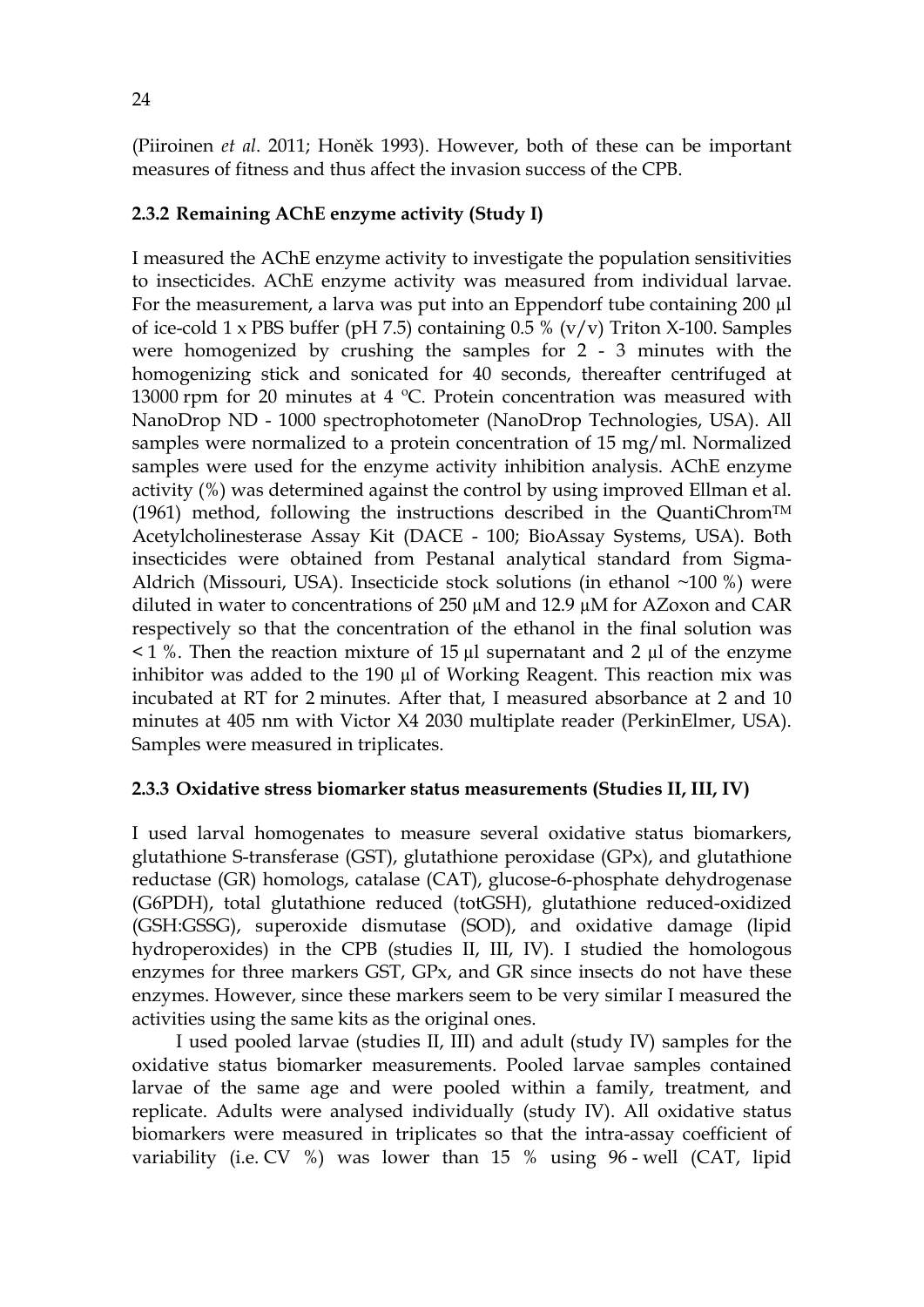(Piiroinen *et al*. 2011; Honěk 1993). However, both of these can be important measures of fitness and thus affect the invasion success of the CPB.

### 2.3.2 Remaining AChE enzyme activity (Study I)

I measured the AChE enzyme activity to investigate the population sensitivities to insecticides. AChE enzyme activity was measured from individual larvae. For the measurement, a larva was put into an Eppendorf tube containing 200 µl of ice-cold 1 x PBS buffer (pH 7.5) containing 0.5 % (v/v) Triton X-100. Samples were homogenized by crushing the samples for 2 - 3 minutes with the homogenizing stick and sonicated for 40 seconds, thereafter centrifuged at 13000 rpm for 20 minutes at 4 ºC. Protein concentration was measured with NanoDrop ND - 1000 spectrophotometer (NanoDrop Technologies, USA). All samples were normalized to a protein concentration of 15 mg/ml. Normalized samples were used for the enzyme activity inhibition analysis. AChE enzyme activity (%) was determined against the control by using improved Ellman et al. (1961) method, following the instructions described in the QuantiChrom™ Acetylcholinesterase Assay Kit (DACE - 100; BioAssay Systems, USA). Both insecticides were obtained from Pestanal analytical standard from Sigma-Aldrich (Missouri, USA). Insecticide stock solutions (in ethanol ~100 %) were diluted in water to concentrations of 250 µM and 12.9 µM for AZoxon and CAR respectively so that the concentration of the ethanol in the final solution was < 1 %. Then the reaction mixture of 15 µl supernatant and 2 µl of the enzyme inhibitor was added to the 190 µl of Working Reagent. This reaction mix was incubated at RT for 2 minutes. After that, I measured absorbance at 2 and 10 minutes at 405 nm with Victor X4 2030 multiplate reader (PerkinElmer, USA). Samples were measured in triplicates.

### 2.3.3 Oxidative stress biomarker status measurements (Studies II, III, IV)

I used larval homogenates to measure several oxidative status biomarkers, glutathione S-transferase (GST), glutathione peroxidase (GPx), and glutathione reductase (GR) homologs, catalase (CAT), glucose-6-phosphate dehydrogenase (G6PDH), total glutathione reduced (totGSH), glutathione reduced-oxidized (GSH:GSSG), superoxide dismutase (SOD), and oxidative damage (lipid hydroperoxides) in the CPB (studies II, III, IV). I studied the homologous enzymes for three markers GST, GPx, and GR since insects do not have these enzymes. However, since these markers seem to be very similar I measured the activities using the same kits as the original ones.

I used pooled larvae (studies II, III) and adult (study IV) samples for the oxidative status biomarker measurements. Pooled larvae samples contained larvae of the same age and were pooled within a family, treatment, and replicate. Adults were analysed individually (study IV). All oxidative status biomarkers were measured in triplicates so that the intra-assay coefficient of variability (i.e. CV %) was lower than 15 % using 96 - well (CAT, lipid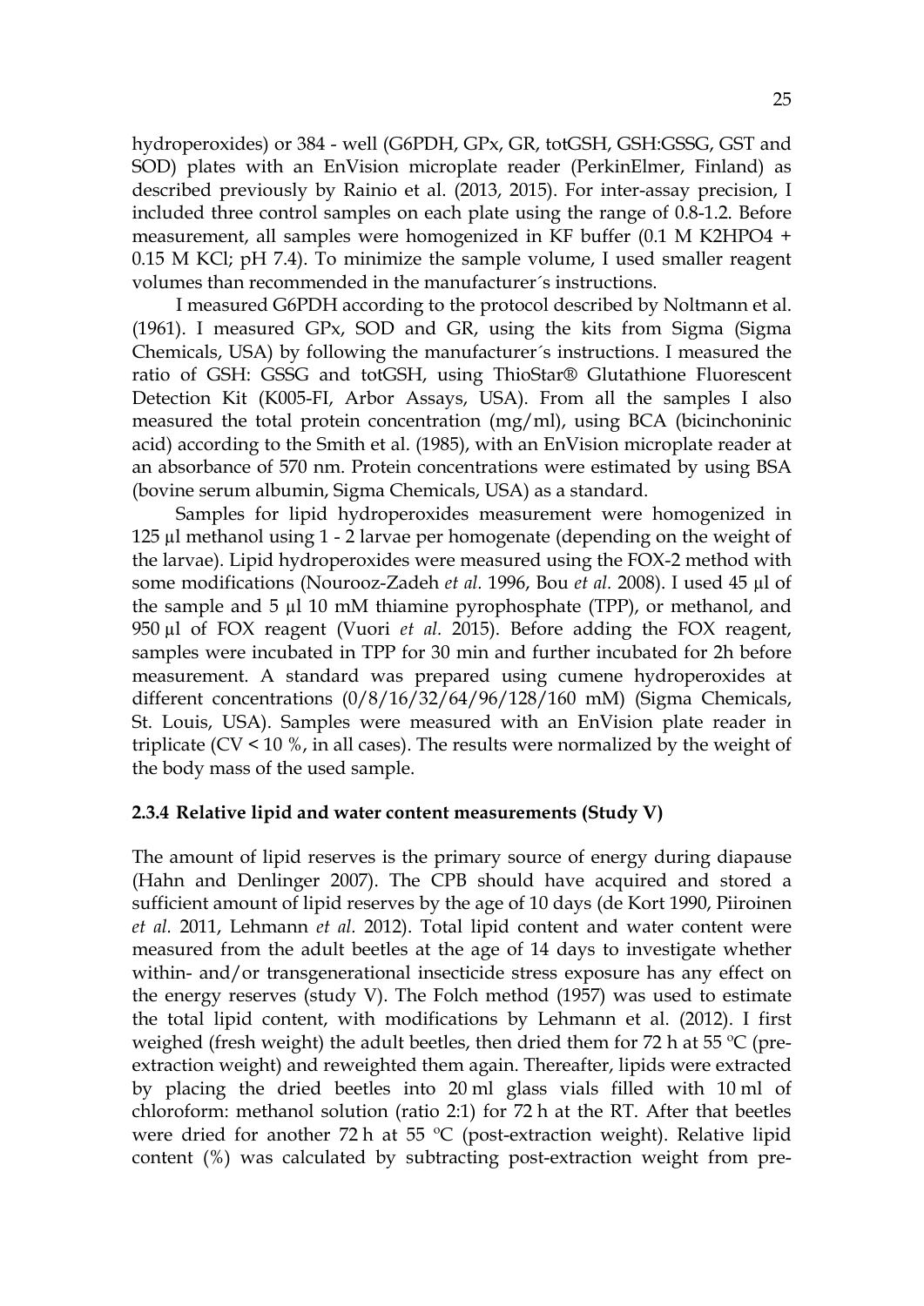hydroperoxides) or 384 - well (G6PDH, GPx, GR, totGSH, GSH:GSSG, GST and SOD) plates with an EnVision microplate reader (PerkinElmer, Finland) as described previously by Rainio et al. (2013, 2015). For inter-assay precision, I included three control samples on each plate using the range of 0.8-1.2. Before measurement, all samples were homogenized in KF buffer (0.1 M $K_2HPO_4$ + 0.15 M KCl; pH 7.4). To minimize the sample volume, I used smaller reagent volumes than recommended in the manufacturer´s instructions.

I measured G6PDH according to the protocol described by Noltmann et al. (1961). I measured GPx, SOD and GR, using the kits from Sigma (Sigma Chemicals, USA) by following the manufacturer´s instructions. I measured the ratio of GSH: GSSG and totGSH, using ThioStar® Glutathione Fluorescent Detection Kit (K005-FI, Arbor Assays, USA). From all the samples I also measured the total protein concentration (mg/ml), using BCA (bicinchoninic acid) according to the Smith et al. (1985), with an EnVision microplate reader at an absorbance of 570 nm. Protein concentrations were estimated by using BSA (bovine serum albumin, Sigma Chemicals, USA) as a standard.

Samples for lipid hydroperoxides measurement were homogenized in 125 µl methanol using 1 - 2 larvae per homogenate (depending on the weight of the larvae). Lipid hydroperoxides were measured using the FOX-2 method with some modifications (Nourooz-Zadeh *et al.* 1996, Bou *et al.* 2008). I used 45 µl of the sample and 5 µl 10 mM thiamine pyrophosphate (TPP), or methanol, and 950 µl of FOX reagent (Vuori *et al.* 2015). Before adding the FOX reagent, samples were incubated in TPP for 30 min and further incubated for 2h before measurement. A standard was prepared using cumene hydroperoxides at different concentrations (0/8/16/32/64/96/128/160 mM) (Sigma Chemicals, St. Louis, USA). Samples were measured with an EnVision plate reader in triplicate (CV < 10 %, in all cases). The results were normalized by the weight of the body mass of the used sample.

### 2.3.4 Relative lipid and water content measurements (Study V)

The amount of lipid reserves is the primary source of energy during diapause (Hahn and Denlinger 2007). The CPB should have acquired and stored a sufficient amount of lipid reserves by the age of 10 days (de Kort 1990, Piiroinen *et al.* 2011, Lehmann *et al.* 2012). Total lipid content and water content were measured from the adult beetles at the age of 14 days to investigate whether within- and/or transgenerational insecticide stress exposure has any effect on the energy reserves (study V). The Folch method (1957) was used to estimate the total lipid content, with modifications by Lehmann et al. (2012). I first weighed (fresh weight) the adult beetles, then dried them for 72 h at 55 ºC (pre-extraction weight) and reweighted them again. Thereafter, lipids were extracted by placing the dried beetles into 20 ml glass vials filled with 10 ml of chloroform: methanol solution (ratio 2:1) for 72 h at the RT. After that beetles were dried for another 72 h at 55 ºC (post-extraction weight). Relative lipid content (%) was calculated by subtracting post-extraction weight from pre-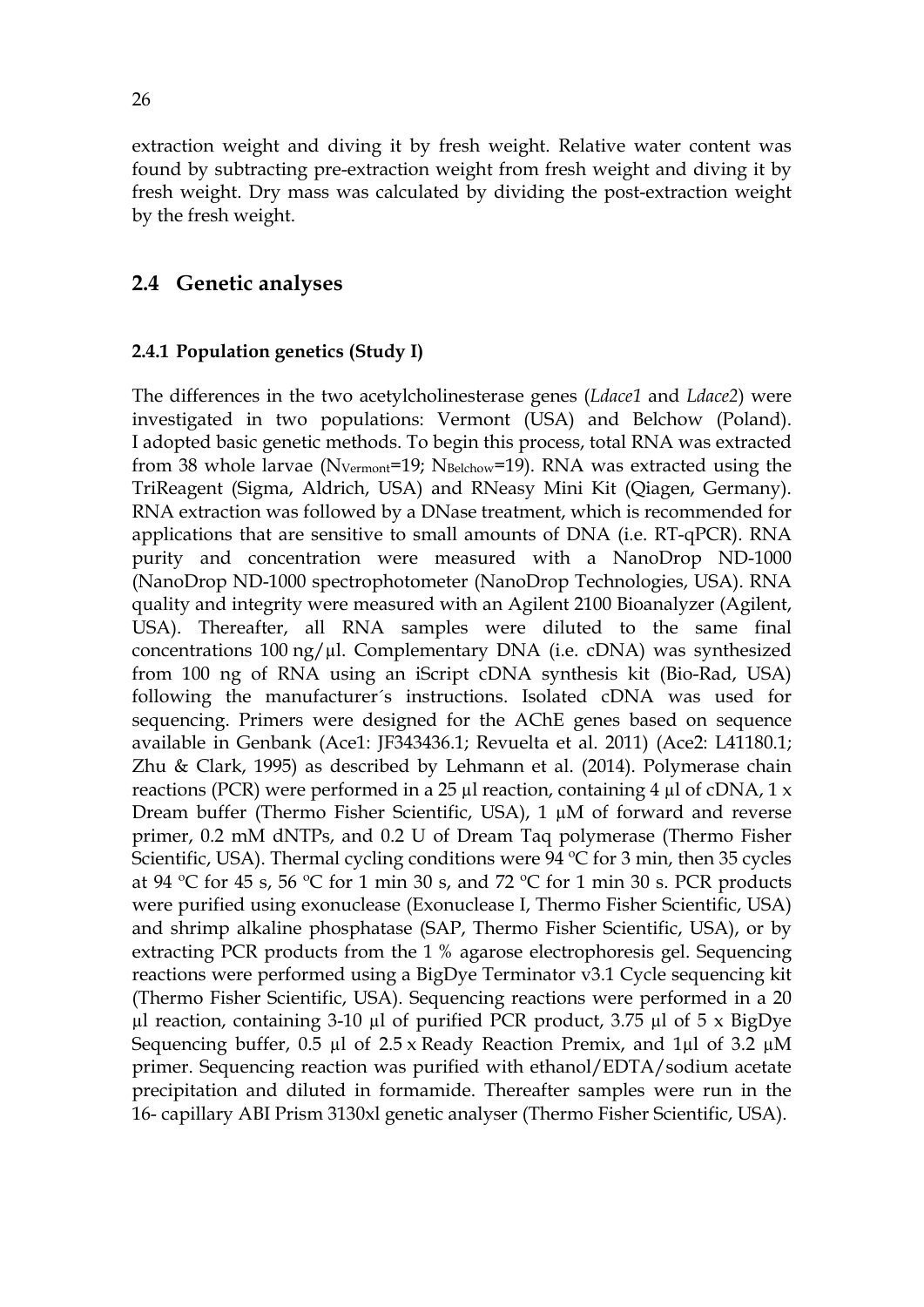extraction weight and diving it by fresh weight. Relative water content was found by subtracting pre-extraction weight from fresh weight and diving it by fresh weight. Dry mass was calculated by dividing the post-extraction weight by the fresh weight.

## 2.4 Genetic analyses

### 2.4.1 Population genetics (Study I)

The differences in the two acetylcholinesterase genes (*Ldace1* and *Ldace2*) were investigated in two populations: Vermont (USA) and Belchow (Poland). I adopted basic genetic methods. To begin this process, total RNA was extracted from 38 whole larvae ($N_{Vermont}$=19; $N_{Belchow}$=19). RNA was extracted using the TriReagent (Sigma, Aldrich, USA) and RNeasy Mini Kit (Qiagen, Germany). RNA extraction was followed by a DNase treatment, which is recommended for applications that are sensitive to small amounts of DNA (i.e. RT-qPCR). RNA purity and concentration were measured with a NanoDrop ND-1000 (NanoDrop ND-1000 spectrophotometer (NanoDrop Technologies, USA). RNA quality and integrity were measured with an Agilent 2100 Bioanalyzer (Agilent, USA). Thereafter, all RNA samples were diluted to the same final concentrations 100 ng/µl. Complementary DNA (i.e. cDNA) was synthesized from 100 ng of RNA using an iScript cDNA synthesis kit (Bio-Rad, USA) following the manufacturer´s instructions. Isolated cDNA was used for sequencing. Primers were designed for the AChE genes based on sequence available in Genbank (Ace1: JF343436.1; Revuelta et al. 2011) (Ace2: L41180.1; Zhu & Clark, 1995) as described by Lehmann et al. (2014). Polymerase chain reactions (PCR) were performed in a 25 µl reaction, containing 4 µl of cDNA, 1 x Dream buffer (Thermo Fisher Scientific, USA), 1 µM of forward and reverse primer, 0.2 mM dNTPs, and 0.2 U of Dream Taq polymerase (Thermo Fisher Scientific, USA). Thermal cycling conditions were 94 ºC for 3 min, then 35 cycles at 94 ºC for 45 s, 56 ºC for 1 min 30 s, and 72 ºC for 1 min 30 s. PCR products were purified using exonuclease (Exonuclease I, Thermo Fisher Scientific, USA) and shrimp alkaline phosphatase (SAP, Thermo Fisher Scientific, USA), or by extracting PCR products from the 1 % agarose electrophoresis gel. Sequencing reactions were performed using a BigDye Terminator v3.1 Cycle sequencing kit (Thermo Fisher Scientific, USA). Sequencing reactions were performed in a 20 µl reaction, containing 3-10 µl of purified PCR product, 3.75 µl of 5 x BigDye Sequencing buffer, 0.5 µl of 2.5 x Ready Reaction Premix, and 1µl of 3.2 µM primer. Sequencing reaction was purified with ethanol/EDTA/sodium acetate precipitation and diluted in formamide. Thereafter samples were run in the 16- capillary ABI Prism 3130xl genetic analyser (Thermo Fisher Scientific, USA).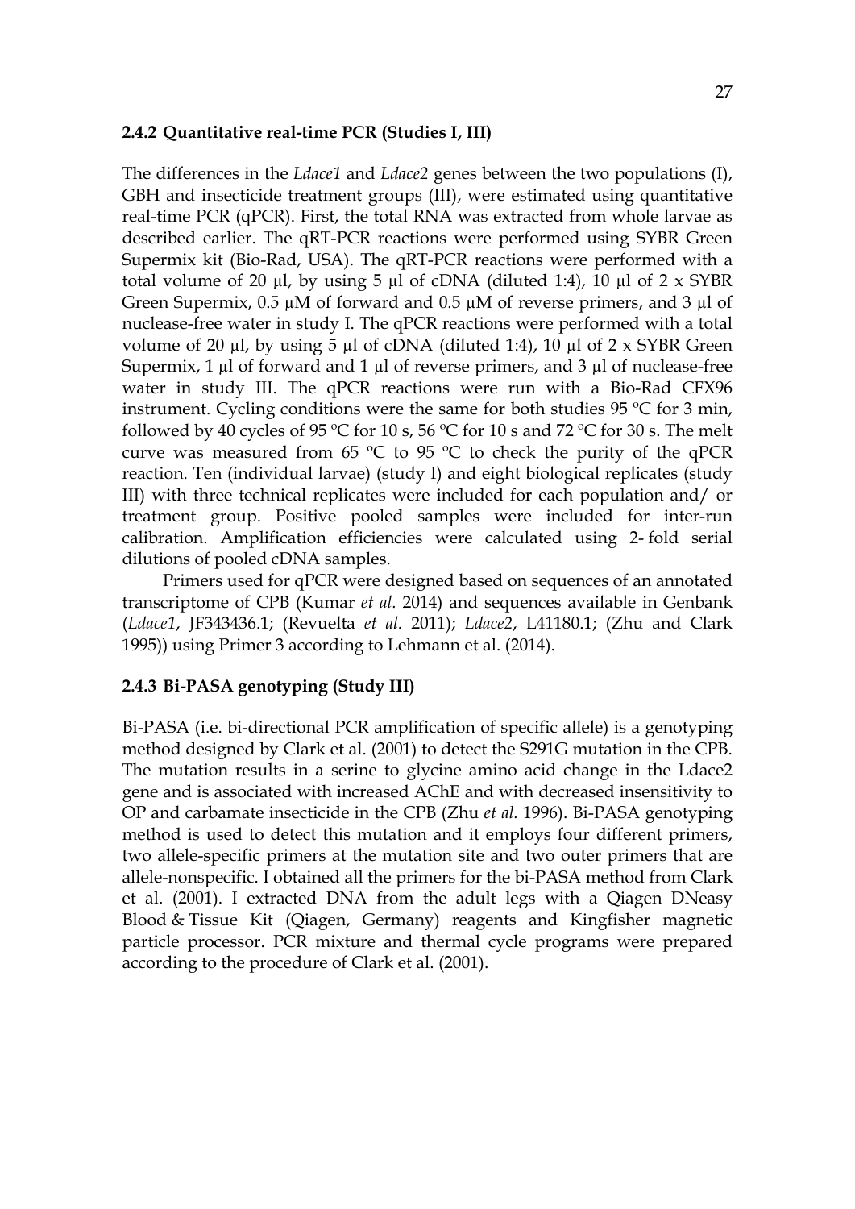### 2.4.2 Quantitative real-time PCR (Studies I, III)

The differences in the *Ldace1* and *Ldace2* genes between the two populations (I), GBH and insecticide treatment groups (III), were estimated using quantitative real-time PCR (qPCR). First, the total RNA was extracted from whole larvae as described earlier. The qRT-PCR reactions were performed using SYBR Green Supermix kit (Bio-Rad, USA). The qRT-PCR reactions were performed with a total volume of 20 µl, by using 5 µl of cDNA (diluted 1:4), 10 µl of 2 x SYBR Green Supermix, 0.5 µM of forward and 0.5 µM of reverse primers, and 3 µl of nuclease-free water in study I. The qPCR reactions were performed with a total volume of 20 µl, by using 5 µl of cDNA (diluted 1:4), 10 µl of 2 x SYBR Green Supermix, 1 µl of forward and 1 µl of reverse primers, and 3 µl of nuclease-free water in study III. The qPCR reactions were run with a Bio-Rad CFX96 instrument. Cycling conditions were the same for both studies 95 ºC for 3 min, followed by 40 cycles of 95 ºC for 10 s, 56 ºC for 10 s and 72 ºC for 30 s. The melt curve was measured from 65 ºC to 95 ºC to check the purity of the qPCR reaction. Ten (individual larvae) (study I) and eight biological replicates (study III) with three technical replicates were included for each population and/ or treatment group. Positive pooled samples were included for inter-run calibration. Amplification efficiencies were calculated using 2- fold serial dilutions of pooled cDNA samples.

Primers used for qPCR were designed based on sequences of an annotated transcriptome of CPB (Kumar *et al.* 2014) and sequences available in Genbank (*Ldace1*, JF343436.1; (Revuelta *et al.* 2011); *Ldace2*, L41180.1; (Zhu and Clark 1995)) using Primer 3 according to Lehmann et al. (2014).

### 2.4.3 Bi-PASA genotyping (Study III)

Bi-PASA (i.e. bi-directional PCR amplification of specific allele) is a genotyping method designed by Clark et al. (2001) to detect the S291G mutation in the CPB. The mutation results in a serine to glycine amino acid change in the Ldace2 gene and is associated with increased AChE and with decreased insensitivity to OP and carbamate insecticide in the CPB (Zhu *et al.* 1996). Bi-PASA genotyping method is used to detect this mutation and it employs four different primers, two allele-specific primers at the mutation site and two outer primers that are allele-nonspecific. I obtained all the primers for the bi-PASA method from Clark et al. (2001). I extracted DNA from the adult legs with a Qiagen DNeasy Blood & Tissue Kit (Qiagen, Germany) reagents and Kingfisher magnetic particle processor. PCR mixture and thermal cycle programs were prepared according to the procedure of Clark et al. (2001).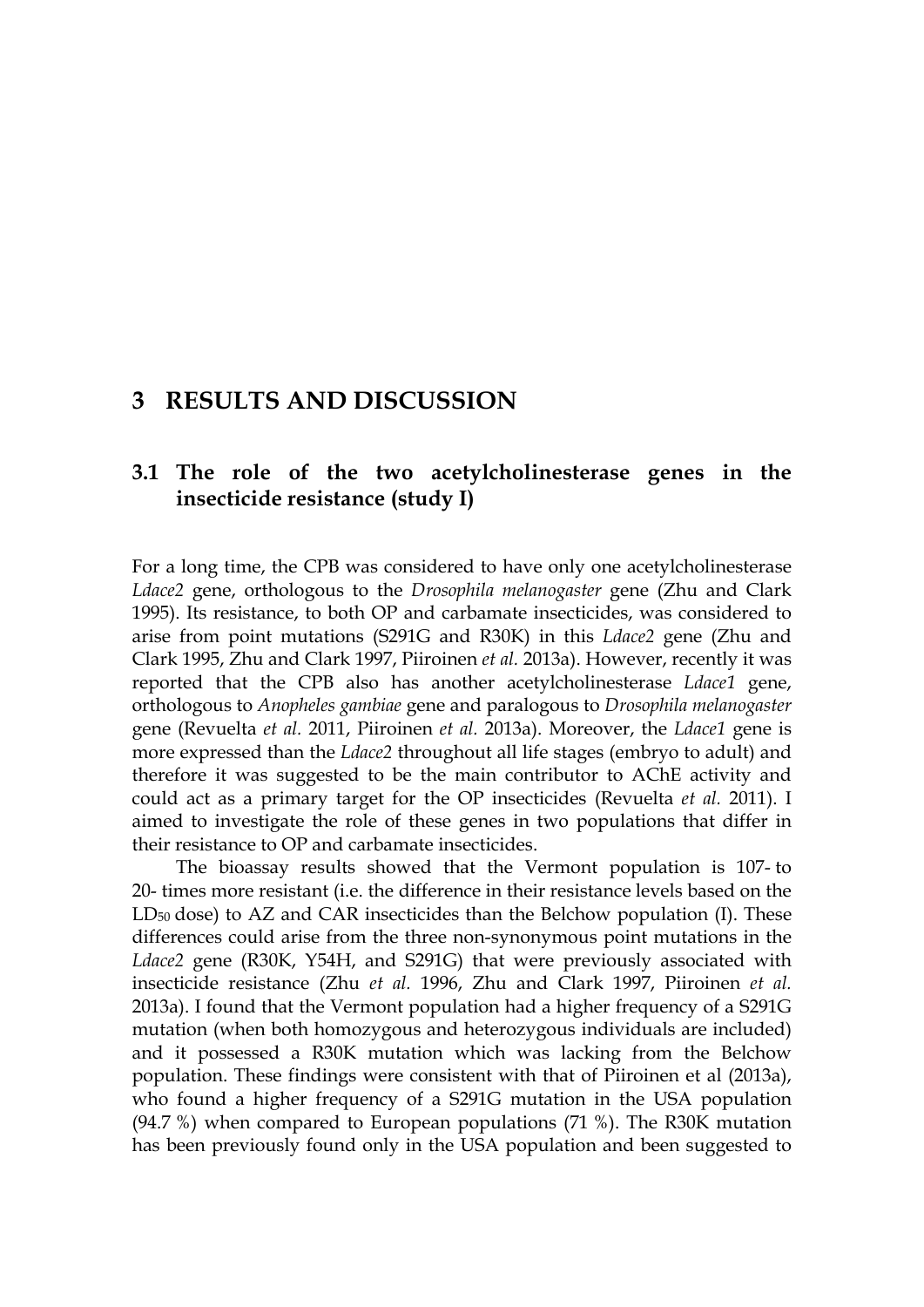# 3 RESULTS AND DISCUSSION

## 3.1 The role of the two acetylcholinesterase genes in the insecticide resistance (study I)

For a long time, the CPB was considered to have only one acetylcholinesterase *Ldace2* gene, orthologous to the *Drosophila melanogaster* gene (Zhu and Clark 1995). Its resistance, to both OP and carbamate insecticides, was considered to arise from point mutations (S291G and R30K) in this *Ldace2* gene (Zhu and Clark 1995, Zhu and Clark 1997, Piiroinen *et al.* 2013a). However, recently it was reported that the CPB also has another acetylcholinesterase *Ldace1* gene, orthologous to *Anopheles gambiae* gene and paralogous to *Drosophila melanogaster* gene (Revuelta *et al.* 2011, Piiroinen *et al.* 2013a). Moreover, the *Ldace1* gene is more expressed than the *Ldace2* throughout all life stages (embryo to adult) and therefore it was suggested to be the main contributor to AChE activity and could act as a primary target for the OP insecticides (Revuelta *et al.* 2011). I aimed to investigate the role of these genes in two populations that differ in their resistance to OP and carbamate insecticides.

The bioassay results showed that the Vermont population is 107- to 20- times more resistant (i.e. the difference in their resistance levels based on the $LD_{50}$ dose) to AZ and CAR insecticides than the Belchow population (I). These differences could arise from the three non-synonymous point mutations in the *Ldace2* gene (R30K, Y54H, and S291G) that were previously associated with insecticide resistance (Zhu *et al.* 1996, Zhu and Clark 1997, Piiroinen *et al.* 2013a). I found that the Vermont population had a higher frequency of a S291G mutation (when both homozygous and heterozygous individuals are included) and it possessed a R30K mutation which was lacking from the Belchow population. These findings were consistent with that of Piiroinen et al (2013a), who found a higher frequency of a S291G mutation in the USA population (94.7 %) when compared to European populations (71 %). The R30K mutation has been previously found only in the USA population and been suggested to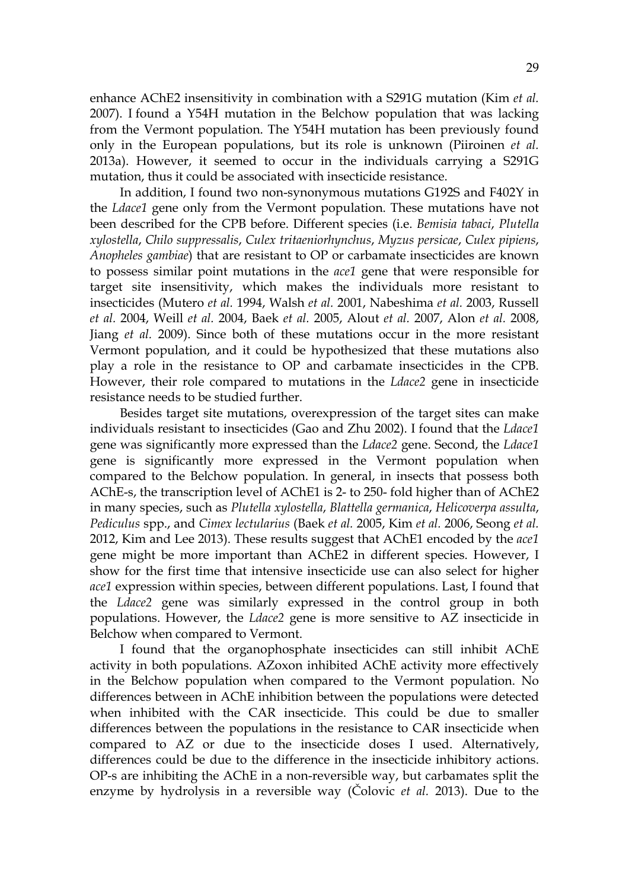enhance AChE2 insensitivity in combination with a S291G mutation (Kim *et al.* 2007). I found a Y54H mutation in the Belchow population that was lacking from the Vermont population. The Y54H mutation has been previously found only in the European populations, but its role is unknown (Piiroinen *et al.* 2013a). However, it seemed to occur in the individuals carrying a S291G mutation, thus it could be associated with insecticide resistance.

In addition, I found two non-synonymous mutations G192S and F402Y in the *Ldace1* gene only from the Vermont population. These mutations have not been described for the CPB before. Different species (i.e. *Bemisia tabaci*, *Plutella xylostella*, *Chilo suppressalis*, *Culex tritaeniorhynchus*, *Myzus persicae*, *Culex pipiens*, *Anopheles gambiae*) that are resistant to OP or carbamate insecticides are known to possess similar point mutations in the *ace1* gene that were responsible for target site insensitivity, which makes the individuals more resistant to insecticides (Mutero *et al.* 1994, Walsh *et al.* 2001, Nabeshima *et al.* 2003, Russell *et al.* 2004, Weill *et al.* 2004, Baek *et al.* 2005, Alout *et al.* 2007, Alon *et al.* 2008, Jiang *et al.* 2009). Since both of these mutations occur in the more resistant Vermont population, and it could be hypothesized that these mutations also play a role in the resistance to OP and carbamate insecticides in the CPB. However, their role compared to mutations in the *Ldace2* gene in insecticide resistance needs to be studied further.

Besides target site mutations, overexpression of the target sites can make individuals resistant to insecticides (Gao and Zhu 2002). I found that the *Ldace1* gene was significantly more expressed than the *Ldace2* gene. Second, the *Ldace1* gene is significantly more expressed in the Vermont population when compared to the Belchow population. In general, in insects that possess both AChE-s, the transcription level of AChE1 is 2- to 250- fold higher than of AChE2 in many species, such as *Plutella xylostella*, *Blattella germanica*, *Helicoverpa assulta*, *Pediculus* spp., and *Cimex lectularius* (Baek *et al.* 2005, Kim *et al.* 2006, Seong *et al.* 2012, Kim and Lee 2013). These results suggest that AChE1 encoded by the *ace1* gene might be more important than AChE2 in different species. However, I show for the first time that intensive insecticide use can also select for higher *ace1* expression within species, between different populations. Last, I found that the *Ldace2* gene was similarly expressed in the control group in both populations. However, the *Ldace2* gene is more sensitive to AZ insecticide in Belchow when compared to Vermont.

I found that the organophosphate insecticides can still inhibit AChE activity in both populations. AZoxon inhibited AChE activity more effectively in the Belchow population when compared to the Vermont population. No differences between in AChE inhibition between the populations were detected when inhibited with the CAR insecticide. This could be due to smaller differences between the populations in the resistance to CAR insecticide when compared to AZ or due to the insecticide doses I used. Alternatively, differences could be due to the difference in the insecticide inhibitory actions. OP-s are inhibiting the AChE in a non-reversible way, but carbamates split the enzyme by hydrolysis in a reversible way (Čolovic *et al.* 2013). Due to the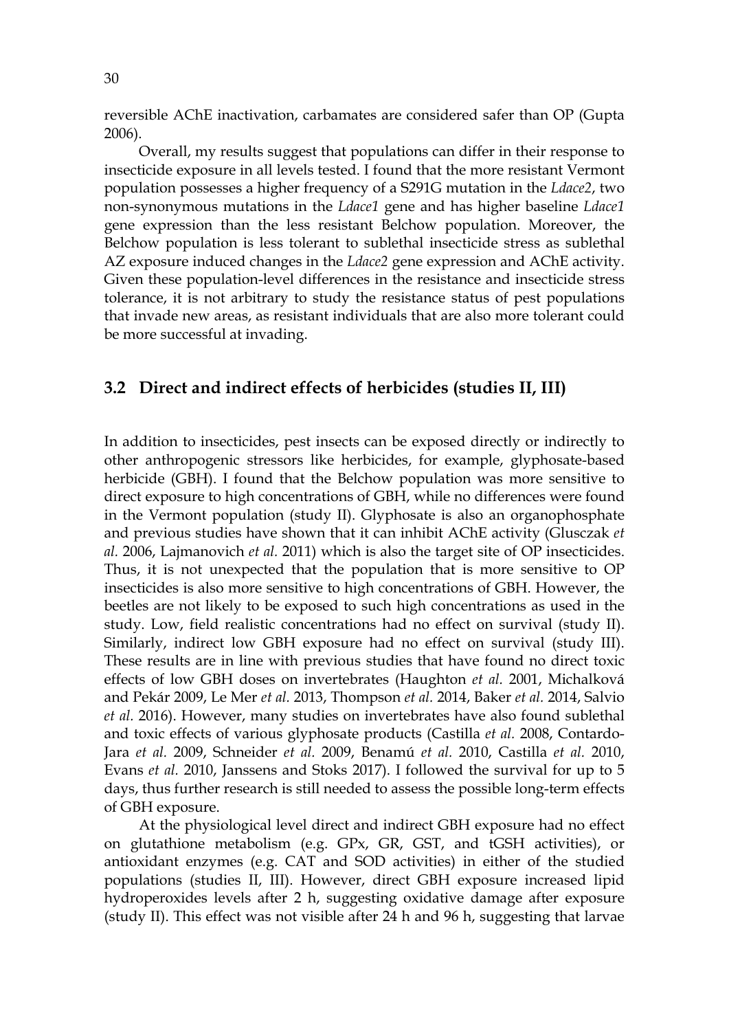reversible AChE inactivation, carbamates are considered safer than OP (Gupta 2006).

Overall, my results suggest that populations can differ in their response to insecticide exposure in all levels tested. I found that the more resistant Vermont population possesses a higher frequency of a S291G mutation in the *Ldace2*, two non-synonymous mutations in the *Ldace1* gene and has higher baseline *Ldace1* gene expression than the less resistant Belchow population. Moreover, the Belchow population is less tolerant to sublethal insecticide stress as sublethal AZ exposure induced changes in the *Ldace2* gene expression and AChE activity. Given these population-level differences in the resistance and insecticide stress tolerance, it is not arbitrary to study the resistance status of pest populations that invade new areas, as resistant individuals that are also more tolerant could be more successful at invading.

## 3.2 Direct and indirect effects of herbicides (studies II, III)

In addition to insecticides, pest insects can be exposed directly or indirectly to other anthropogenic stressors like herbicides, for example, glyphosate-based herbicide (GBH). I found that the Belchow population was more sensitive to direct exposure to high concentrations of GBH, while no differences were found in the Vermont population (study II). Glyphosate is also an organophosphate and previous studies have shown that it can inhibit AChE activity (Glusczak *et al.* 2006, Lajmanovich *et al.* 2011) which is also the target site of OP insecticides. Thus, it is not unexpected that the population that is more sensitive to OP insecticides is also more sensitive to high concentrations of GBH. However, the beetles are not likely to be exposed to such high concentrations as used in the study. Low, field realistic concentrations had no effect on survival (study II). Similarly, indirect low GBH exposure had no effect on survival (study III). These results are in line with previous studies that have found no direct toxic effects of low GBH doses on invertebrates (Haughton *et al.* 2001, Michalková and Pekár 2009, Le Mer *et al.* 2013, Thompson *et al.* 2014, Baker *et al.* 2014, Salvio *et al.* 2016). However, many studies on invertebrates have also found sublethal and toxic effects of various glyphosate products (Castilla *et al.* 2008, Contardo-Jara *et al.* 2009, Schneider *et al.* 2009, Benamú *et al.* 2010, Castilla *et al.* 2010, Evans *et al.* 2010, Janssens and Stoks 2017). I followed the survival for up to 5 days, thus further research is still needed to assess the possible long-term effects of GBH exposure.

At the physiological level direct and indirect GBH exposure had no effect on glutathione metabolism (e.g. GPx, GR, GST, and tGSH activities), or antioxidant enzymes (e.g. CAT and SOD activities) in either of the studied populations (studies II, III). However, direct GBH exposure increased lipid hydroperoxides levels after 2 h, suggesting oxidative damage after exposure (study II). This effect was not visible after 24 h and 96 h, suggesting that larvae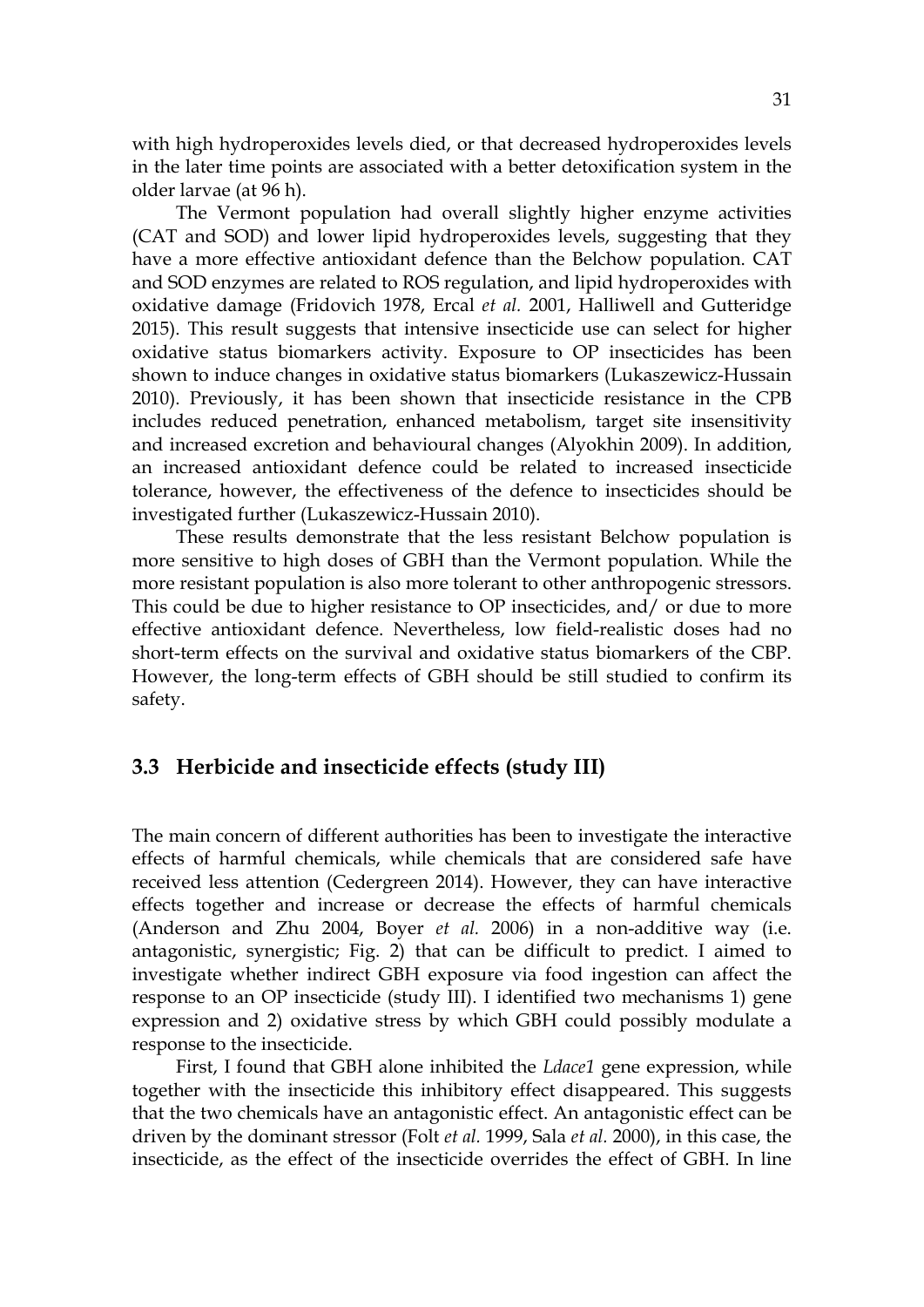with high hydroperoxides levels died, or that decreased hydroperoxides levels in the later time points are associated with a better detoxification system in the older larvae (at 96 h).

The Vermont population had overall slightly higher enzyme activities (CAT and SOD) and lower lipid hydroperoxides levels, suggesting that they have a more effective antioxidant defence than the Belchow population. CAT and SOD enzymes are related to ROS regulation, and lipid hydroperoxides with oxidative damage (Fridovich 1978, Ercal *et al.* 2001, Halliwell and Gutteridge 2015). This result suggests that intensive insecticide use can select for higher oxidative status biomarkers activity. Exposure to OP insecticides has been shown to induce changes in oxidative status biomarkers (Lukaszewicz-Hussain 2010). Previously, it has been shown that insecticide resistance in the CPB includes reduced penetration, enhanced metabolism, target site insensitivity and increased excretion and behavioural changes (Alyokhin 2009). In addition, an increased antioxidant defence could be related to increased insecticide tolerance, however, the effectiveness of the defence to insecticides should be investigated further (Lukaszewicz-Hussain 2010).

These results demonstrate that the less resistant Belchow population is more sensitive to high doses of GBH than the Vermont population. While the more resistant population is also more tolerant to other anthropogenic stressors. This could be due to higher resistance to OP insecticides, and/ or due to more effective antioxidant defence. Nevertheless, low field-realistic doses had no short-term effects on the survival and oxidative status biomarkers of the CBP. However, the long-term effects of GBH should be still studied to confirm its safety.

## 3.3 Herbicide and insecticide effects (study III)

The main concern of different authorities has been to investigate the interactive effects of harmful chemicals, while chemicals that are considered safe have received less attention (Cedergreen 2014). However, they can have interactive effects together and increase or decrease the effects of harmful chemicals (Anderson and Zhu 2004, Boyer *et al.* 2006) in a non-additive way (i.e. antagonistic, synergistic; Fig. 2) that can be difficult to predict. I aimed to investigate whether indirect GBH exposure via food ingestion can affect the response to an OP insecticide (study III). I identified two mechanisms 1) gene expression and 2) oxidative stress by which GBH could possibly modulate a response to the insecticide.

First, I found that GBH alone inhibited the *Ldace1* gene expression, while together with the insecticide this inhibitory effect disappeared. This suggests that the two chemicals have an antagonistic effect. An antagonistic effect can be driven by the dominant stressor (Folt *et al.* 1999, Sala *et al.* 2000), in this case, the insecticide, as the effect of the insecticide overrides the effect of GBH. In line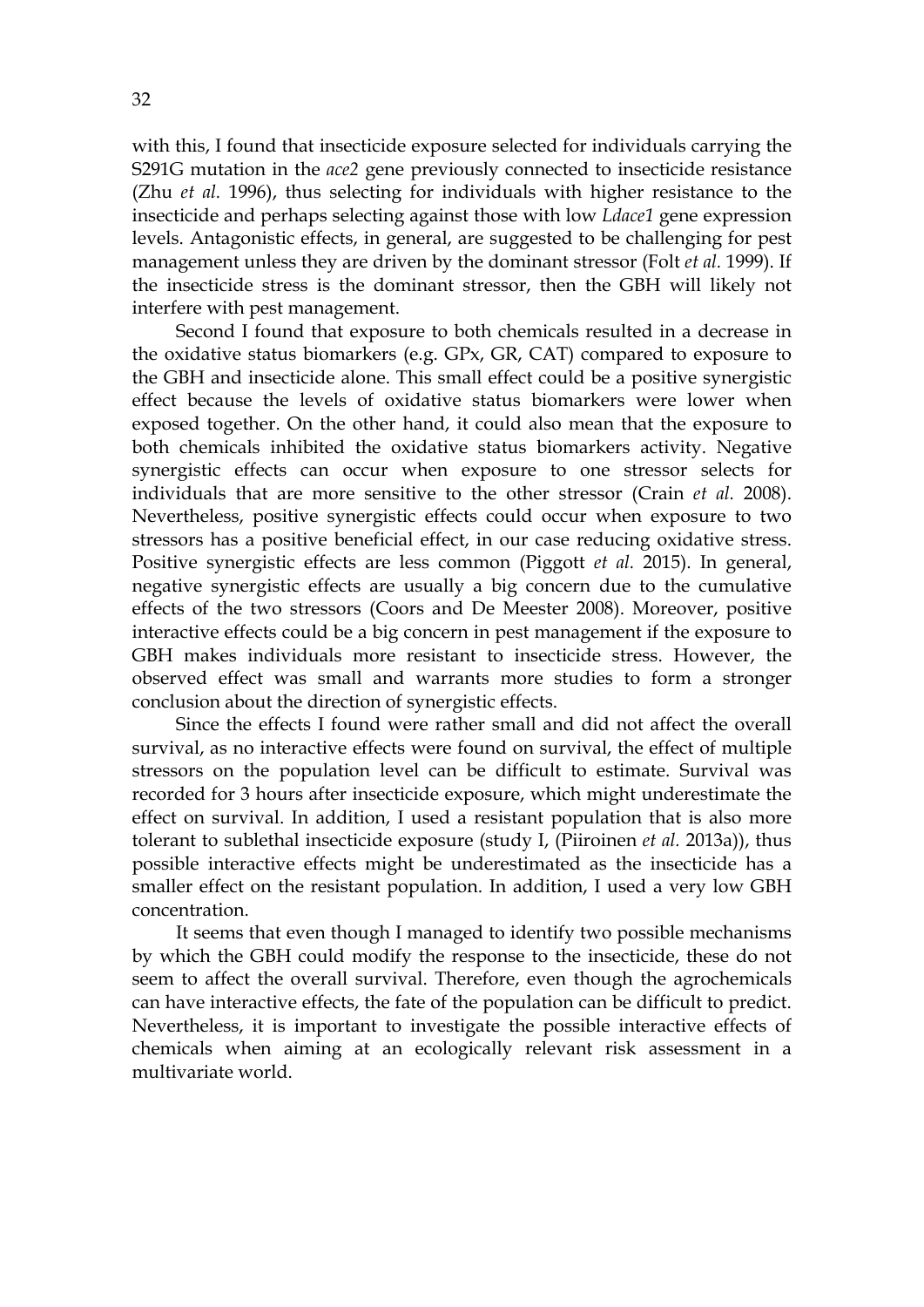with this, I found that insecticide exposure selected for individuals carrying the S291G mutation in the *ace2* gene previously connected to insecticide resistance (Zhu *et al.* 1996), thus selecting for individuals with higher resistance to the insecticide and perhaps selecting against those with low *Ldace1* gene expression levels. Antagonistic effects, in general, are suggested to be challenging for pest management unless they are driven by the dominant stressor (Folt *et al.* 1999). If the insecticide stress is the dominant stressor, then the GBH will likely not interfere with pest management.

Second I found that exposure to both chemicals resulted in a decrease in the oxidative status biomarkers (e.g. GPx, GR, CAT) compared to exposure to the GBH and insecticide alone. This small effect could be a positive synergistic effect because the levels of oxidative status biomarkers were lower when exposed together. On the other hand, it could also mean that the exposure to both chemicals inhibited the oxidative status biomarkers activity. Negative synergistic effects can occur when exposure to one stressor selects for individuals that are more sensitive to the other stressor (Crain *et al.* 2008). Nevertheless, positive synergistic effects could occur when exposure to two stressors has a positive beneficial effect, in our case reducing oxidative stress. Positive synergistic effects are less common (Piggott *et al.* 2015). In general, negative synergistic effects are usually a big concern due to the cumulative effects of the two stressors (Coors and De Meester 2008). Moreover, positive interactive effects could be a big concern in pest management if the exposure to GBH makes individuals more resistant to insecticide stress. However, the observed effect was small and warrants more studies to form a stronger conclusion about the direction of synergistic effects.

Since the effects I found were rather small and did not affect the overall survival, as no interactive effects were found on survival, the effect of multiple stressors on the population level can be difficult to estimate. Survival was recorded for 3 hours after insecticide exposure, which might underestimate the effect on survival. In addition, I used a resistant population that is also more tolerant to sublethal insecticide exposure (study I, (Piiroinen *et al.* 2013a)), thus possible interactive effects might be underestimated as the insecticide has a smaller effect on the resistant population. In addition, I used a very low GBH concentration.

It seems that even though I managed to identify two possible mechanisms by which the GBH could modify the response to the insecticide, these do not seem to affect the overall survival. Therefore, even though the agrochemicals can have interactive effects, the fate of the population can be difficult to predict. Nevertheless, it is important to investigate the possible interactive effects of chemicals when aiming at an ecologically relevant risk assessment in a multivariate world.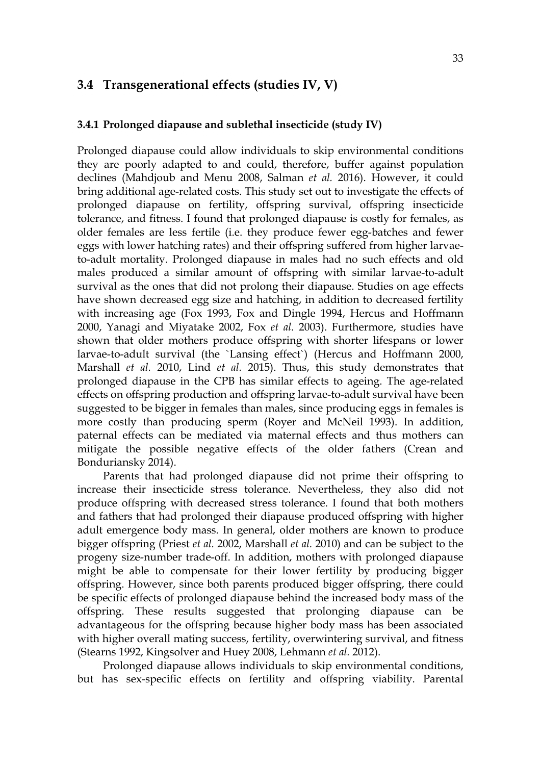## 3.4 Transgenerational effects (studies IV, V)

### 3.4.1 Prolonged diapause and sublethal insecticide (study IV)

Prolonged diapause could allow individuals to skip environmental conditions they are poorly adapted to and could, therefore, buffer against population declines (Mahdjoub and Menu 2008, Salman *et al.* 2016). However, it could bring additional age-related costs. This study set out to investigate the effects of prolonged diapause on fertility, offspring survival, offspring insecticide tolerance, and fitness. I found that prolonged diapause is costly for females, as older females are less fertile (i.e. they produce fewer egg-batches and fewer eggs with lower hatching rates) and their offspring suffered from higher larvae-to-adult mortality. Prolonged diapause in males had no such effects and old males produced a similar amount of offspring with similar larvae-to-adult survival as the ones that did not prolong their diapause. Studies on age effects have shown decreased egg size and hatching, in addition to decreased fertility with increasing age (Fox 1993, Fox and Dingle 1994, Hercus and Hoffmann 2000, Yanagi and Miyatake 2002, Fox *et al.* 2003). Furthermore, studies have shown that older mothers produce offspring with shorter lifespans or lower larvae-to-adult survival (the `Lansing effect`) (Hercus and Hoffmann 2000, Marshall *et al.* 2010, Lind *et al.* 2015). Thus, this study demonstrates that prolonged diapause in the CPB has similar effects to ageing. The age-related effects on offspring production and offspring larvae-to-adult survival have been suggested to be bigger in females than males, since producing eggs in females is more costly than producing sperm (Royer and McNeil 1993). In addition, paternal effects can be mediated via maternal effects and thus mothers can mitigate the possible negative effects of the older fathers (Crean and Bonduriansky 2014).

Parents that had prolonged diapause did not prime their offspring to increase their insecticide stress tolerance. Nevertheless, they also did not produce offspring with decreased stress tolerance. I found that both mothers and fathers that had prolonged their diapause produced offspring with higher adult emergence body mass. In general, older mothers are known to produce bigger offspring (Priest *et al.* 2002, Marshall *et al.* 2010) and can be subject to the progeny size-number trade-off. In addition, mothers with prolonged diapause might be able to compensate for their lower fertility by producing bigger offspring. However, since both parents produced bigger offspring, there could be specific effects of prolonged diapause behind the increased body mass of the offspring. These results suggested that prolonging diapause can be advantageous for the offspring because higher body mass has been associated with higher overall mating success, fertility, overwintering survival, and fitness (Stearns 1992, Kingsolver and Huey 2008, Lehmann *et al.* 2012).

Prolonged diapause allows individuals to skip environmental conditions, but has sex-specific effects on fertility and offspring viability. Parental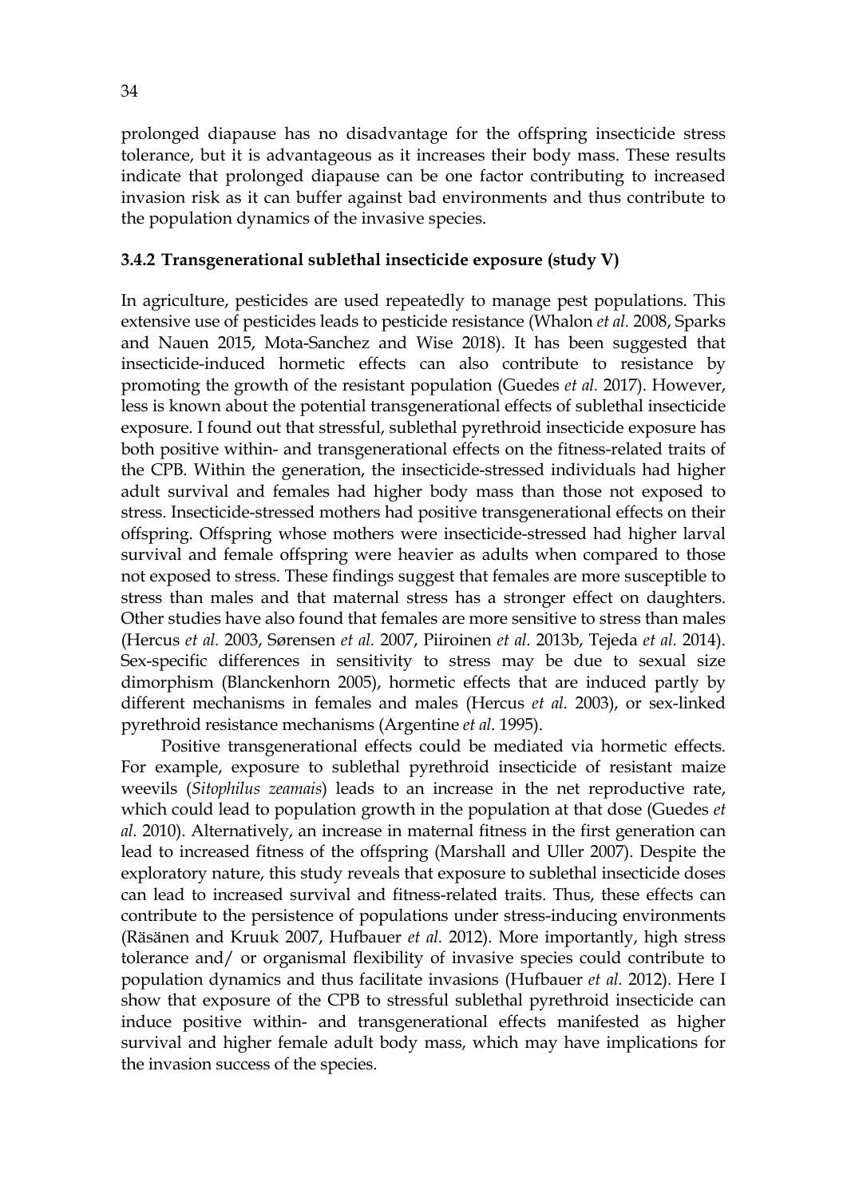prolonged diapause has no disadvantage for the offspring insecticide stress tolerance, but it is advantageous as it increases their body mass. These results indicate that prolonged diapause can be one factor contributing to increased invasion risk as it can buffer against bad environments and thus contribute to the population dynamics of the invasive species.

### 3.4.2 Transgenerational sublethal insecticide exposure (study V)

In agriculture, pesticides are used repeatedly to manage pest populations. This extensive use of pesticides leads to pesticide resistance (Whalon *et al.* 2008, Sparks and Nauen 2015, Mota-Sanchez and Wise 2018). It has been suggested that insecticide-induced hormetic effects can also contribute to resistance by promoting the growth of the resistant population (Guedes *et al.* 2017). However, less is known about the potential transgenerational effects of sublethal insecticide exposure. I found out that stressful, sublethal pyrethroid insecticide exposure has both positive within- and transgenerational effects on the fitness-related traits of the CPB. Within the generation, the insecticide-stressed individuals had higher adult survival and females had higher body mass than those not exposed to stress. Insecticide-stressed mothers had positive transgenerational effects on their offspring. Offspring whose mothers were insecticide-stressed had higher larval survival and female offspring were heavier as adults when compared to those not exposed to stress. These findings suggest that females are more susceptible to stress than males and that maternal stress has a stronger effect on daughters. Other studies have also found that females are more sensitive to stress than males (Hercus *et al.* 2003, Sørensen *et al.* 2007, Piiroinen *et al.* 2013b, Tejeda *et al.* 2014). Sex-specific differences in sensitivity to stress may be due to sexual size dimorphism (Blanckenhorn 2005), hormetic effects that are induced partly by different mechanisms in females and males (Hercus *et al.* 2003), or sex-linked pyrethroid resistance mechanisms (Argentine *et al.* 1995).

Positive transgenerational effects could be mediated via hormetic effects. For example, exposure to sublethal pyrethroid insecticide of resistant maize weevils (*Sitophilus zeamais*) leads to an increase in the net reproductive rate, which could lead to population growth in the population at that dose (Guedes *et al.* 2010). Alternatively, an increase in maternal fitness in the first generation can lead to increased fitness of the offspring (Marshall and Uller 2007). Despite the exploratory nature, this study reveals that exposure to sublethal insecticide doses can lead to increased survival and fitness-related traits. Thus, these effects can contribute to the persistence of populations under stress-inducing environments (Räsänen and Kruuk 2007, Hufbauer *et al.* 2012). More importantly, high stress tolerance and/ or organismal flexibility of invasive species could contribute to population dynamics and thus facilitate invasions (Hufbauer *et al.* 2012). Here I show that exposure of the CPB to stressful sublethal pyrethroid insecticide can induce positive within- and transgenerational effects manifested as higher survival and higher female adult body mass, which may have implications for the invasion success of the species.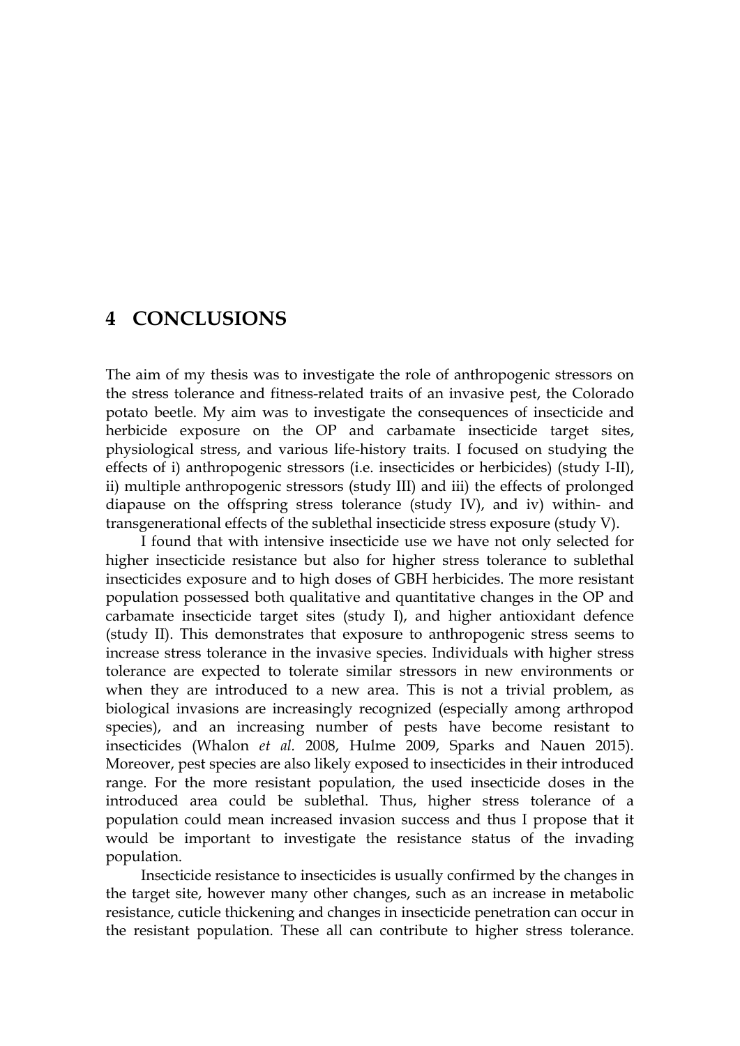# 4 CONCLUSIONS

The aim of my thesis was to investigate the role of anthropogenic stressors on the stress tolerance and fitness-related traits of an invasive pest, the Colorado potato beetle. My aim was to investigate the consequences of insecticide and herbicide exposure on the OP and carbamate insecticide target sites, physiological stress, and various life-history traits. I focused on studying the effects of i) anthropogenic stressors (i.e. insecticides or herbicides) (study I-II), ii) multiple anthropogenic stressors (study III) and iii) the effects of prolonged diapause on the offspring stress tolerance (study IV), and iv) within- and transgenerational effects of the sublethal insecticide stress exposure (study V).

I found that with intensive insecticide use we have not only selected for higher insecticide resistance but also for higher stress tolerance to sublethal insecticides exposure and to high doses of GBH herbicides. The more resistant population possessed both qualitative and quantitative changes in the OP and carbamate insecticide target sites (study I), and higher antioxidant defence (study II). This demonstrates that exposure to anthropogenic stress seems to increase stress tolerance in the invasive species. Individuals with higher stress tolerance are expected to tolerate similar stressors in new environments or when they are introduced to a new area. This is not a trivial problem, as biological invasions are increasingly recognized (especially among arthropod species), and an increasing number of pests have become resistant to insecticides (Whalon *et al.* 2008, Hulme 2009, Sparks and Nauen 2015). Moreover, pest species are also likely exposed to insecticides in their introduced range. For the more resistant population, the used insecticide doses in the introduced area could be sublethal. Thus, higher stress tolerance of a population could mean increased invasion success and thus I propose that it would be important to investigate the resistance status of the invading population.

Insecticide resistance to insecticides is usually confirmed by the changes in the target site, however many other changes, such as an increase in metabolic resistance, cuticle thickening and changes in insecticide penetration can occur in the resistant population. These all can contribute to higher stress tolerance.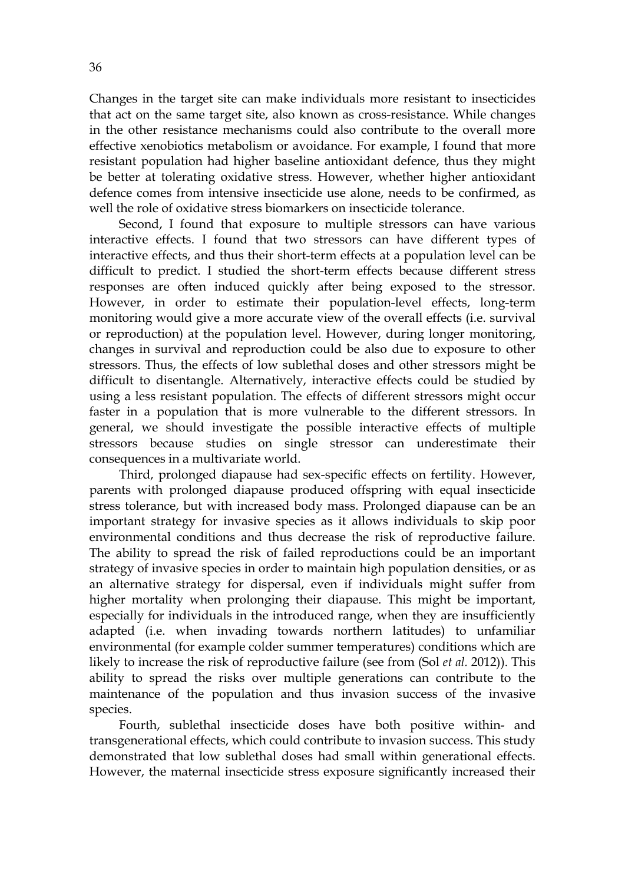Changes in the target site can make individuals more resistant to insecticides that act on the same target site, also known as cross-resistance. While changes in the other resistance mechanisms could also contribute to the overall more effective xenobiotics metabolism or avoidance. For example, I found that more resistant population had higher baseline antioxidant defence, thus they might be better at tolerating oxidative stress. However, whether higher antioxidant defence comes from intensive insecticide use alone, needs to be confirmed, as well the role of oxidative stress biomarkers on insecticide tolerance.

Second, I found that exposure to multiple stressors can have various interactive effects. I found that two stressors can have different types of interactive effects, and thus their short-term effects at a population level can be difficult to predict. I studied the short-term effects because different stress responses are often induced quickly after being exposed to the stressor. However, in order to estimate their population-level effects, long-term monitoring would give a more accurate view of the overall effects (i.e. survival or reproduction) at the population level. However, during longer monitoring, changes in survival and reproduction could be also due to exposure to other stressors. Thus, the effects of low sublethal doses and other stressors might be difficult to disentangle. Alternatively, interactive effects could be studied by using a less resistant population. The effects of different stressors might occur faster in a population that is more vulnerable to the different stressors. In general, we should investigate the possible interactive effects of multiple stressors because studies on single stressor can underestimate their consequences in a multivariate world.

Third, prolonged diapause had sex-specific effects on fertility. However, parents with prolonged diapause produced offspring with equal insecticide stress tolerance, but with increased body mass. Prolonged diapause can be an important strategy for invasive species as it allows individuals to skip poor environmental conditions and thus decrease the risk of reproductive failure. The ability to spread the risk of failed reproductions could be an important strategy of invasive species in order to maintain high population densities, or as an alternative strategy for dispersal, even if individuals might suffer from higher mortality when prolonging their diapause. This might be important, especially for individuals in the introduced range, when they are insufficiently adapted (i.e. when invading towards northern latitudes) to unfamiliar environmental (for example colder summer temperatures) conditions which are likely to increase the risk of reproductive failure (see from (Sol *et al.* 2012)). This ability to spread the risks over multiple generations can contribute to the maintenance of the population and thus invasion success of the invasive species.

Fourth, sublethal insecticide doses have both positive within- and transgenerational effects, which could contribute to invasion success. This study demonstrated that low sublethal doses had small within generational effects. However, the maternal insecticide stress exposure significantly increased their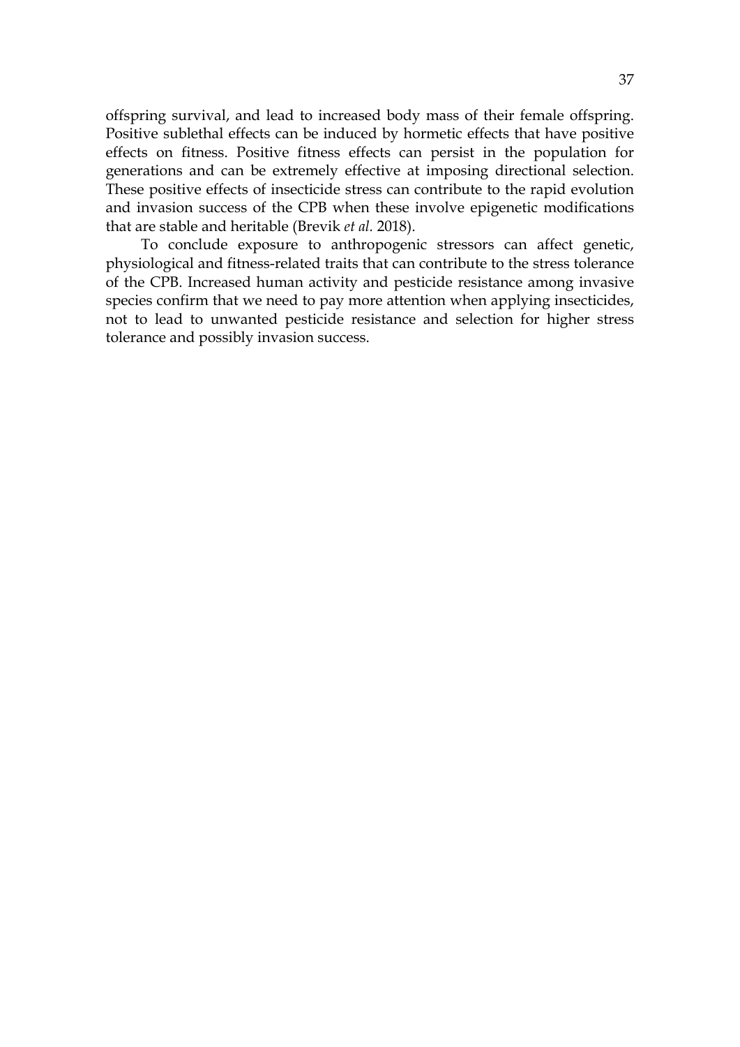offspring survival, and lead to increased body mass of their female offspring. Positive sublethal effects can be induced by hormetic effects that have positive effects on fitness. Positive fitness effects can persist in the population for generations and can be extremely effective at imposing directional selection. These positive effects of insecticide stress can contribute to the rapid evolution and invasion success of the CPB when these involve epigenetic modifications that are stable and heritable (Brevik *et al.* 2018).

To conclude exposure to anthropogenic stressors can affect genetic, physiological and fitness-related traits that can contribute to the stress tolerance of the CPB. Increased human activity and pesticide resistance among invasive species confirm that we need to pay more attention when applying insecticides, not to lead to unwanted pesticide resistance and selection for higher stress tolerance and possibly invasion success.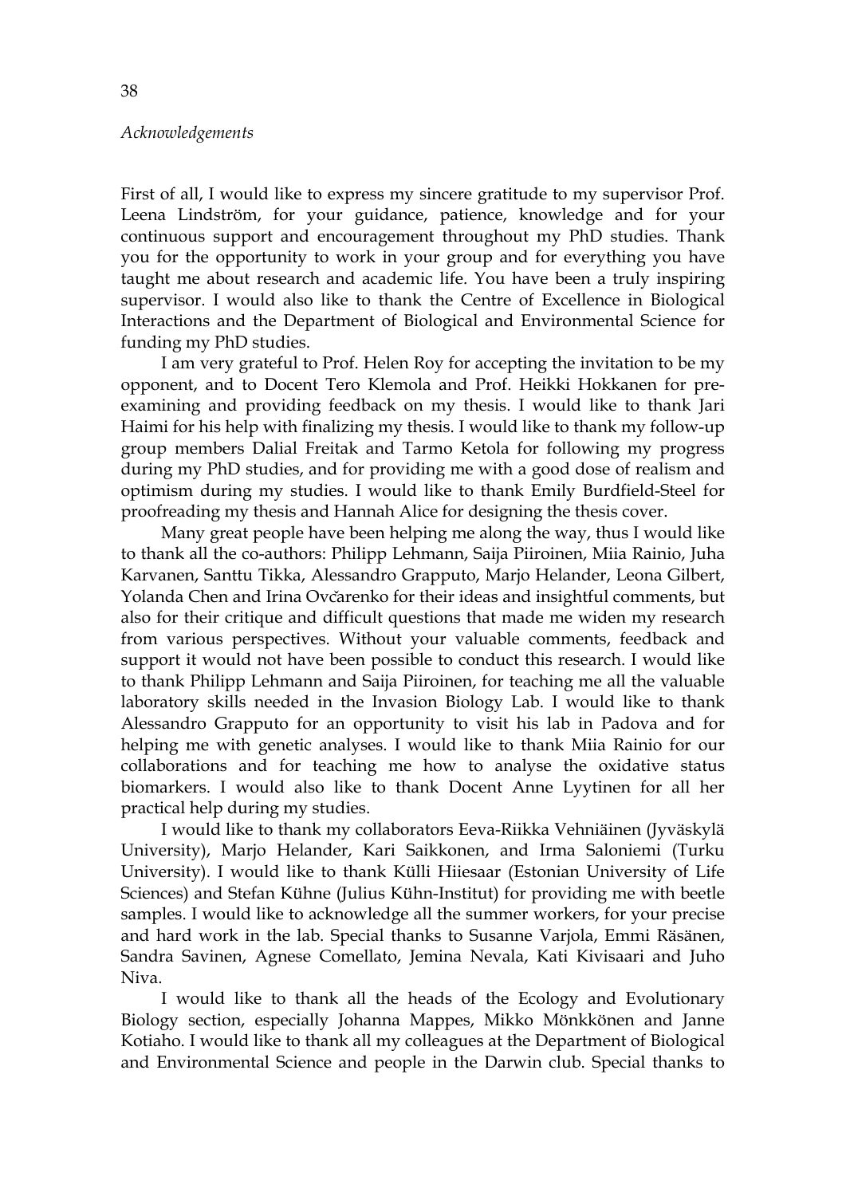*Acknowledgements*

First of all, I would like to express my sincere gratitude to my supervisor Prof. Leena Lindström, for your guidance, patience, knowledge and for your continuous support and encouragement throughout my PhD studies. Thank you for the opportunity to work in your group and for everything you have taught me about research and academic life. You have been a truly inspiring supervisor. I would also like to thank the Centre of Excellence in Biological Interactions and the Department of Biological and Environmental Science for funding my PhD studies.

I am very grateful to Prof. Helen Roy for accepting the invitation to be my opponent, and to Docent Tero Klemola and Prof. Heikki Hokkanen for pre-examining and providing feedback on my thesis. I would like to thank Jari Haimi for his help with finalizing my thesis. I would like to thank my follow-up group members Dalial Freitak and Tarmo Ketola for following my progress during my PhD studies, and for providing me with a good dose of realism and optimism during my studies. I would like to thank Emily Burdfield-Steel for proofreading my thesis and Hannah Alice for designing the thesis cover.

Many great people have been helping me along the way, thus I would like to thank all the co-authors: Philipp Lehmann, Saija Piiroinen, Miia Rainio, Juha Karvanen, Santtu Tikka, Alessandro Grapputo, Marjo Helander, Leona Gilbert, Yolanda Chen and Irina Ovčarenko for their ideas and insightful comments, but also for their critique and difficult questions that made me widen my research from various perspectives. Without your valuable comments, feedback and support it would not have been possible to conduct this research. I would like to thank Philipp Lehmann and Saija Piiroinen, for teaching me all the valuable laboratory skills needed in the Invasion Biology Lab. I would like to thank Alessandro Grapputo for an opportunity to visit his lab in Padova and for helping me with genetic analyses. I would like to thank Miia Rainio for our collaborations and for teaching me how to analyse the oxidative status biomarkers. I would also like to thank Docent Anne Lyytinen for all her practical help during my studies.

I would like to thank my collaborators Eeva-Riikka Vehniäinen (Jyväskylä University), Marjo Helander, Kari Saikkonen, and Irma Saloniemi (Turku University). I would like to thank Külli Hiiesaar (Estonian University of Life Sciences) and Stefan Kühne (Julius Kühn-Institut) for providing me with beetle samples. I would like to acknowledge all the summer workers, for your precise and hard work in the lab. Special thanks to Susanne Varjola, Emmi Räsänen, Sandra Savinen, Agnese Comellato, Jemina Nevala, Kati Kivisaari and Juho Niva.

I would like to thank all the heads of the Ecology and Evolutionary Biology section, especially Johanna Mappes, Mikko Mönkkönen and Janne Kotiaho. I would like to thank all my colleagues at the Department of Biological and Environmental Science and people in the Darwin club. Special thanks to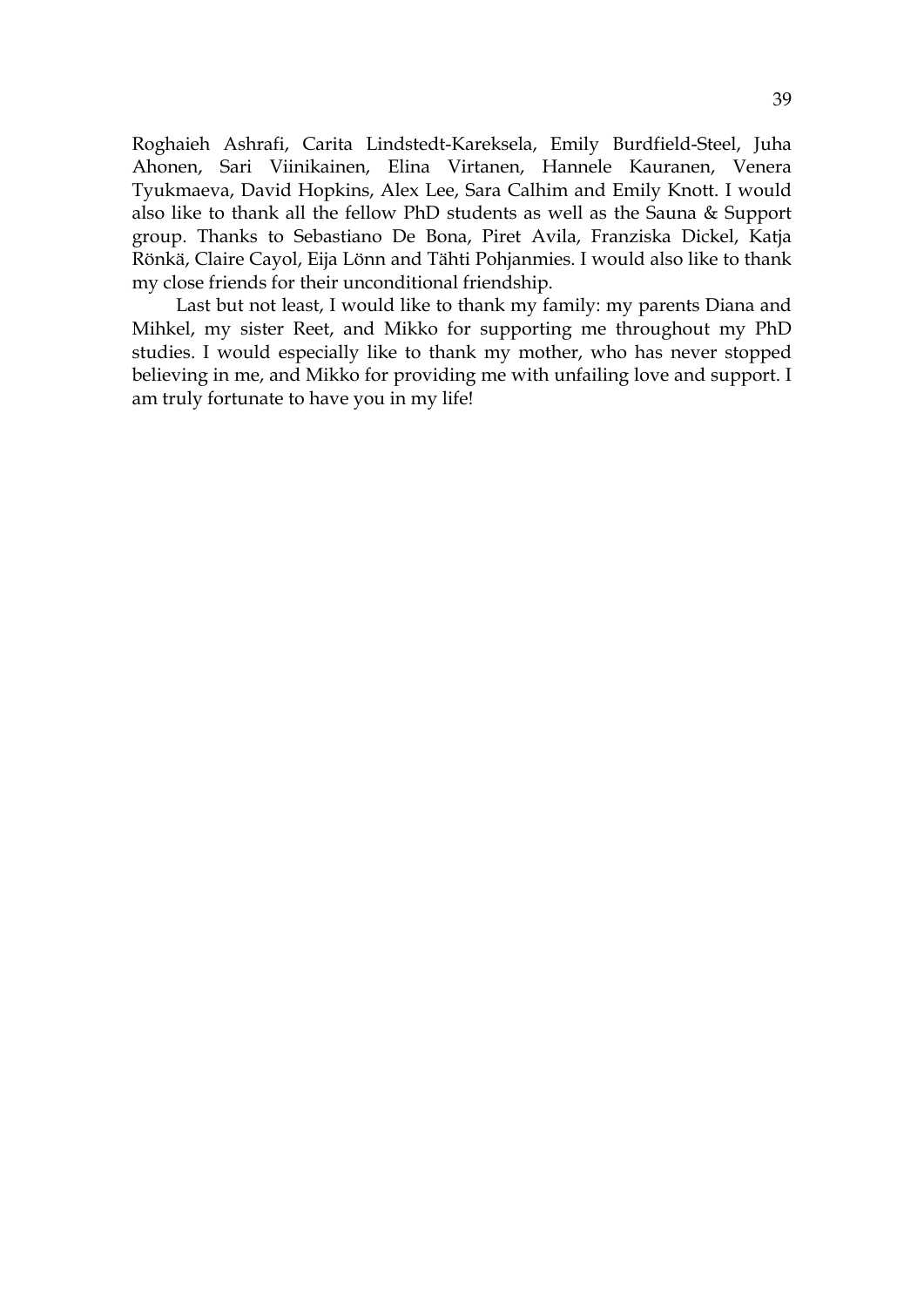Roghaieh Ashrafi, Carita Lindstedt-Kareksela, Emily Burdfield-Steel, Juha Ahonen, Sari Viinikainen, Elina Virtanen, Hannele Kauranen, Venera Tyukmaeva, David Hopkins, Alex Lee, Sara Calhim and Emily Knott. I would also like to thank all the fellow PhD students as well as the Sauna & Support group. Thanks to Sebastiano De Bona, Piret Avila, Franziska Dickel, Katja Rönkä, Claire Cayol, Eija Lönn and Tähti Pohjanmies. I would also like to thank my close friends for their unconditional friendship.

Last but not least, I would like to thank my family: my parents Diana and Mihkel, my sister Reet, and Mikko for supporting me throughout my PhD studies. I would especially like to thank my mother, who has never stopped believing in me, and Mikko for providing me with unfailing love and support. I am truly fortunate to have you in my life!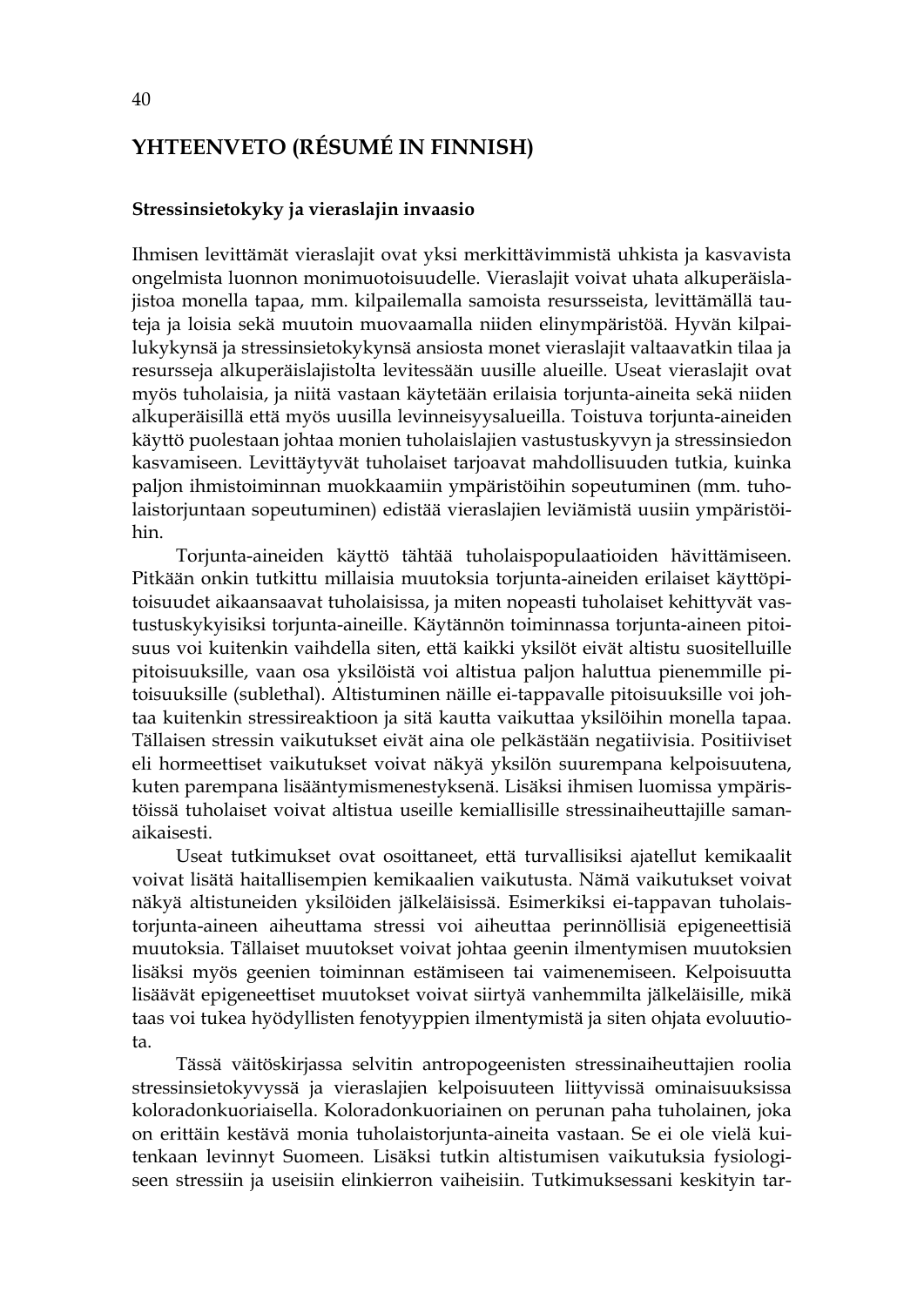## YHTEENVETO (RÉSUMÉ IN FINNISH)

### Stressinsietokyky ja vieraslajin invaasio

Ihmisen levittämät vieraslajit ovat yksi merkittävimmistä uhkista ja kasvavista ongelmista luonnon monimuotoisuudelle. Vieraslajit voivat uhata alkuperäislajistoa monella tapaa, mm. kilpailemalla samoista resursseista, levittämällä tauteja ja loisia sekä muutoin muovaamalla niiden elinympäristöä. Hyvän kilpailukykynsä ja stressinsietokykynsä ansiosta monet vieraslajit valtaavatkin tilaa ja resursseja alkuperäislajistolta levitessään uusille alueille. Useat vieraslajit ovat myös tuholaisia, ja niitä vastaan käytetään erilaisia torjunta-aineita sekä niiden alkuperäisillä että myös uusilla levinneisyysalueilla. Toistuva torjunta-aineiden käyttö puolestaan johtaa monien tuholaislajien vastustuskyvyn ja stressinsiedon kasvamiseen. Levittäytyvät tuholaiset tarjoavat mahdollisuuden tutkia, kuinka paljon ihmistoiminnan muokkaamiin ympäristöihin sopeutuminen (mm. tuholaistorjuntaan sopeutuminen) edistää vieraslajien leviämistä uusiin ympäristöihin.

Torjunta-aineiden käyttö tähtää tuholaispopulaatioiden hävittämiseen. Pitkään onkin tutkittu millaisia muutoksia torjunta-aineiden erilaiset käyttöpitoisuudet aikaansaavat tuholaisissa, ja miten nopeasti tuholaiset kehittyvät vastustuskykyisiksi torjunta-aineille. Käytännön toiminnassa torjunta-aineen pitoisuus voi kuitenkin vaihdella siten, että kaikki yksilöt eivät altistu suositelluille pitoisuuksille, vaan osa yksilöistä voi altistua paljon haluttua pienemmille pitoisuuksille (sublethal). Altistuminen näille ei-tappavalle pitoisuuksille voi johtaa kuitenkin stressireaktioon ja sitä kautta vaikuttaa yksilöihin monella tapaa. Tällaisen stressin vaikutukset eivät aina ole pelkästään negatiivisia. Positiiviset eli hormeettiset vaikutukset voivat näkyä yksilön suurempana kelpoisuutena, kuten parempana lisääntymismenestyksenä. Lisäksi ihmisen luomissa ympäristöissä tuholaiset voivat altistua useille kemiallisille stressinaiheuttajille samanaikaisesti.

Useat tutkimukset ovat osoittaneet, että turvallisiksi ajatellut kemikaalit voivat lisätä haitallisempien kemikaalien vaikutusta. Nämä vaikutukset voivat näkyä altistuneiden yksilöiden jälkeläisissä. Esimerkiksi ei-tappavan tuholaistorjunta-aineen aiheuttama stressi voi aiheuttaa perinnöllisiä epigeneettisiä muutoksia. Tällaiset muutokset voivat johtaa geenin ilmentymisen muutoksien lisäksi myös geenien toiminnan estämiseen tai vaimenemiseen. Kelpoisuutta lisäävät epigeneettiset muutokset voivat siirtyä vanhemmilta jälkeläisille, mikä taas voi tukea hyödyllisten fenotyyppien ilmentymistä ja siten ohjata evoluutiota.

Tässä väitöskirjassa selvitin antropogeenisten stressinaiheuttajien roolia stressinsietokyvyssä ja vieraslajien kelpoisuuteen liittyvissä ominaisuuksissa koloradonkuoriaisella. Koloradonkuoriainen on perunan paha tuholainen, joka on erittäin kestävä monia tuholaistorjunta-aineita vastaan. Se ei ole vielä kuitenkaan levinnyt Suomeen. Lisäksi tutkin altistumisen vaikutuksia fysiologiseen stressiin ja useisiin elinkierron vaiheisiin. Tutkimuksessani keskityin tar-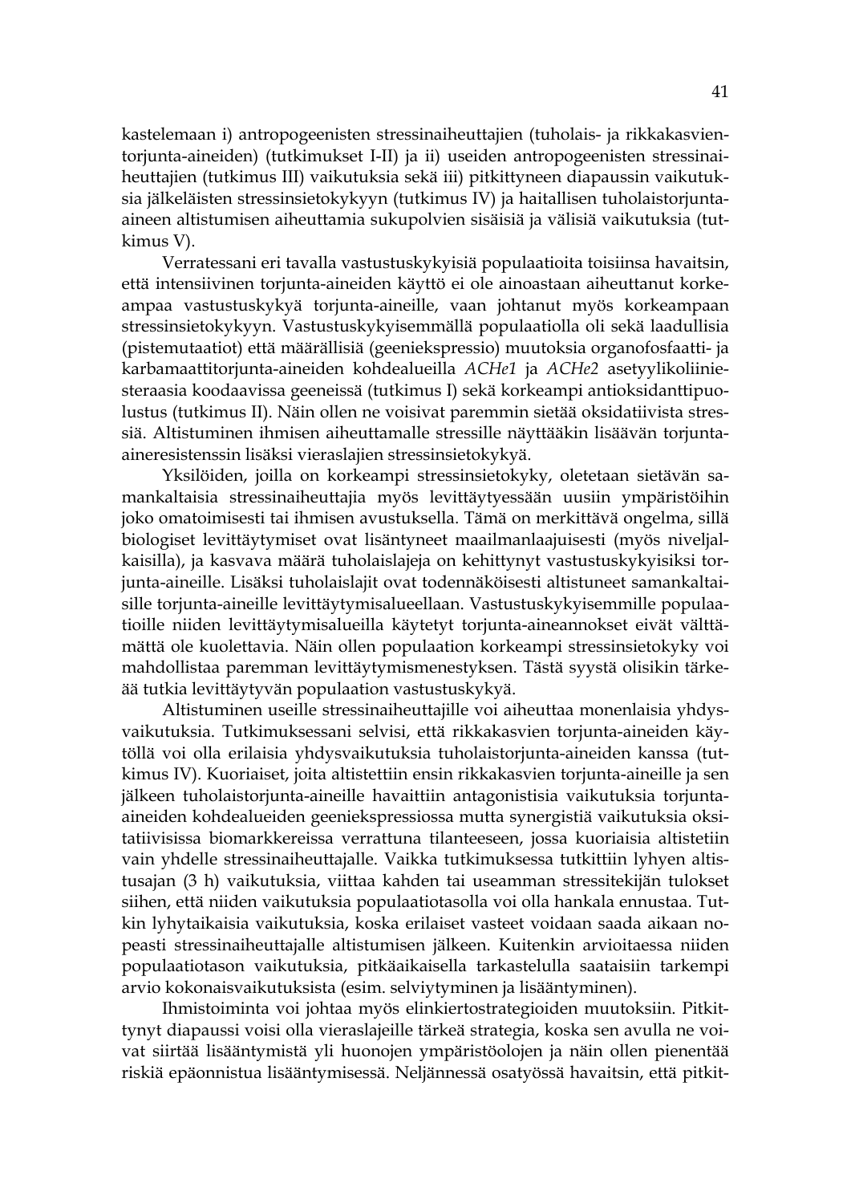kastelemaan i) antropogeenisten stressinaiheuttajien (tuholais- ja rikkakasvientorjunta-aineiden) (tutkimukset I-II) ja ii) useiden antropogeenisten stressinaiheuttajien (tutkimus III) vaikutuksia sekä iii) pitkittyneen diapaussin vaikutuksia jälkeläisten stressinsietokykyyn (tutkimus IV) ja haitallisen tuholaistorjunta-aineen altistumisen aiheuttamia sukupolvien sisäisiä ja välisiä vaikutuksia (tutkimus V).

Verratessani eri tavalla vastustuskykyisiä populaatioita toisiinsa havaitsin, että intensiivinen torjunta-aineiden käyttö ei ole ainoastaan aiheuttanut korkeampaa vastustuskykyä torjunta-aineille, vaan johtanut myös korkeampaan stressinsietokykyyn. Vastustuskykyisemmällä populaatiolla oli sekä laadullisia (pistemutaatiot) että määrällisiä (geeniekspressio) muutoksia organofosfaatti- ja karbamaattitorjunta-aineiden kohdealueilla *ACHe1* ja *ACHe2* asetyylikoliiniesteraasia koodaavissa geeneissä (tutkimus I) sekä korkeampi antioksidanttipuolustus (tutkimus II). Näin ollen ne voisivat paremmin sietää oksidatiivista stressiä. Altistuminen ihmisen aiheuttamalle stressille näyttääkin lisäävän torjunta-aineresistenssin lisäksi vieraslajien stressinsietokykyä.

Yksilöiden, joilla on korkeampi stressinsietokyky, oletetaan sietävän samankaltaisia stressinaiheuttajia myös levittäytyessään uusiin ympäristöihin joko omatoimisesti tai ihmisen avustuksella. Tämä on merkittävä ongelma, sillä biologiset levittäytymiset ovat lisääntyneet maailmanlaajuisesti (myös niveljalkaisilla), ja kasvava määrä tuholaislajeja on kehittynyt vastustuskykyisiksi torjunta-aineille. Lisäksi tuholaislajit ovat todennäköisesti altistuneet samankaltaisille torjunta-aineille levittäytymisalueellaan. Vastustuskykyisemmille populaatioille niiden levittäytymisalueilla käytetyt torjunta-aineannokset eivät välttämättä ole kuolettavia. Näin ollen populaation korkeampi stressinsietokyky voi mahdollistaa paremman levittäytymismenestyksen. Tästä syystä olisikin tärkeää tutkia levittäytyvän populaation vastustuskykyä.

Altistuminen useille stressinaiheuttajille voi aiheuttaa monenlaisia yhdysvaikutuksia. Tutkimuksessani selvisi, että rikkakasvien torjunta-aineiden käytöllä voi olla erilaisia yhdysvaikutuksia tuholaistorjunta-aineiden kanssa (tutkimus IV). Kuoriaiset, joita altistettiin ensin rikkakasvien torjunta-aineille ja sen jälkeen tuholaistorjunta-aineille havaittiin antagonistisia vaikutuksia torjunta-aineiden kohdealueiden geeniekspressiossa mutta synergistiä vaikutuksia oksitatiivisissa biomarkkereissa verrattuna tilanteeseen, jossa kuoriaisia altistetiin vain yhdelle stressinaiheuttajalle. Vaikka tutkimuksessa tutkittiin lyhyen altistusajan (3 h) vaikutuksia, viittaa kahden tai useamman stressitekijän tulokset siihen, että niiden vaikutuksia populaatiotasolla voi olla hankala ennustaa. Tutkin lyhytaikaisia vaikutuksia, koska erilaiset vasteet voidaan saada aikaan nopeasti stressinaiheuttajalle altistumisen jälkeen. Kuitenkin arvioitaessa niiden populaatiotason vaikutuksia, pitkäaikaisella tarkastelulla saataisiin tarkempi arvio kokonaisvaikutuksista (esim. selviytyminen ja lisääntyminen).

Ihmistoiminta voi johtaa myös elinkiertostrategioiden muutoksiin. Pitkittynyt diapaussi voisi olla vieraslajeille tärkeä strategia, koska sen avulla ne voivat siirtää lisääntymistä yli huonojen ympäristöolojen ja näin ollen pienentää riskiä epäonnistua lisääntymisessä. Neljännessä osatyössä havaitsin, että pitkit-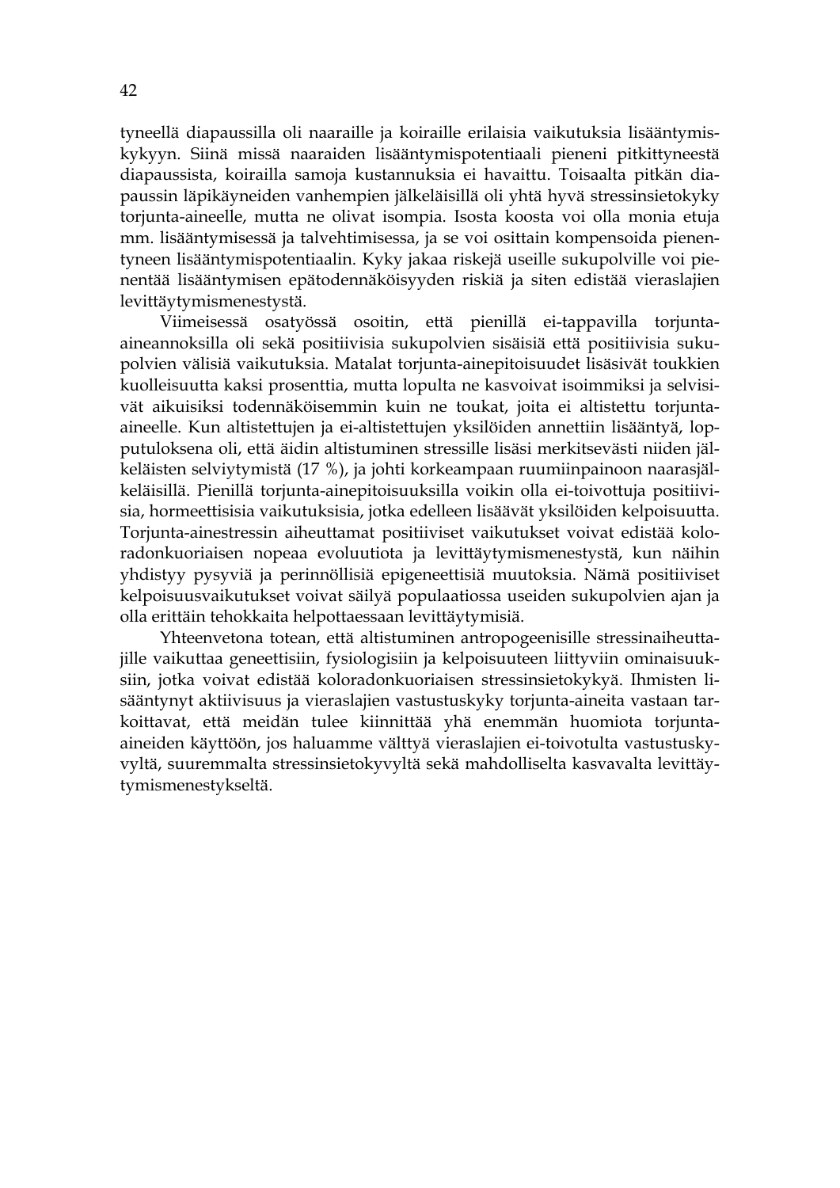tyneellä diapaussilla oli naaraille ja koiraille erilaisia vaikutuksia lisääntymiskykyyn. Siinä missä naaraiden lisääntymispotentiaali pieneni pitkittyneestä diapaussista, koirailla samoja kustannuksia ei havaittu. Toisaalta pitkän diapaussin läpikäyneiden vanhempien jälkeläisillä oli yhtä hyvä stressinsietokyky torjunta-aineelle, mutta ne olivat isompia. Isosta koosta voi olla monia etuja mm. lisääntymisessä ja talvehtimisessa, ja se voi osittain kompensoida pienentyneen lisääntymispotentiaalin. Kyky jakaa riskejä useille sukupolville voi pienentää lisääntymisen epätodennäköisyyden riskiä ja siten edistää vieraslajien levittäytymismenestystä.

Viimeisessä osatyössä osoitin, että pienillä ei-tappavilla torjunta-aineannoksilla oli sekä positiivisia sukupolvien sisäisiä että positiivisia sukupolvien välisiä vaikutuksia. Matalat torjunta-ainepitoisuudet lisäsivät toukkien kuolleisuutta kaksi prosenttia, mutta lopulta ne kasvoivat isoimmiksi ja selvisivät aikuisiksi todennäköisemmin kuin ne toukat, joita ei altistettu torjunta-aineelle. Kun altistettujen ja ei-altistettujen yksilöiden annettiin lisääntyä, lopputuloksena oli, että äidin altistuminen stressille lisäsi merkitsevästi niiden jälkeläisten selviytymistä (17 %), ja johti korkeampaan ruumiinpainoon naarasjälkeläisillä. Pienillä torjunta-ainepitoisuuksilla voikin olla ei-toivottuja positiivisia, hormeettisia vaikutuksisia, jotka edelleen lisäävät yksilöiden kelpoisuutta. Torjunta-ainestressin aiheuttamat positiiviset vaikutukset voivat edistää koloradonkuoriaisen nopeaa evoluutiota ja levittäytymismenestystä, kun näihin yhdistyy pysyviä ja perinnöllisiä epigeneettisiä muutoksia. Nämä positiiviset kelpoisuusvaikutukset voivat säilyä populaatiossa useiden sukupolvien ajan ja olla erittäin tehokkaita helpottaessaan levittäytymisiä.

Yhteenvetona totean, että altistuminen antropogeenisille stressinaiheuttajille vaikuttaa geneettisiin, fysiologisiin ja kelpoisuuteen liittyviin ominaisuuksiin, jotka voivat edistää koloradonkuoriaisen stressinsietokykyä. Ihmisten lisääntynyt aktiivisuus ja vieraslajien vastustuskyky torjunta-aineita vastaan tarkoittavat, että meidän tulee kiinnittää yhä enemmän huomiota torjunta-aineiden käyttöön, jos haluamme välttyä vieraslajien ei-toivotulta vastustuskyvyltä, suuremmalta stressinsietokyvyltä sekä mahdolliselta kasvavalta levittäytymismenestykseltä.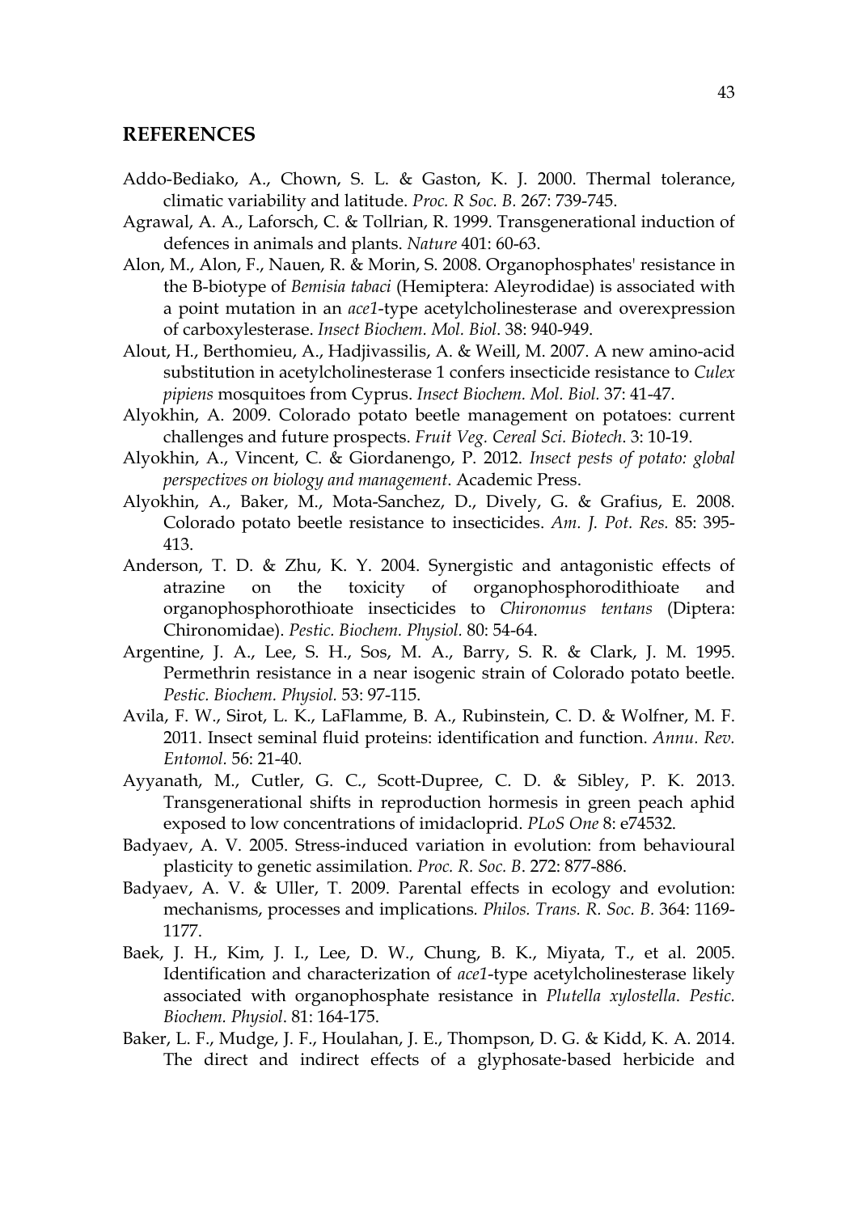## REFERENCES

Addo-Bediako, A., Chown, S. L. & Gaston, K. J. 2000. Thermal tolerance, climatic variability and latitude. *Proc. R Soc. B.* 267: 739-745.

Agrawal, A. A., Laforsch, C. & Tollrian, R. 1999. Transgenerational induction of defences in animals and plants. *Nature* 401: 60-63.

Alon, M., Alon, F., Nauen, R. & Morin, S. 2008. Organophosphates' resistance in the B-biotype of *Bemisia tabaci* (Hemiptera: Aleyrodidae) is associated with a point mutation in an *ace1*-type acetylcholinesterase and overexpression of carboxylesterase. *Insect Biochem. Mol. Biol*. 38: 940-949.

Alout, H., Berthomieu, A., Hadjivassilis, A. & Weill, M. 2007. A new amino-acid substitution in acetylcholinesterase 1 confers insecticide resistance to *Culex pipiens* mosquitoes from Cyprus. *Insect Biochem. Mol. Biol.* 37: 41-47.

Alyokhin, A. 2009. Colorado potato beetle management on potatoes: current challenges and future prospects. *Fruit Veg. Cereal Sci. Biotech*. 3: 10-19.

Alyokhin, A., Vincent, C. & Giordanengo, P. 2012. *Insect pests of potato: global perspectives on biology and management*. Academic Press.

Alyokhin, A., Baker, M., Mota-Sanchez, D., Dively, G. & Grafius, E. 2008. Colorado potato beetle resistance to insecticides. *Am. J. Pot. Res.* 85: 395-413.

Anderson, T. D. & Zhu, K. Y. 2004. Synergistic and antagonistic effects of atrazine on the toxicity of organophosphorodithioate and organophosphorothioate insecticides to *Chironomus tentans* (Diptera: Chironomidae). *Pestic. Biochem. Physiol.* 80: 54-64.

Argentine, J. A., Lee, S. H., Sos, M. A., Barry, S. R. & Clark, J. M. 1995. Permethrin resistance in a near isogenic strain of Colorado potato beetle. *Pestic. Biochem. Physiol.* 53: 97-115.

Avila, F. W., Sirot, L. K., LaFlamme, B. A., Rubinstein, C. D. & Wolfner, M. F. 2011. Insect seminal fluid proteins: identification and function. *Annu. Rev. Entomol.* 56: 21-40.

Ayyanath, M., Cutler, G. C., Scott-Dupree, C. D. & Sibley, P. K. 2013. Transgenerational shifts in reproduction hormesis in green peach aphid exposed to low concentrations of imidacloprid. *PLoS One* 8: e74532.

Badyaev, A. V. 2005. Stress-induced variation in evolution: from behavioural plasticity to genetic assimilation. *Proc. R. Soc. B*. 272: 877-886.

Badyaev, A. V. & Uller, T. 2009. Parental effects in ecology and evolution: mechanisms, processes and implications. *Philos. Trans. R. Soc. B.* 364: 1169-1177.

Baek, J. H., Kim, J. I., Lee, D. W., Chung, B. K., Miyata, T., et al. 2005. Identification and characterization of *ace1*-type acetylcholinesterase likely associated with organophosphate resistance in *Plutella xylostella*. *Pestic. Biochem. Physiol*. 81: 164-175.

Baker, L. F., Mudge, J. F., Houlahan, J. E., Thompson, D. G. & Kidd, K. A. 2014. The direct and indirect effects of a glyphosate-based herbicide and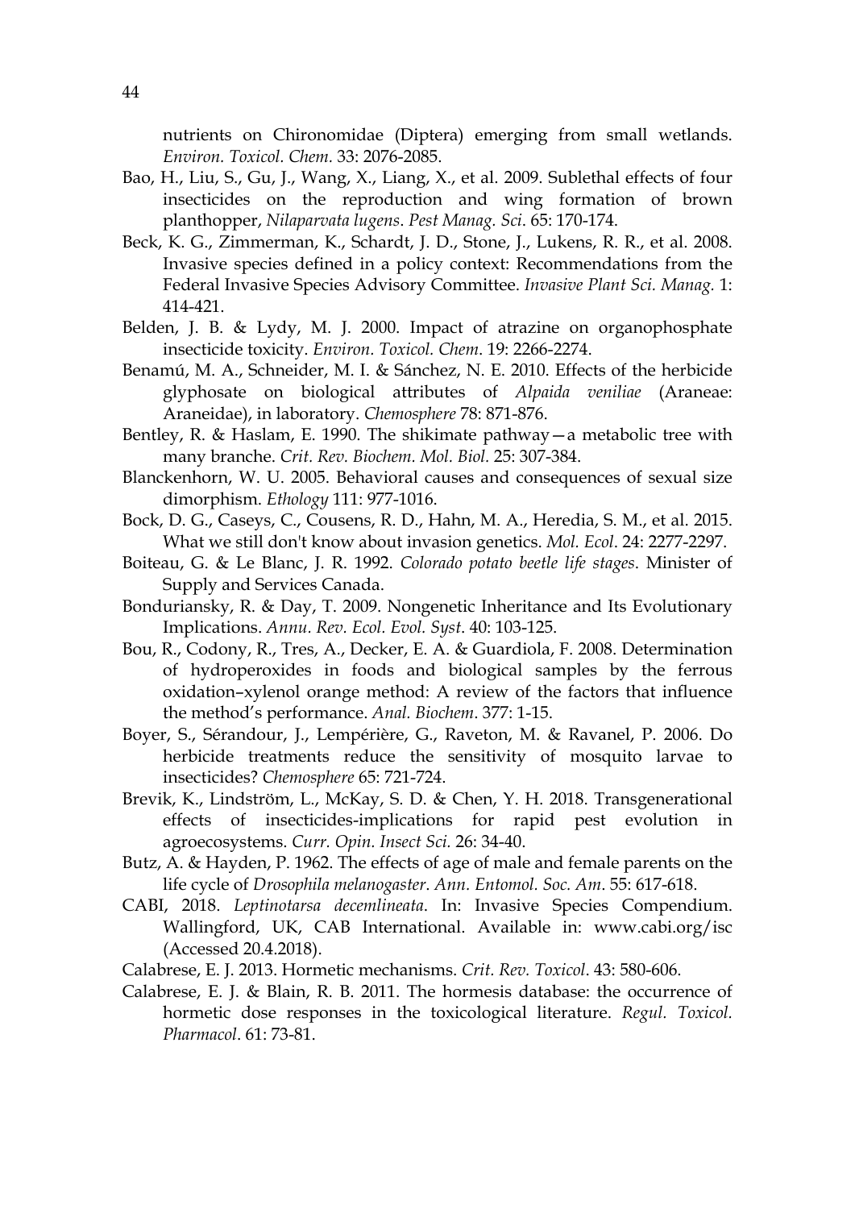nutrients on Chironomidae (Diptera) emerging from small wetlands. *Environ. Toxicol. Chem.* 33: 2076-2085.

Bao, H., Liu, S., Gu, J., Wang, X., Liang, X., et al. 2009. Sublethal effects of four insecticides on the reproduction and wing formation of brown planthopper, *Nilaparvata lugens*. *Pest Manag. Sci.* 65: 170-174.

Beck, K. G., Zimmerman, K., Schardt, J. D., Stone, J., Lukens, R. R., et al. 2008. Invasive species defined in a policy context: Recommendations from the Federal Invasive Species Advisory Committee. *Invasive Plant Sci. Manag.* 1: 414-421.

Belden, J. B. & Lydy, M. J. 2000. Impact of atrazine on organophosphate insecticide toxicity. *Environ. Toxicol. Chem*. 19: 2266-2274.

Benamú, M. A., Schneider, M. I. & Sánchez, N. E. 2010. Effects of the herbicide glyphosate on biological attributes of *Alpaida veniliae* (Araneae: Araneidae), in laboratory. *Chemosphere* 78: 871-876.

Bentley, R. & Haslam, E. 1990. The shikimate pathway—a metabolic tree with many branche. *Crit. Rev. Biochem. Mol. Biol.* 25: 307-384.

Blanckenhorn, W. U. 2005. Behavioral causes and consequences of sexual size dimorphism. *Ethology* 111: 977-1016.

Bock, D. G., Caseys, C., Cousens, R. D., Hahn, M. A., Heredia, S. M., et al. 2015. What we still don't know about invasion genetics. *Mol. Ecol*. 24: 2277-2297.

Boiteau, G. & Le Blanc, J. R. 1992. *Colorado potato beetle life stages*. Minister of Supply and Services Canada.

Bonduriansky, R. & Day, T. 2009. Nongenetic Inheritance and Its Evolutionary Implications. *Annu. Rev. Ecol. Evol. Syst*. 40: 103-125.

Bou, R., Codony, R., Tres, A., Decker, E. A. & Guardiola, F. 2008. Determination of hydroperoxides in foods and biological samples by the ferrous oxidation–xylenol orange method: A review of the factors that influence the method's performance. *Anal. Biochem*. 377: 1-15.

Boyer, S., Sérandour, J., Lempérière, G., Raveton, M. & Ravanel, P. 2006. Do herbicide treatments reduce the sensitivity of mosquito larvae to insecticides? *Chemosphere* 65: 721-724.

Brevik, K., Lindström, L., McKay, S. D. & Chen, Y. H. 2018. Transgenerational effects of insecticides-implications for rapid pest evolution in agroecosystems. *Curr. Opin. Insect Sci.* 26: 34-40.

Butz, A. & Hayden, P. 1962. The effects of age of male and female parents on the life cycle of *Drosophila melanogaster*. *Ann. Entomol. Soc. Am*. 55: 617-618.

CABI, 2018. *Leptinotarsa decemlineata*. In: Invasive Species Compendium. Wallingford, UK, CAB International. Available in: www.cabi.org/isc (Accessed 20.4.2018).

Calabrese, E. J. 2013. Hormetic mechanisms. *Crit. Rev. Toxicol*. 43: 580-606.

Calabrese, E. J. & Blain, R. B. 2011. The hormesis database: the occurrence of hormetic dose responses in the toxicological literature. *Regul. Toxicol. Pharmacol*. 61: 73-81.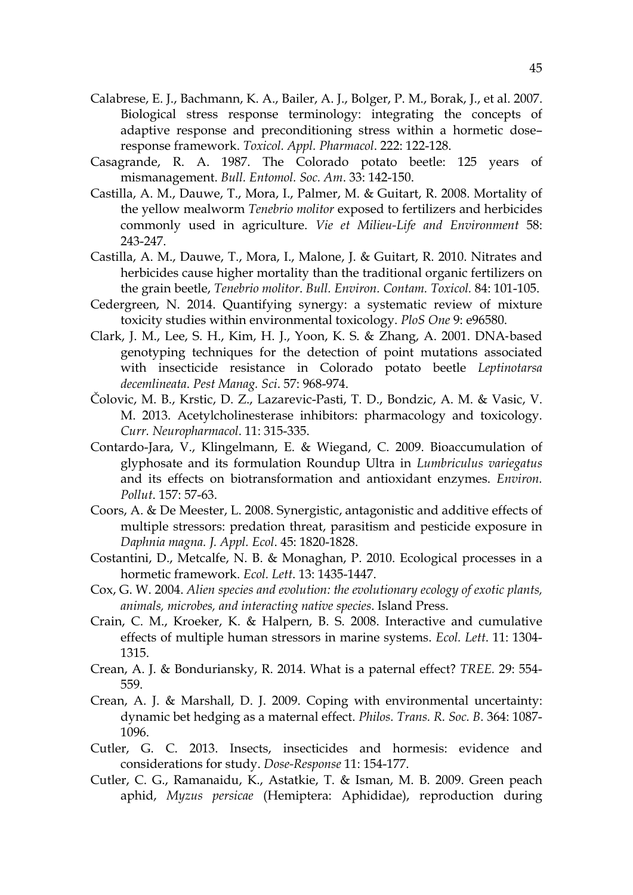Calabrese, E. J., Bachmann, K. A., Bailer, A. J., Bolger, P. M., Borak, J., et al. 2007. Biological stress response terminology: integrating the concepts of adaptive response and preconditioning stress within a hormetic dose–response framework. *Toxicol. Appl. Pharmacol*. 222: 122-128.

Casagrande, R. A. 1987. The Colorado potato beetle: 125 years of mismanagement. *Bull. Entomol. Soc. Am*. 33: 142-150.

Castilla, A. M., Dauwe, T., Mora, I., Palmer, M. & Guitart, R. 2008. Mortality of the yellow mealworm *Tenebrio molitor* exposed to fertilizers and herbicides commonly used in agriculture. *Vie et Milieu-Life and Environment* 58: 243-247.

Castilla, A. M., Dauwe, T., Mora, I., Malone, J. & Guitart, R. 2010. Nitrates and herbicides cause higher mortality than the traditional organic fertilizers on the grain beetle, *Tenebrio molitor*. *Bull. Environ. Contam. Toxicol.* 84: 101-105.

Cedergreen, N. 2014. Quantifying synergy: a systematic review of mixture toxicity studies within environmental toxicology. *PloS One* 9: e96580.

Clark, J. M., Lee, S. H., Kim, H. J., Yoon, K. S. & Zhang, A. 2001. DNA-based genotyping techniques for the detection of point mutations associated with insecticide resistance in Colorado potato beetle *Leptinotarsa decemlineata*. *Pest Manag. Sci*. 57: 968-974.

Čolovic, M. B., Krstic, D. Z., Lazarevic-Pasti, T. D., Bondzic, A. M. & Vasic, V. M. 2013. Acetylcholinesterase inhibitors: pharmacology and toxicology. *Curr. Neuropharmacol*. 11: 315-335.

Contardo-Jara, V., Klingelmann, E. & Wiegand, C. 2009. Bioaccumulation of glyphosate and its formulation Roundup Ultra in *Lumbriculus variegatus* and its effects on biotransformation and antioxidant enzymes. *Environ. Pollut*. 157: 57-63.

Coors, A. & De Meester, L. 2008. Synergistic, antagonistic and additive effects of multiple stressors: predation threat, parasitism and pesticide exposure in *Daphnia magna. J. Appl. Ecol*. 45: 1820-1828.

Costantini, D., Metcalfe, N. B. & Monaghan, P. 2010. Ecological processes in a hormetic framework. *Ecol. Lett*. 13: 1435-1447.

Cox, G. W. 2004. *Alien species and evolution: the evolutionary ecology of exotic plants, animals, microbes, and interacting native species*. Island Press.

Crain, C. M., Kroeker, K. & Halpern, B. S. 2008. Interactive and cumulative effects of multiple human stressors in marine systems. *Ecol. Lett*. 11: 1304-1315.

Crean, A. J. & Bonduriansky, R. 2014. What is a paternal effect? *TREE.* 29: 554-559.

Crean, A. J. & Marshall, D. J. 2009. Coping with environmental uncertainty: dynamic bet hedging as a maternal effect. *Philos. Trans. R. Soc. B.* 364: 1087-1096.

Cutler, G. C. 2013. Insects, insecticides and hormesis: evidence and considerations for study. *Dose-Response* 11: 154-177.

Cutler, C. G., Ramanaidu, K., Astatkie, T. & Isman, M. B. 2009. Green peach aphid, *Myzus persicae* (Hemiptera: Aphididae), reproduction during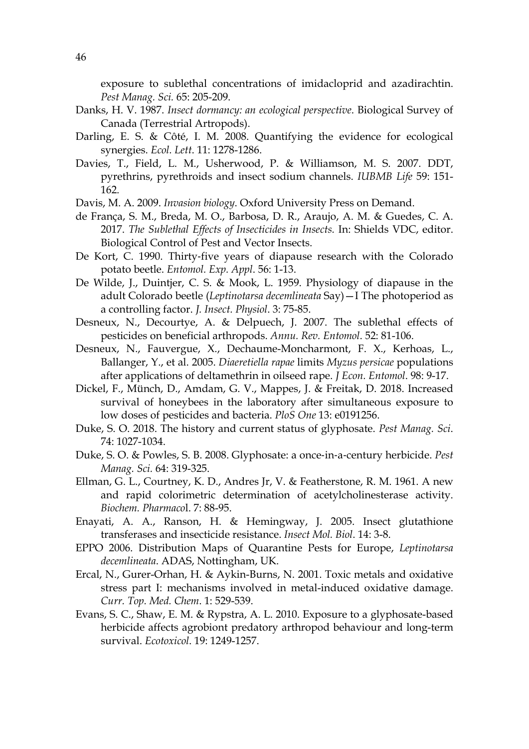exposure to sublethal concentrations of imidacloprid and azadirachtin. *Pest Manag. Sci.* 65: 205-209.

Danks, H. V. 1987. *Insect dormancy: an ecological perspective*. Biological Survey of Canada (Terrestrial Artropods).

Darling, E. S. & Côté, I. M. 2008. Quantifying the evidence for ecological synergies. *Ecol. Lett*. 11: 1278-1286.

Davies, T., Field, L. M., Usherwood, P. & Williamson, M. S. 2007. DDT, pyrethrins, pyrethroids and insect sodium channels. *IUBMB Life* 59: 151-162.

Davis, M. A. 2009. *Invasion biology*. Oxford University Press on Demand.

de França, S. M., Breda, M. O., Barbosa, D. R., Araujo, A. M. & Guedes, C. A. 2017. *The Sublethal Effects of Insecticides in Insects.* In: Shields VDC, editor. Biological Control of Pest and Vector Insects.

De Kort, C. 1990. Thirty-five years of diapause research with the Colorado potato beetle. *Entomol. Exp. Appl*. 56: 1-13.

De Wilde, J., Duintjer, C. S. & Mook, L. 1959. Physiology of diapause in the adult Colorado beetle (*Leptinotarsa decemlineata* Say)—I The photoperiod as a controlling factor. *J. Insect. Physiol*. 3: 75-85.

Desneux, N., Decourtye, A. & Delpuech, J. 2007. The sublethal effects of pesticides on beneficial arthropods. *Annu. Rev. Entomol*. 52: 81-106.

Desneux, N., Fauvergue, X., Dechaume-Moncharmont, F. X., Kerhoas, L., Ballanger, Y., et al. 2005. *Diaeretiella rapae* limits *Myzus persicae* populations after applications of deltamethrin in oilseed rape. *J Econ. Entomol*. 98: 9-17.

Dickel, F., Münch, D., Amdam, G. V., Mappes, J. & Freitak, D. 2018. Increased survival of honeybees in the laboratory after simultaneous exposure to low doses of pesticides and bacteria. *PloS One* 13: e0191256.

Duke, S. O. 2018. The history and current status of glyphosate. *Pest Manag. Sci*. 74: 1027-1034.

Duke, S. O. & Powles, S. B. 2008. Glyphosate: a once-in-a-century herbicide. *Pest Manag. Sci.* 64: 319-325.

Ellman, G. L., Courtney, K. D., Andres Jr, V. & Featherstone, R. M. 1961. A new and rapid colorimetric determination of acetylcholinesterase activity. *Biochem. Pharmaco*l. 7: 88-95.

Enayati, A. A., Ranson, H. & Hemingway, J. 2005. Insect glutathione transferases and insecticide resistance. *Insect Mol. Biol*. 14: 3-8.

EPPO 2006. Distribution Maps of Quarantine Pests for Europe, *Leptinotarsa decemlineata*. ADAS, Nottingham, UK.

Ercal, N., Gurer-Orhan, H. & Aykin-Burns, N. 2001. Toxic metals and oxidative stress part I: mechanisms involved in metal-induced oxidative damage. *Curr. Top. Med. Chem*. 1: 529-539.

Evans, S. C., Shaw, E. M. & Rypstra, A. L. 2010. Exposure to a glyphosate-based herbicide affects agrobiont predatory arthropod behaviour and long-term survival. *Ecotoxicol*. 19: 1249-1257.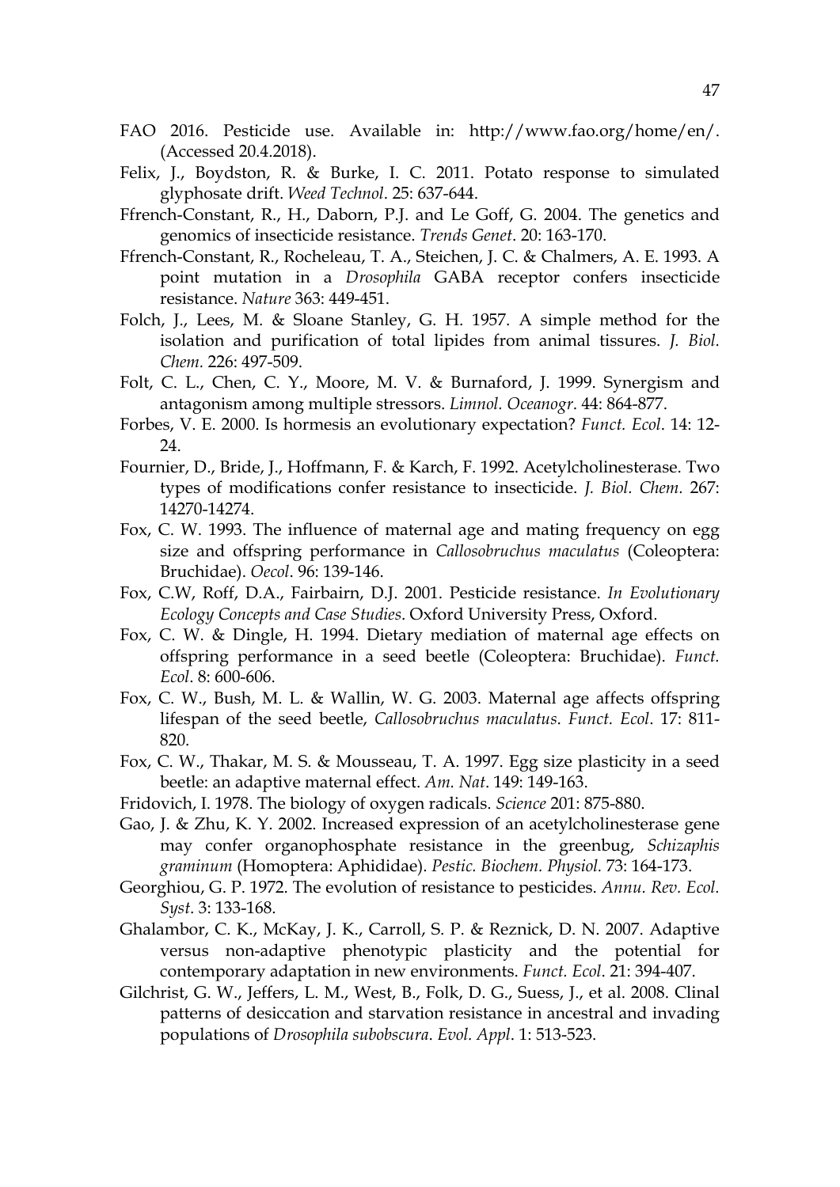FAO 2016. Pesticide use. Available in: http://www.fao.org/home/en/. (Accessed 20.4.2018).

Felix, J., Boydston, R. & Burke, I. C. 2011. Potato response to simulated glyphosate drift. *Weed Technol*. 25: 637-644.

Ffrench-Constant, R., H., Daborn, P.J. and Le Goff, G. 2004. The genetics and genomics of insecticide resistance. *Trends Genet*. 20: 163-170.

Ffrench-Constant, R., Rocheleau, T. A., Steichen, J. C. & Chalmers, A. E. 1993. A point mutation in a *Drosophila* GABA receptor confers insecticide resistance. *Nature* 363: 449-451.

Folch, J., Lees, M. & Sloane Stanley, G. H. 1957. A simple method for the isolation and purification of total lipides from animal tissures. *J. Biol. Chem.* 226: 497-509.

Folt, C. L., Chen, C. Y., Moore, M. V. & Burnaford, J. 1999. Synergism and antagonism among multiple stressors. *Limnol. Oceanogr*. 44: 864-877.

Forbes, V. E. 2000. Is hormesis an evolutionary expectation? *Funct. Ecol*. 14: 12-24.

Fournier, D., Bride, J., Hoffmann, F. & Karch, F. 1992. Acetylcholinesterase. Two types of modifications confer resistance to insecticide. *J. Biol. Chem.* 267: 14270-14274.

Fox, C. W. 1993. The influence of maternal age and mating frequency on egg size and offspring performance in *Callosobruchus maculatus* (Coleoptera: Bruchidae). *Oecol*. 96: 139-146.

Fox, C.W, Roff, D.A., Fairbairn, D.J. 2001. Pesticide resistance. *In Evolutionary Ecology Concepts and Case Studies*. Oxford University Press, Oxford.

Fox, C. W. & Dingle, H. 1994. Dietary mediation of maternal age effects on offspring performance in a seed beetle (Coleoptera: Bruchidae). *Funct. Ecol*. 8: 600-606.

Fox, C. W., Bush, M. L. & Wallin, W. G. 2003. Maternal age affects offspring lifespan of the seed beetle, *Callosobruchus maculatus*. *Funct. Ecol*. 17: 811-820.

Fox, C. W., Thakar, M. S. & Mousseau, T. A. 1997. Egg size plasticity in a seed beetle: an adaptive maternal effect. *Am. Nat*. 149: 149-163.

Fridovich, I. 1978. The biology of oxygen radicals. *Science* 201: 875-880.

Gao, J. & Zhu, K. Y. 2002. Increased expression of an acetylcholinesterase gene may confer organophosphate resistance in the greenbug, *Schizaphis graminum* (Homoptera: Aphididae). *Pestic. Biochem. Physiol.* 73: 164-173.

Georghiou, G. P. 1972. The evolution of resistance to pesticides. *Annu. Rev. Ecol. Syst*. 3: 133-168.

Ghalambor, C. K., McKay, J. K., Carroll, S. P. & Reznick, D. N. 2007. Adaptive versus non-adaptive phenotypic plasticity and the potential for contemporary adaptation in new environments. *Funct. Ecol*. 21: 394-407.

Gilchrist, G. W., Jeffers, L. M., West, B., Folk, D. G., Suess, J., et al. 2008. Clinal patterns of desiccation and starvation resistance in ancestral and invading populations of *Drosophila subobscura*. *Evol. Appl*. 1: 513-523.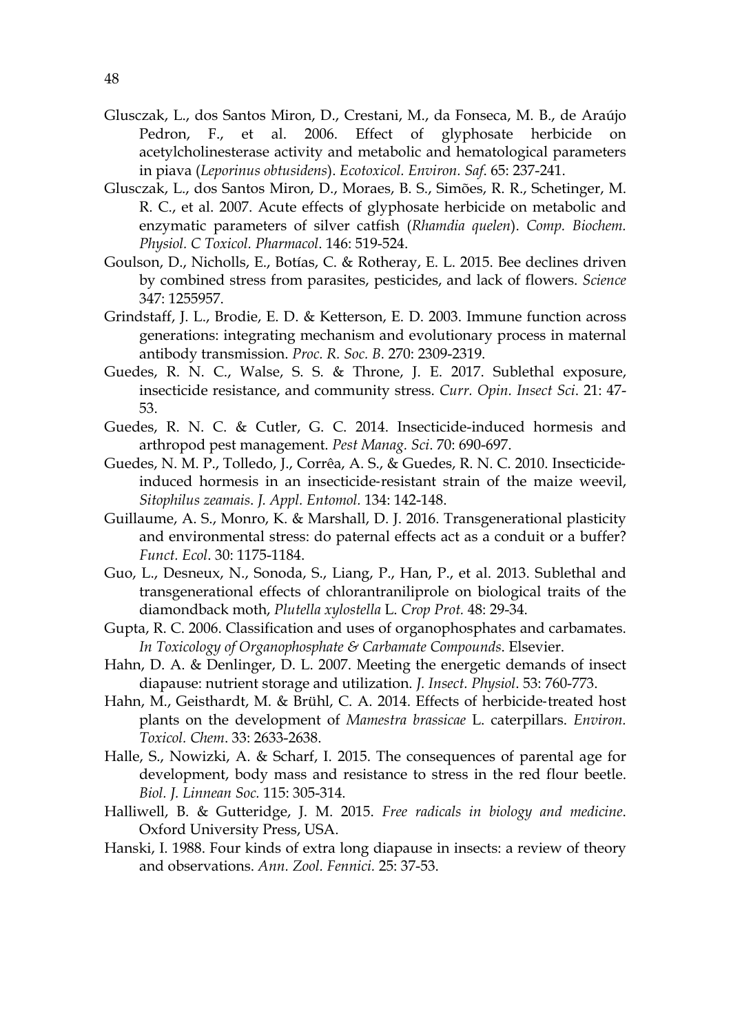Glusczak, L., dos Santos Miron, D., Crestani, M., da Fonseca, M. B., de Araújo Pedron, F., et al. 2006. Effect of glyphosate herbicide on acetylcholinesterase activity and metabolic and hematological parameters in piava (*Leporinus obtusidens*). *Ecotoxicol. Environ. Saf.* 65: 237-241.

Glusczak, L., dos Santos Miron, D., Moraes, B. S., Simões, R. R., Schetinger, M. R. C., et al. 2007. Acute effects of glyphosate herbicide on metabolic and enzymatic parameters of silver catfish (*Rhamdia quelen*). *Comp. Biochem. Physiol. C Toxicol. Pharmacol*. 146: 519-524.

Goulson, D., Nicholls, E., Botías, C. & Rotheray, E. L. 2015. Bee declines driven by combined stress from parasites, pesticides, and lack of flowers. *Science* 347: 1255957.

Grindstaff, J. L., Brodie, E. D. & Ketterson, E. D. 2003. Immune function across generations: integrating mechanism and evolutionary process in maternal antibody transmission. *Proc. R. Soc. B.* 270: 2309-2319.

Guedes, R. N. C., Walse, S. S. & Throne, J. E. 2017. Sublethal exposure, insecticide resistance, and community stress. *Curr. Opin. Insect Sci*. 21: 47-53.

Guedes, R. N. C. & Cutler, G. C. 2014. Insecticide-induced hormesis and arthropod pest management. *Pest Manag. Sci*. 70: 690-697.

Guedes, N. M. P., Tolledo, J., Corrêa, A. S., & Guedes, R. N. C. 2010. Insecticide-induced hormesis in an insecticide-resistant strain of the maize weevil, *Sitophilus zeamais*. *J. Appl. Entomol.* 134: 142-148.

Guillaume, A. S., Monro, K. & Marshall, D. J. 2016. Transgenerational plasticity and environmental stress: do paternal effects act as a conduit or a buffer? *Funct. Ecol*. 30: 1175-1184.

Guo, L., Desneux, N., Sonoda, S., Liang, P., Han, P., et al. 2013. Sublethal and transgenerational effects of chlorantraniliprole on biological traits of the diamondback moth, *Plutella xylostella* L. *Crop Prot.* 48: 29-34.

Gupta, R. C. 2006. Classification and uses of organophosphates and carbamates. *In Toxicology of Organophosphate & Carbamate Compounds*. Elsevier.

Hahn, D. A. & Denlinger, D. L. 2007. Meeting the energetic demands of insect diapause: nutrient storage and utilization. *J. Insect. Physiol*. 53: 760-773.

Hahn, M., Geisthardt, M. & Brühl, C. A. 2014. Effects of herbicide-treated host plants on the development of *Mamestra brassicae* L. caterpillars. *Environ. Toxicol. Chem*. 33: 2633-2638.

Halle, S., Nowizki, A. & Scharf, I. 2015. The consequences of parental age for development, body mass and resistance to stress in the red flour beetle. *Biol. J. Linnean Soc.* 115: 305-314.

Halliwell, B. & Gutteridge, J. M. 2015. *Free radicals in biology and medicine*. Oxford University Press, USA.

Hanski, I. 1988. Four kinds of extra long diapause in insects: a review of theory and observations. *Ann. Zool. Fennici.* 25: 37-53.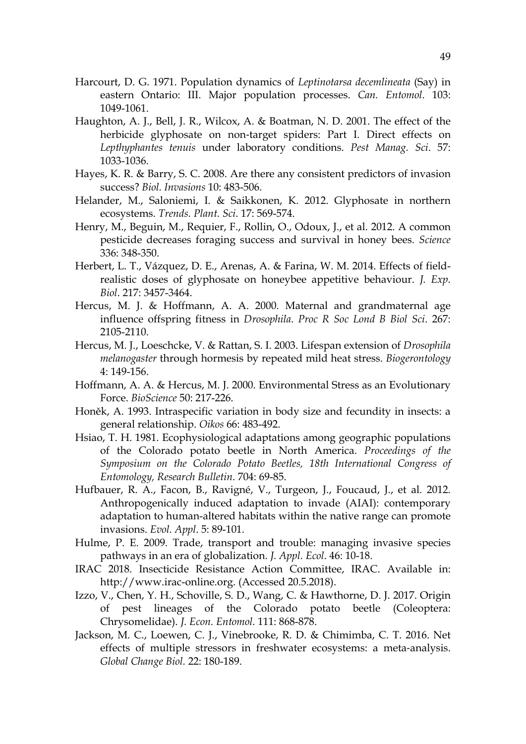Harcourt, D. G. 1971. Population dynamics of *Leptinotarsa decemlineata* (Say) in eastern Ontario: III. Major population processes. *Can. Entomol*. 103: 1049-1061.

Haughton, A. J., Bell, J. R., Wilcox, A. & Boatman, N. D. 2001. The effect of the herbicide glyphosate on non-target spiders: Part I. Direct effects on *Lepthyphantes tenuis* under laboratory conditions. *Pest Manag. Sci*. 57: 1033-1036.

Hayes, K. R. & Barry, S. C. 2008. Are there any consistent predictors of invasion success? *Biol. Invasions* 10: 483-506.

Helander, M., Saloniemi, I. & Saikkonen, K. 2012. Glyphosate in northern ecosystems. *Trends. Plant. Sci*. 17: 569-574.

Henry, M., Beguin, M., Requier, F., Rollin, O., Odoux, J., et al. 2012. A common pesticide decreases foraging success and survival in honey bees. *Science* 336: 348-350.

Herbert, L. T., Vázquez, D. E., Arenas, A. & Farina, W. M. 2014. Effects of field-realistic doses of glyphosate on honeybee appetitive behaviour. *J. Exp. Biol*. 217: 3457-3464.

Hercus, M. J. & Hoffmann, A. A. 2000. Maternal and grandmaternal age influence offspring fitness in *Drosophila*. *Proc R Soc Lond B Biol Sci*. 267: 2105-2110.

Hercus, M. J., Loeschcke, V. & Rattan, S. I. 2003. Lifespan extension of *Drosophila melanogaster* through hormesis by repeated mild heat stress. *Biogerontology* 4: 149-156.

Hoffmann, A. A. & Hercus, M. J. 2000. Environmental Stress as an Evolutionary Force. *BioScience* 50: 217-226.

Honěk, A. 1993. Intraspecific variation in body size and fecundity in insects: a general relationship. *Oikos* 66: 483-492.

Hsiao, T. H. 1981. Ecophysiological adaptations among geographic populations of the Colorado potato beetle in North America. *Proceedings of the Symposium on the Colorado Potato Beetles, 18th International Congress of Entomology, Research Bulletin*. 704: 69-85.

Hufbauer, R. A., Facon, B., Ravigné, V., Turgeon, J., Foucaud, J., et al. 2012. Anthropogenically induced adaptation to invade (AIAI): contemporary adaptation to human-altered habitats within the native range can promote invasions. *Evol. Appl*. 5: 89-101.

Hulme, P. E. 2009. Trade, transport and trouble: managing invasive species pathways in an era of globalization. *J. Appl. Ecol*. 46: 10-18.

IRAC 2018. Insecticide Resistance Action Committee, IRAC. Available in: http://www.irac-online.org. (Accessed 20.5.2018).

Izzo, V., Chen, Y. H., Schoville, S. D., Wang, C. & Hawthorne, D. J. 2017. Origin of pest lineages of the Colorado potato beetle (Coleoptera: Chrysomelidae). *J. Econ. Entomol.* 111: 868-878.

Jackson, M. C., Loewen, C. J., Vinebrooke, R. D. & Chimimba, C. T. 2016. Net effects of multiple stressors in freshwater ecosystems: a meta-analysis. *Global Change Biol.* 22: 180-189.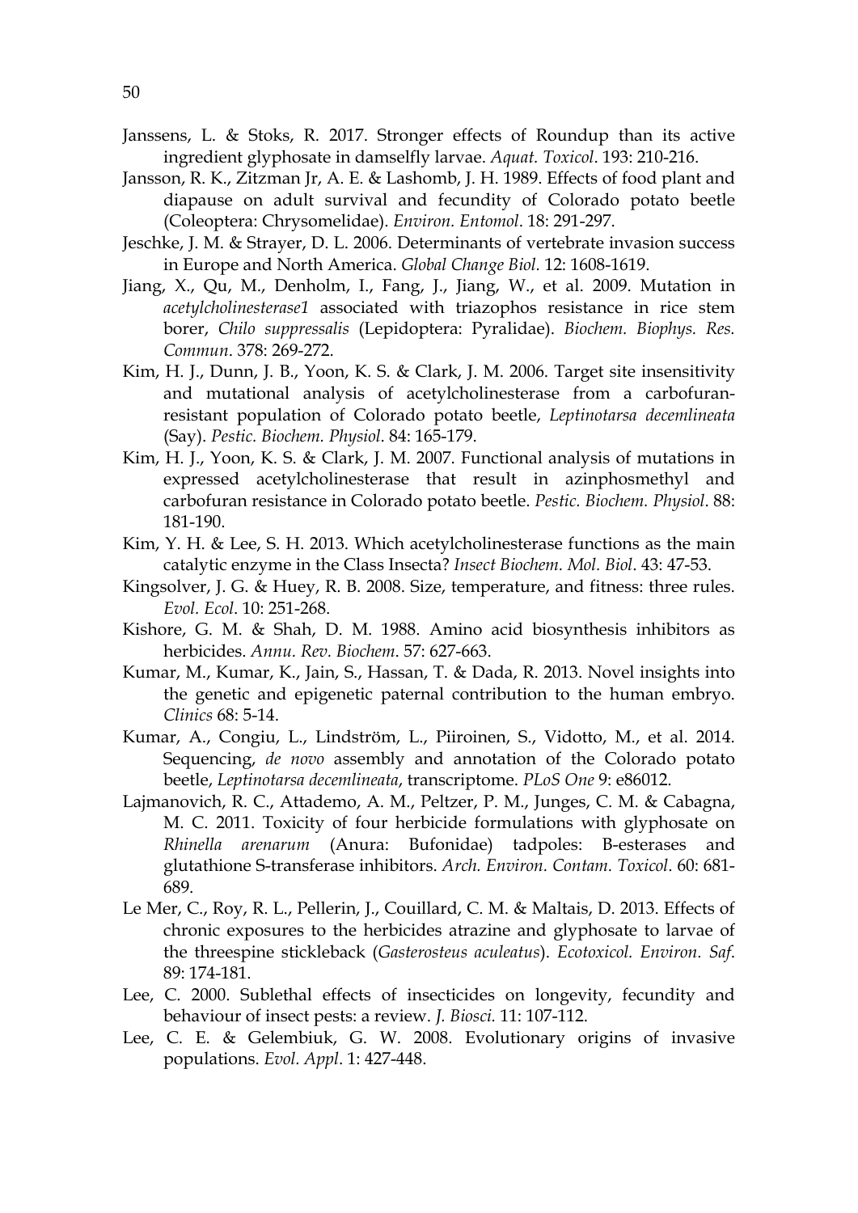Janssens, L. & Stoks, R. 2017. Stronger effects of Roundup than its active ingredient glyphosate in damselfly larvae. *Aquat. Toxicol*. 193: 210-216.

Jansson, R. K., Zitzman Jr, A. E. & Lashomb, J. H. 1989. Effects of food plant and diapause on adult survival and fecundity of Colorado potato beetle (Coleoptera: Chrysomelidae). *Environ. Entomol*. 18: 291-297.

Jeschke, J. M. & Strayer, D. L. 2006. Determinants of vertebrate invasion success in Europe and North America. *Global Change Biol*. 12: 1608-1619.

Jiang, X., Qu, M., Denholm, I., Fang, J., Jiang, W., et al. 2009. Mutation in *acetylcholinesterase1* associated with triazophos resistance in rice stem borer, *Chilo suppressalis* (Lepidoptera: Pyralidae). *Biochem. Biophys. Res. Commun*. 378: 269-272.

Kim, H. J., Dunn, J. B., Yoon, K. S. & Clark, J. M. 2006. Target site insensitivity and mutational analysis of acetylcholinesterase from a carbofuran-resistant population of Colorado potato beetle, *Leptinotarsa decemlineata* (Say). *Pestic. Biochem. Physiol*. 84: 165-179.

Kim, H. J., Yoon, K. S. & Clark, J. M. 2007. Functional analysis of mutations in expressed acetylcholinesterase that result in azinphosmethyl and carbofuran resistance in Colorado potato beetle. *Pestic. Biochem. Physiol*. 88: 181-190.

Kim, Y. H. & Lee, S. H. 2013. Which acetylcholinesterase functions as the main catalytic enzyme in the Class Insecta? *Insect Biochem. Mol. Biol*. 43: 47-53.

Kingsolver, J. G. & Huey, R. B. 2008. Size, temperature, and fitness: three rules. *Evol. Ecol*. 10: 251-268.

Kishore, G. M. & Shah, D. M. 1988. Amino acid biosynthesis inhibitors as herbicides. *Annu. Rev. Biochem*. 57: 627-663.

Kumar, M., Kumar, K., Jain, S., Hassan, T. & Dada, R. 2013. Novel insights into the genetic and epigenetic paternal contribution to the human embryo. *Clinics* 68: 5-14.

Kumar, A., Congiu, L., Lindström, L., Piiroinen, S., Vidotto, M., et al. 2014. Sequencing, *de novo* assembly and annotation of the Colorado potato beetle, *Leptinotarsa decemlineata*, transcriptome. *PLoS One* 9: e86012.

Lajmanovich, R. C., Attademo, A. M., Peltzer, P. M., Junges, C. M. & Cabagna, M. C. 2011. Toxicity of four herbicide formulations with glyphosate on *Rhinella arenarum* (Anura: Bufonidae) tadpoles: B-esterases and glutathione S-transferase inhibitors. *Arch. Environ. Contam. Toxicol*. 60: 681-689.

Le Mer, C., Roy, R. L., Pellerin, J., Couillard, C. M. & Maltais, D. 2013. Effects of chronic exposures to the herbicides atrazine and glyphosate to larvae of the threespine stickleback (*Gasterosteus aculeatus*). *Ecotoxicol. Environ. Saf*. 89: 174-181.

Lee, C. 2000. Sublethal effects of insecticides on longevity, fecundity and behaviour of insect pests: a review. *J. Biosci.* 11: 107-112.

Lee, C. E. & Gelembiuk, G. W. 2008. Evolutionary origins of invasive populations. *Evol. Appl*. 1: 427-448.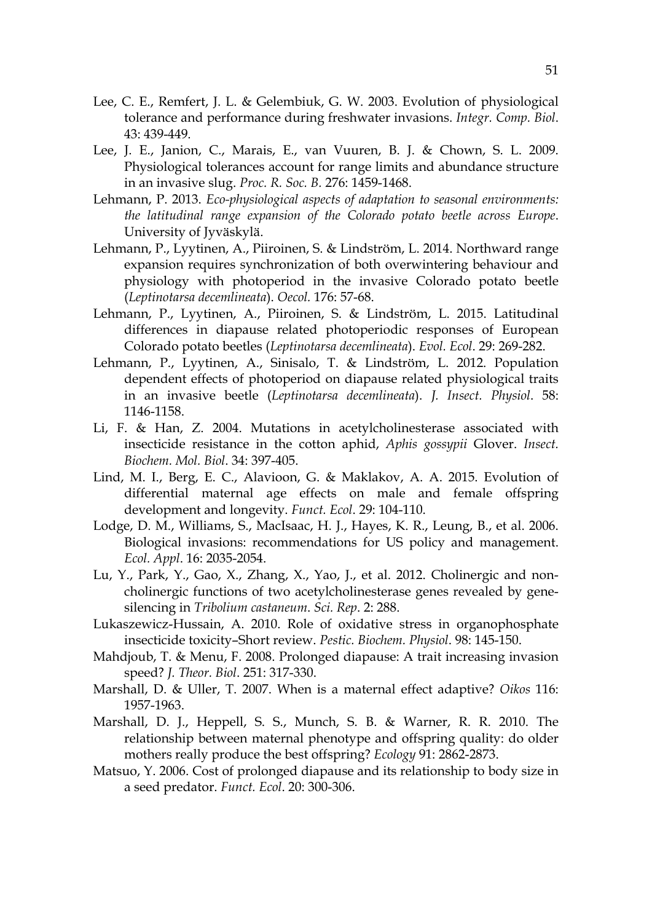Lee, C. E., Remfert, J. L. & Gelembiuk, G. W. 2003. Evolution of physiological tolerance and performance during freshwater invasions. *Integr. Comp. Biol*. 43: 439-449.

Lee, J. E., Janion, C., Marais, E., van Vuuren, B. J. & Chown, S. L. 2009. Physiological tolerances account for range limits and abundance structure in an invasive slug. *Proc. R. Soc. B*. 276: 1459-1468.

Lehmann, P. 2013. *Eco-physiological aspects of adaptation to seasonal environments: the latitudinal range expansion of the Colorado potato beetle across Europe*. University of Jyväskylä.

Lehmann, P., Lyytinen, A., Piiroinen, S. & Lindström, L. 2014. Northward range expansion requires synchronization of both overwintering behaviour and physiology with photoperiod in the invasive Colorado potato beetle (*Leptinotarsa decemlineata*). *Oecol.* 176: 57-68.

Lehmann, P., Lyytinen, A., Piiroinen, S. & Lindström, L. 2015. Latitudinal differences in diapause related photoperiodic responses of European Colorado potato beetles (*Leptinotarsa decemlineata*). *Evol. Ecol*. 29: 269-282.

Lehmann, P., Lyytinen, A., Sinisalo, T. & Lindström, L. 2012. Population dependent effects of photoperiod on diapause related physiological traits in an invasive beetle (*Leptinotarsa decemlineata*). *J. Insect. Physiol*. 58: 1146-1158.

Li, F. & Han, Z. 2004. Mutations in acetylcholinesterase associated with insecticide resistance in the cotton aphid, *Aphis gossypii* Glover. *Insect. Biochem. Mol. Biol*. 34: 397-405.

Lind, M. I., Berg, E. C., Alavioon, G. & Maklakov, A. A. 2015. Evolution of differential maternal age effects on male and female offspring development and longevity. *Funct. Ecol*. 29: 104-110.

Lodge, D. M., Williams, S., MacIsaac, H. J., Hayes, K. R., Leung, B., et al. 2006. Biological invasions: recommendations for US policy and management. *Ecol. Appl*. 16: 2035-2054.

Lu, Y., Park, Y., Gao, X., Zhang, X., Yao, J., et al. 2012. Cholinergic and non-cholinergic functions of two acetylcholinesterase genes revealed by gene-silencing in *Tribolium castaneum*. *Sci. Rep*. 2: 288.

Lukaszewicz-Hussain, A. 2010. Role of oxidative stress in organophosphate insecticide toxicity–Short review. *Pestic. Biochem. Physiol*. 98: 145-150.

Mahdjoub, T. & Menu, F. 2008. Prolonged diapause: A trait increasing invasion speed? *J. Theor. Biol*. 251: 317-330.

Marshall, D. & Uller, T. 2007. When is a maternal effect adaptive? *Oikos* 116: 1957-1963.

Marshall, D. J., Heppell, S. S., Munch, S. B. & Warner, R. R. 2010. The relationship between maternal phenotype and offspring quality: do older mothers really produce the best offspring? *Ecology* 91: 2862-2873.

Matsuo, Y. 2006. Cost of prolonged diapause and its relationship to body size in a seed predator. *Funct. Ecol*. 20: 300-306.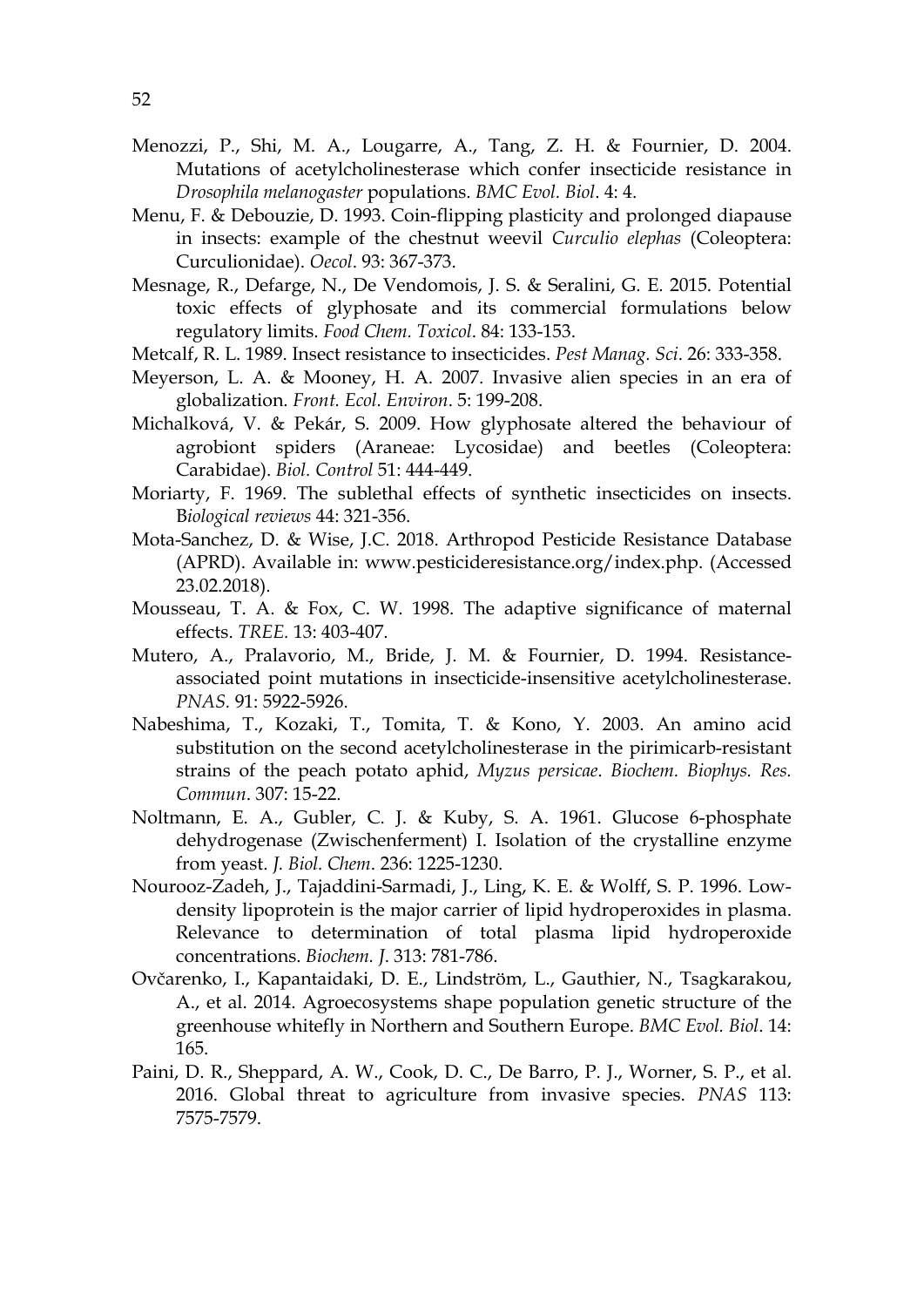Menozzi, P., Shi, M. A., Lougarre, A., Tang, Z. H. & Fournier, D. 2004. Mutations of acetylcholinesterase which confer insecticide resistance in *Drosophila melanogaster* populations. *BMC Evol. Biol*. 4: 4.

Menu, F. & Debouzie, D. 1993. Coin-flipping plasticity and prolonged diapause in insects: example of the chestnut weevil *Curculio elephas* (Coleoptera: Curculionidae). *Oecol*. 93: 367-373.

Mesnage, R., Defarge, N., De Vendomois, J. S. & Seralini, G. E. 2015. Potential toxic effects of glyphosate and its commercial formulations below regulatory limits. *Food Chem. Toxicol*. 84: 133-153.

Metcalf, R. L. 1989. Insect resistance to insecticides. *Pest Manag. Sci*. 26: 333-358.

Meyerson, L. A. & Mooney, H. A. 2007. Invasive alien species in an era of globalization. *Front. Ecol. Environ*. 5: 199-208.

Michalková, V. & Pekár, S. 2009. How glyphosate altered the behaviour of agrobiont spiders (Araneae: Lycosidae) and beetles (Coleoptera: Carabidae). *Biol. Control* 51: 444-449.

Moriarty, F. 1969. The sublethal effects of synthetic insecticides on insects. B*iological reviews* 44: 321-356.

Mota-Sanchez, D. & Wise, J.C. 2018. Arthropod Pesticide Resistance Database (APRD). Available in: www.pesticideresistance.org/index.php. (Accessed 23.02.2018).

Mousseau, T. A. & Fox, C. W. 1998. The adaptive significance of maternal effects. *TREE*. 13: 403-407.

Mutero, A., Pralavorio, M., Bride, J. M. & Fournier, D. 1994. Resistance-associated point mutations in insecticide-insensitive acetylcholinesterase. *PNAS*. 91: 5922-5926.

Nabeshima, T., Kozaki, T., Tomita, T. & Kono, Y. 2003. An amino acid substitution on the second acetylcholinesterase in the pirimicarb-resistant strains of the peach potato aphid, *Myzus persicae*. *Biochem. Biophys. Res. Commun*. 307: 15-22.

Noltmann, E. A., Gubler, C. J. & Kuby, S. A. 1961. Glucose 6-phosphate dehydrogenase (Zwischenferment) I. Isolation of the crystalline enzyme from yeast. *J. Biol. Chem*. 236: 1225-1230.

Nourooz-Zadeh, J., Tajaddini-Sarmadi, J., Ling, K. E. & Wolff, S. P. 1996. Low-density lipoprotein is the major carrier of lipid hydroperoxides in plasma. Relevance to determination of total plasma lipid hydroperoxide concentrations. *Biochem. J*. 313: 781-786.

Ovčarenko, I., Kapantaidaki, D. E., Lindström, L., Gauthier, N., Tsagkarakou, A., et al. 2014. Agroecosystems shape population genetic structure of the greenhouse whitefly in Northern and Southern Europe. *BMC Evol. Biol*. 14: 165.

Paini, D. R., Sheppard, A. W., Cook, D. C., De Barro, P. J., Worner, S. P., et al. 2016. Global threat to agriculture from invasive species. *PNAS* 113: 7575-7579.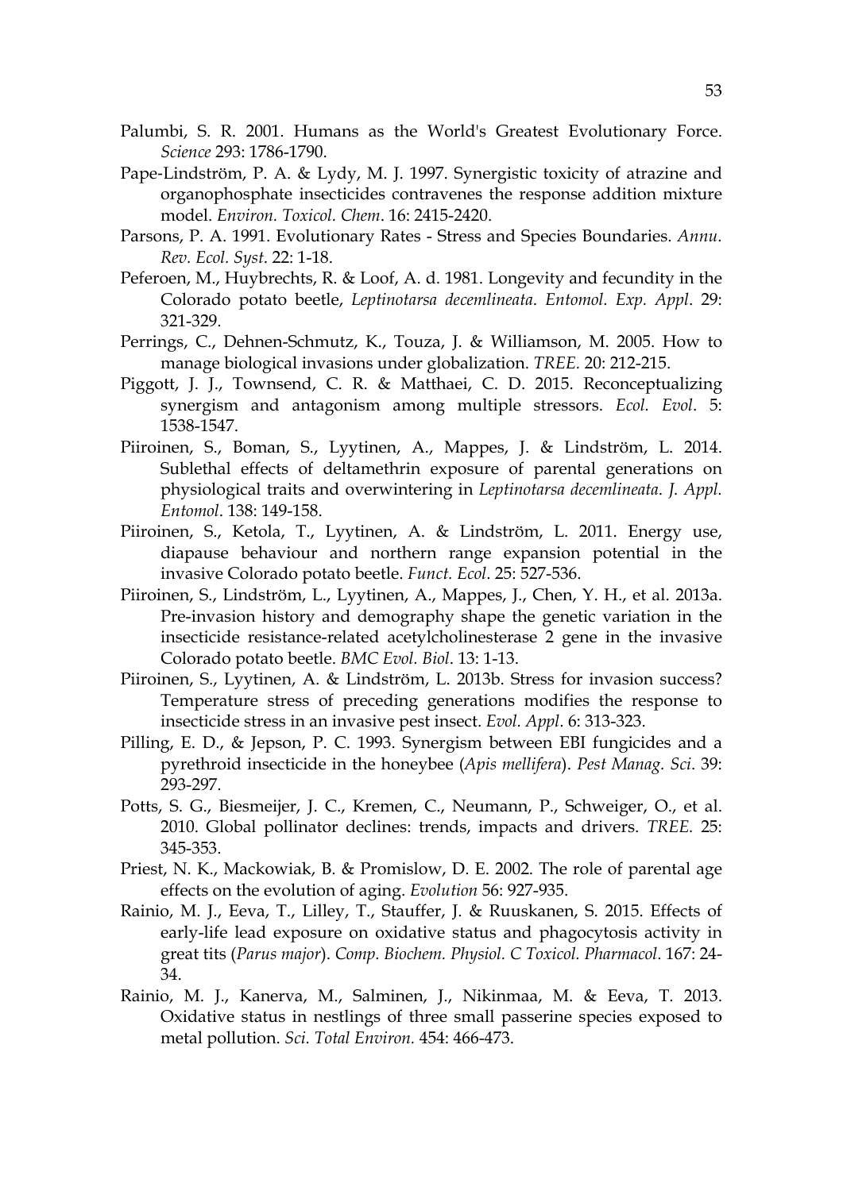Palumbi, S. R. 2001. Humans as the World's Greatest Evolutionary Force. *Science* 293: 1786-1790.

Pape-Lindström, P. A. & Lydy, M. J. 1997. Synergistic toxicity of atrazine and organophosphate insecticides contravenes the response addition mixture model. *Environ. Toxicol. Chem*. 16: 2415-2420.

Parsons, P. A. 1991. Evolutionary Rates - Stress and Species Boundaries. *Annu. Rev. Ecol. Syst*. 22: 1-18.

Peferoen, M., Huybrechts, R. & Loof, A. d. 1981. Longevity and fecundity in the Colorado potato beetle, *Leptinotarsa decemlineata*. *Entomol. Exp. Appl*. 29: 321-329.

Perrings, C., Dehnen-Schmutz, K., Touza, J. & Williamson, M. 2005. How to manage biological invasions under globalization. *TREE*. 20: 212-215.

Piggott, J. J., Townsend, C. R. & Matthaei, C. D. 2015. Reconceptualizing synergism and antagonism among multiple stressors. *Ecol. Evol*. 5: 1538-1547.

Piiroinen, S., Boman, S., Lyytinen, A., Mappes, J. & Lindström, L. 2014. Sublethal effects of deltamethrin exposure of parental generations on physiological traits and overwintering in *Leptinotarsa decemlineata*. *J. Appl. Entomol*. 138: 149-158.

Piiroinen, S., Ketola, T., Lyytinen, A. & Lindström, L. 2011. Energy use, diapause behaviour and northern range expansion potential in the invasive Colorado potato beetle. *Funct. Ecol*. 25: 527-536.

Piiroinen, S., Lindström, L., Lyytinen, A., Mappes, J., Chen, Y. H., et al. 2013a. Pre-invasion history and demography shape the genetic variation in the insecticide resistance-related acetylcholinesterase 2 gene in the invasive Colorado potato beetle. *BMC Evol. Biol*. 13: 1-13.

Piiroinen, S., Lyytinen, A. & Lindström, L. 2013b. Stress for invasion success? Temperature stress of preceding generations modifies the response to insecticide stress in an invasive pest insect. *Evol. Appl*. 6: 313-323.

Pilling, E. D., & Jepson, P. C. 1993. Synergism between EBI fungicides and a pyrethroid insecticide in the honeybee (*Apis mellifera*). *Pest Manag. Sci*. 39: 293-297.

Potts, S. G., Biesmeijer, J. C., Kremen, C., Neumann, P., Schweiger, O., et al. 2010. Global pollinator declines: trends, impacts and drivers. *TREE.* 25: 345-353.

Priest, N. K., Mackowiak, B. & Promislow, D. E. 2002. The role of parental age effects on the evolution of aging. *Evolution* 56: 927-935.

Rainio, M. J., Eeva, T., Lilley, T., Stauffer, J. & Ruuskanen, S. 2015. Effects of early-life lead exposure on oxidative status and phagocytosis activity in great tits (*Parus major*). *Comp. Biochem. Physiol. C Toxicol. Pharmacol*. 167: 24-34.

Rainio, M. J., Kanerva, M., Salminen, J., Nikinmaa, M. & Eeva, T. 2013. Oxidative status in nestlings of three small passerine species exposed to metal pollution. *Sci. Total Environ.* 454: 466-473.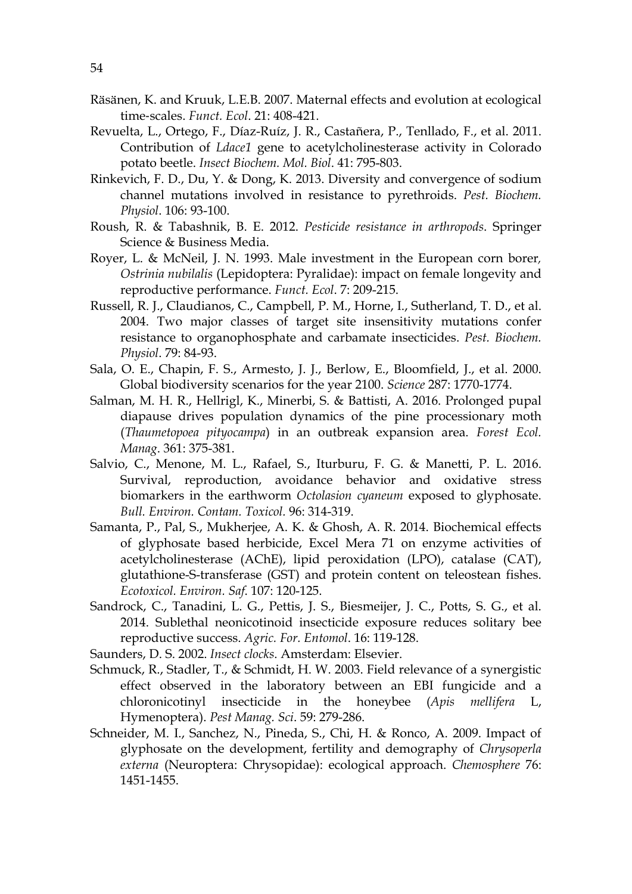Räsänen, K. and Kruuk, L.E.B. 2007. Maternal effects and evolution at ecological time-scales. *Funct. Ecol*. 21: 408-421.

Revuelta, L., Ortego, F., Díaz-Ruíz, J. R., Castañera, P., Tenllado, F., et al. 2011. Contribution of *Ldace1* gene to acetylcholinesterase activity in Colorado potato beetle. *Insect Biochem. Mol. Biol*. 41: 795-803.

Rinkevich, F. D., Du, Y. & Dong, K. 2013. Diversity and convergence of sodium channel mutations involved in resistance to pyrethroids. *Pest. Biochem. Physiol*. 106: 93-100.

Roush, R. & Tabashnik, B. E. 2012. *Pesticide resistance in arthropods*. Springer Science & Business Media.

Royer, L. & McNeil, J. N. 1993. Male investment in the European corn borer, *Ostrinia nubilalis* (Lepidoptera: Pyralidae): impact on female longevity and reproductive performance. *Funct. Ecol*. 7: 209-215.

Russell, R. J., Claudianos, C., Campbell, P. M., Horne, I., Sutherland, T. D., et al. 2004. Two major classes of target site insensitivity mutations confer resistance to organophosphate and carbamate insecticides. *Pest. Biochem. Physiol*. 79: 84-93.

Sala, O. E., Chapin, F. S., Armesto, J. J., Berlow, E., Bloomfield, J., et al. 2000. Global biodiversity scenarios for the year 2100. *Science* 287: 1770-1774.

Salman, M. H. R., Hellrigl, K., Minerbi, S. & Battisti, A. 2016. Prolonged pupal diapause drives population dynamics of the pine processionary moth (*Thaumetopoea pityocampa*) in an outbreak expansion area. *Forest Ecol. Manag*. 361: 375-381.

Salvio, C., Menone, M. L., Rafael, S., Iturburu, F. G. & Manetti, P. L. 2016. Survival, reproduction, avoidance behavior and oxidative stress biomarkers in the earthworm *Octolasion cyaneum* exposed to glyphosate. *Bull. Environ. Contam. Toxicol*. 96: 314-319.

Samanta, P., Pal, S., Mukherjee, A. K. & Ghosh, A. R. 2014. Biochemical effects of glyphosate based herbicide, Excel Mera 71 on enzyme activities of acetylcholinesterase (AChE), lipid peroxidation (LPO), catalase (CAT), glutathione-S-transferase (GST) and protein content on teleostean fishes. *Ecotoxicol. Environ. Saf*. 107: 120-125.

Sandrock, C., Tanadini, L. G., Pettis, J. S., Biesmeijer, J. C., Potts, S. G., et al. 2014. Sublethal neonicotinoid insecticide exposure reduces solitary bee reproductive success. *Agric. For. Entomol*. 16: 119-128.

Saunders, D. S. 2002. *Insect clocks*. Amsterdam: Elsevier.

Schmuck, R., Stadler, T., & Schmidt, H. W. 2003. Field relevance of a synergistic effect observed in the laboratory between an EBI fungicide and a chloronicotinyl insecticide in the honeybee (*Apis mellifera* L, Hymenoptera). *Pest Manag. Sci*. 59: 279-286.

Schneider, M. I., Sanchez, N., Pineda, S., Chi, H. & Ronco, A. 2009. Impact of glyphosate on the development, fertility and demography of *Chrysoperla externa* (Neuroptera: Chrysopidae): ecological approach. *Chemosphere* 76: 1451-1455.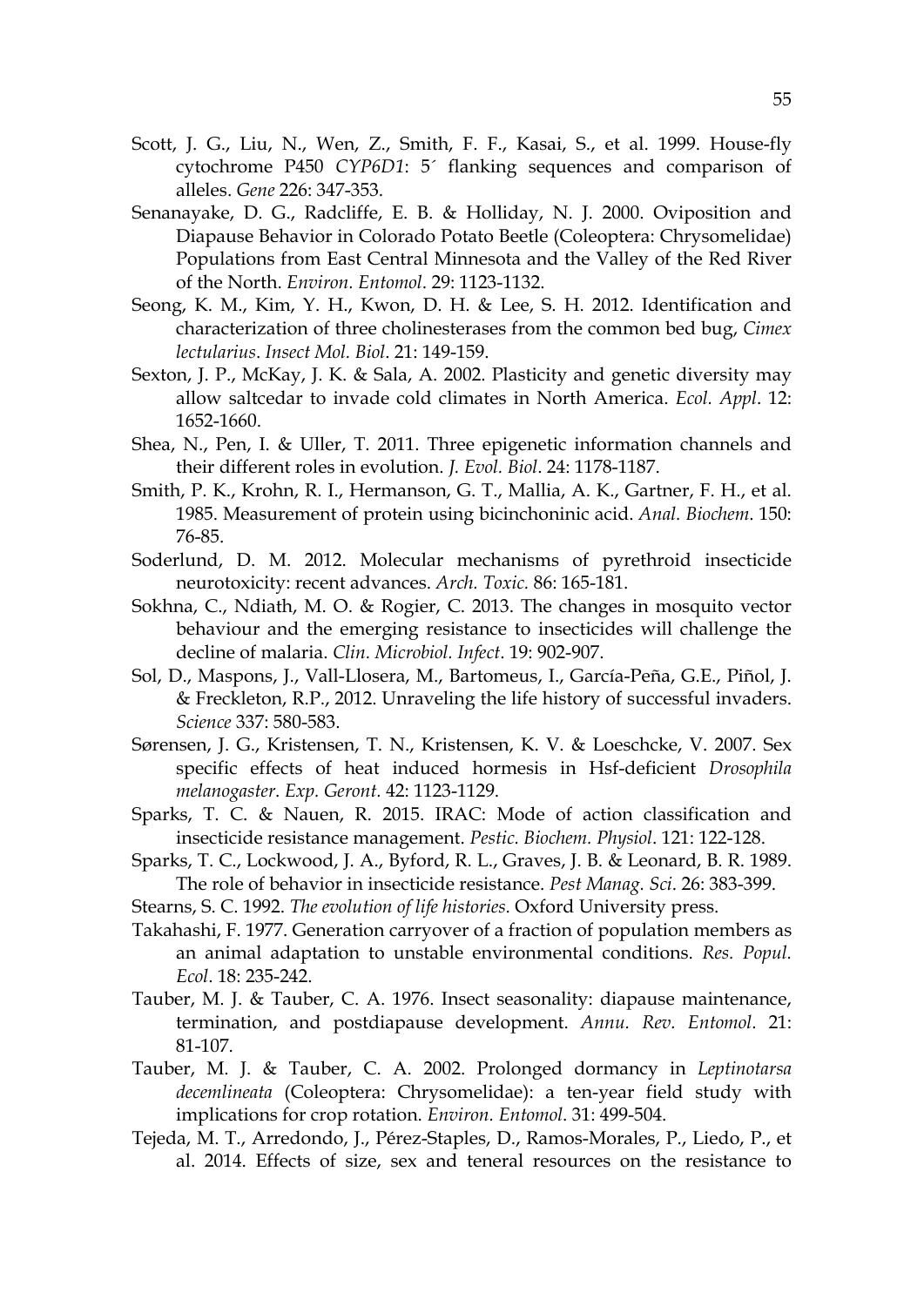Scott, J. G., Liu, N., Wen, Z., Smith, F. F., Kasai, S., et al. 1999. House-fly cytochrome P450 *CYP6D1*: 5´ flanking sequences and comparison of alleles. *Gene* 226: 347-353.

Senanayake, D. G., Radcliffe, E. B. & Holliday, N. J. 2000. Oviposition and Diapause Behavior in Colorado Potato Beetle (Coleoptera: Chrysomelidae) Populations from East Central Minnesota and the Valley of the Red River of the North. *Environ. Entomol*. 29: 1123-1132.

Seong, K. M., Kim, Y. H., Kwon, D. H. & Lee, S. H. 2012. Identification and characterization of three cholinesterases from the common bed bug, *Cimex lectularius*. *Insect Mol. Biol*. 21: 149-159.

Sexton, J. P., McKay, J. K. & Sala, A. 2002. Plasticity and genetic diversity may allow saltcedar to invade cold climates in North America. *Ecol. Appl*. 12: 1652-1660.

Shea, N., Pen, I. & Uller, T. 2011. Three epigenetic information channels and their different roles in evolution. *J. Evol. Biol*. 24: 1178-1187.

Smith, P. K., Krohn, R. I., Hermanson, G. T., Mallia, A. K., Gartner, F. H., et al. 1985. Measurement of protein using bicinchoninic acid. *Anal. Biochem*. 150: 76-85.

Soderlund, D. M. 2012. Molecular mechanisms of pyrethroid insecticide neurotoxicity: recent advances. *Arch. Toxic.* 86: 165-181.

Sokhna, C., Ndiath, M. O. & Rogier, C. 2013. The changes in mosquito vector behaviour and the emerging resistance to insecticides will challenge the decline of malaria. *Clin. Microbiol. Infect*. 19: 902-907.

Sol, D., Maspons, J., Vall-Llosera, M., Bartomeus, I., García-Peña, G.E., Piñol, J. & Freckleton, R.P., 2012. Unraveling the life history of successful invaders. *Science* 337: 580-583.

Sørensen, J. G., Kristensen, T. N., Kristensen, K. V. & Loeschcke, V. 2007. Sex specific effects of heat induced hormesis in Hsf-deficient *Drosophila melanogaster*. *Exp. Geront.* 42: 1123-1129.

Sparks, T. C. & Nauen, R. 2015. IRAC: Mode of action classification and insecticide resistance management. *Pestic. Biochem. Physiol*. 121: 122-128.

Sparks, T. C., Lockwood, J. A., Byford, R. L., Graves, J. B. & Leonard, B. R. 1989. The role of behavior in insecticide resistance. *Pest Manag. Sci*. 26: 383-399.

Stearns, S. C. 1992. *The evolution of life histories*. Oxford University press.

Takahashi, F. 1977. Generation carryover of a fraction of population members as an animal adaptation to unstable environmental conditions. *Res. Popul. Ecol*. 18: 235-242.

Tauber, M. J. & Tauber, C. A. 1976. Insect seasonality: diapause maintenance, termination, and postdiapause development. *Annu. Rev. Entomol*. 21: 81-107.

Tauber, M. J. & Tauber, C. A. 2002. Prolonged dormancy in *Leptinotarsa decemlineata* (Coleoptera: Chrysomelidae): a ten-year field study with implications for crop rotation. *Environ. Entomol*. 31: 499-504.

Tejeda, M. T., Arredondo, J., Pérez-Staples, D., Ramos-Morales, P., Liedo, P., et al. 2014. Effects of size, sex and teneral resources on the resistance to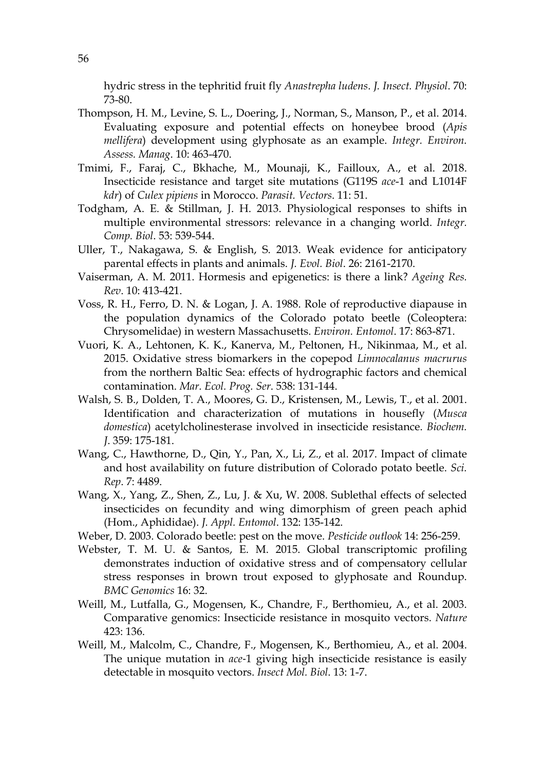hydric stress in the tephritid fruit fly *Anastrepha ludens*. *J. Insect. Physiol*. 70: 73-80.

Thompson, H. M., Levine, S. L., Doering, J., Norman, S., Manson, P., et al. 2014. Evaluating exposure and potential effects on honeybee brood (*Apis mellifera*) development using glyphosate as an example. *Integr. Environ. Assess. Manag*. 10: 463-470.

Tmimi, F., Faraj, C., Bkhache, M., Mounaji, K., Failloux, A., et al. 2018. Insecticide resistance and target site mutations (G119S *ace*-1 and L1014F *kdr*) of *Culex pipiens* in Morocco. *Parasit. Vectors*. 11: 51.

Todgham, A. E. & Stillman, J. H. 2013. Physiological responses to shifts in multiple environmental stressors: relevance in a changing world. *Integr. Comp. Biol*. 53: 539-544.

Uller, T., Nakagawa, S. & English, S. 2013. Weak evidence for anticipatory parental effects in plants and animals. *J. Evol. Biol*. 26: 2161-2170.

Vaiserman, A. M. 2011. Hormesis and epigenetics: is there a link? *Ageing Res. Rev*. 10: 413-421.

Voss, R. H., Ferro, D. N. & Logan, J. A. 1988. Role of reproductive diapause in the population dynamics of the Colorado potato beetle (Coleoptera: Chrysomelidae) in western Massachusetts. *Environ. Entomol*. 17: 863-871.

Vuori, K. A., Lehtonen, K. K., Kanerva, M., Peltonen, H., Nikinmaa, M., et al. 2015. Oxidative stress biomarkers in the copepod *Limnocalanus macrurus* from the northern Baltic Sea: effects of hydrographic factors and chemical contamination. *Mar. Ecol. Prog. Ser*. 538: 131-144.

Walsh, S. B., Dolden, T. A., Moores, G. D., Kristensen, M., Lewis, T., et al. 2001. Identification and characterization of mutations in housefly (*Musca domestica*) acetylcholinesterase involved in insecticide resistance. *Biochem. J*. 359: 175-181.

Wang, C., Hawthorne, D., Qin, Y., Pan, X., Li, Z., et al. 2017. Impact of climate and host availability on future distribution of Colorado potato beetle. *Sci. Rep*. 7: 4489.

Wang, X., Yang, Z., Shen, Z., Lu, J. & Xu, W. 2008. Sublethal effects of selected insecticides on fecundity and wing dimorphism of green peach aphid (Hom., Aphididae). *J. Appl. Entomol*. 132: 135-142.

Weber, D. 2003. Colorado beetle: pest on the move. *Pesticide outlook* 14: 256-259.

Webster, T. M. U. & Santos, E. M. 2015. Global transcriptomic profiling demonstrates induction of oxidative stress and of compensatory cellular stress responses in brown trout exposed to glyphosate and Roundup. *BMC Genomics* 16: 32.

Weill, M., Lutfalla, G., Mogensen, K., Chandre, F., Berthomieu, A., et al. 2003. Comparative genomics: Insecticide resistance in mosquito vectors. *Nature* 423: 136.

Weill, M., Malcolm, C., Chandre, F., Mogensen, K., Berthomieu, A., et al. 2004. The unique mutation in *ace*-1 giving high insecticide resistance is easily detectable in mosquito vectors. *Insect Mol. Biol*. 13: 1-7.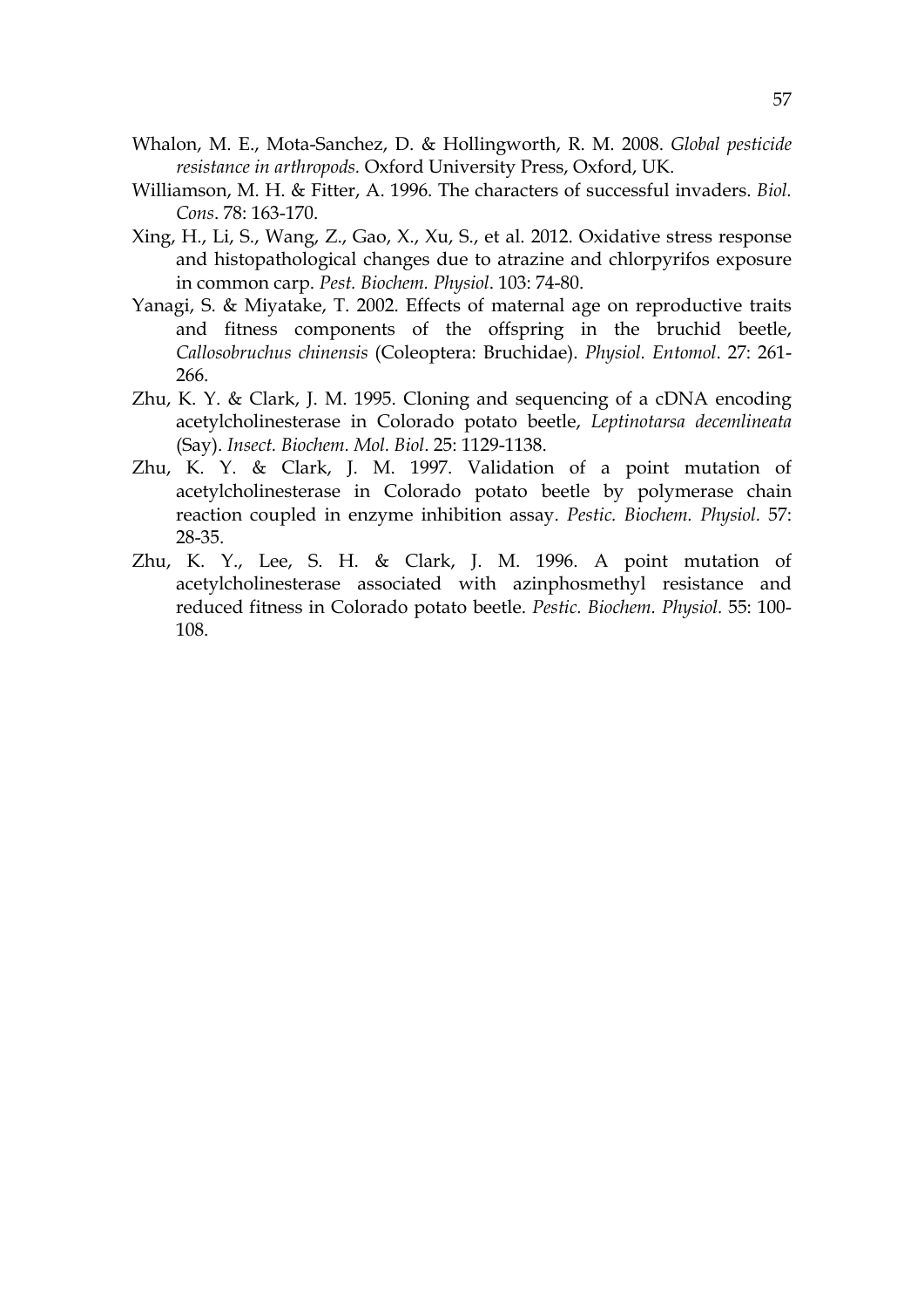Whalon, M. E., Mota-Sanchez, D. & Hollingworth, R. M. 2008. *Global pesticide resistance in arthropods.* Oxford University Press, Oxford, UK.

Williamson, M. H. & Fitter, A. 1996. The characters of successful invaders. *Biol. Cons*. 78: 163-170.

Xing, H., Li, S., Wang, Z., Gao, X., Xu, S., et al. 2012. Oxidative stress response and histopathological changes due to atrazine and chlorpyrifos exposure in common carp. *Pest. Biochem. Physiol*. 103: 74-80.

Yanagi, S. & Miyatake, T. 2002. Effects of maternal age on reproductive traits and fitness components of the offspring in the bruchid beetle, *Callosobruchus chinensis* (Coleoptera: Bruchidae). *Physiol. Entomol*. 27: 261-266.

Zhu, K. Y. & Clark, J. M. 1995. Cloning and sequencing of a cDNA encoding acetylcholinesterase in Colorado potato beetle, *Leptinotarsa decemlineata* (Say). *Insect. Biochem. Mol. Biol*. 25: 1129-1138.

Zhu, K. Y. & Clark, J. M. 1997. Validation of a point mutation of acetylcholinesterase in Colorado potato beetle by polymerase chain reaction coupled in enzyme inhibition assay. *Pestic. Biochem. Physiol.* 57: 28-35.

Zhu, K. Y., Lee, S. H. & Clark, J. M. 1996. A point mutation of acetylcholinesterase associated with azinphosmethyl resistance and reduced fitness in Colorado potato beetle. *Pestic. Biochem. Physiol.* 55: 100-108.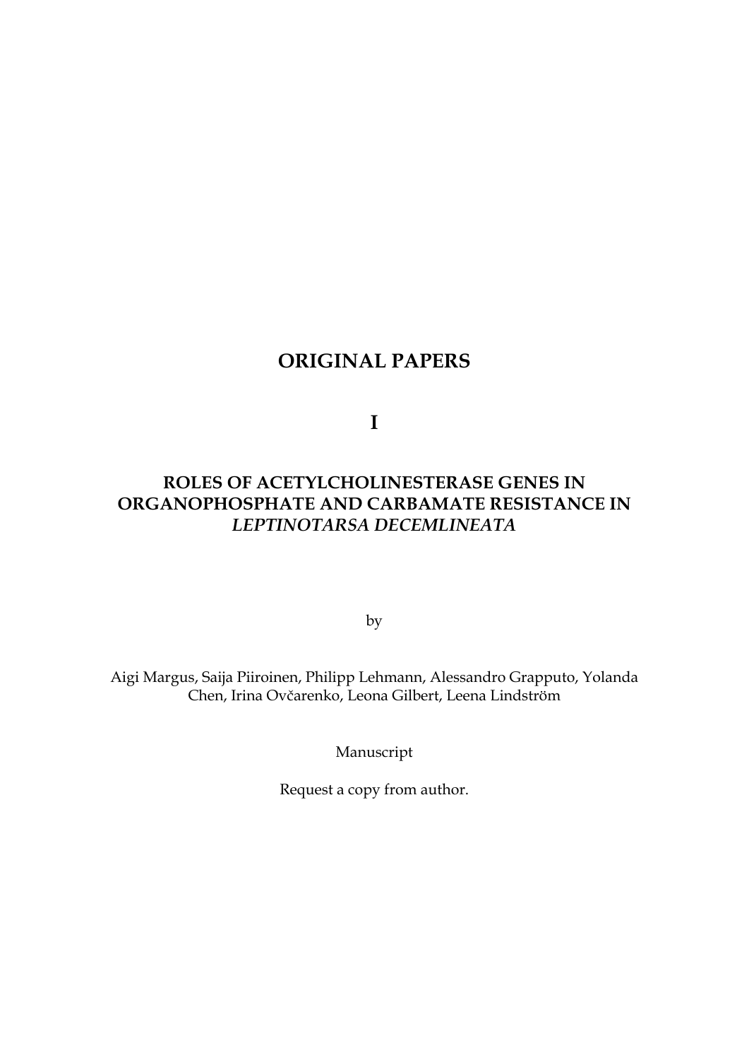# ORIGINAL PAPERS

# I

## ROLES OF ACETYLCHOLINESTERASE GENES IN ORGANOPHOSPHATE AND CARBAMATE RESISTANCE IN *LEPTINOTARSA DECEMLINEATA*

by

Aigi Margus, Saija Piiroinen, Philipp Lehmann, Alessandro Grapputo, Yolanda Chen, Irina Ovčarenko, Leona Gilbert, Leena Lindström

Manuscript

Request a copy from author.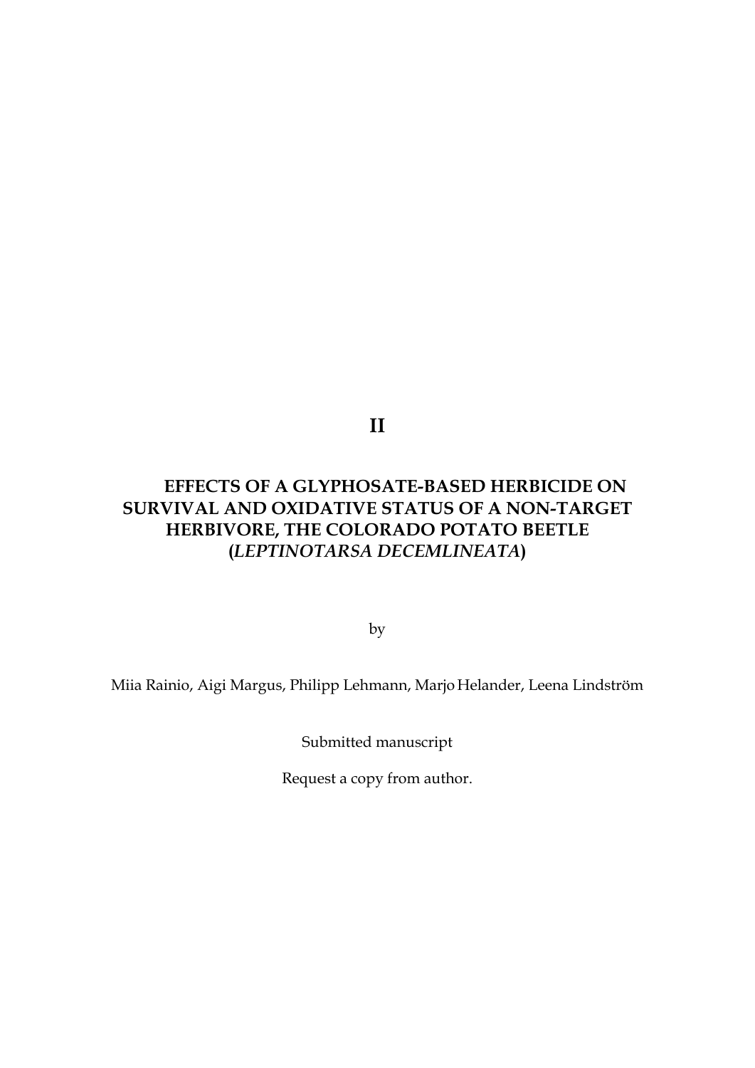# II

## EFFECTS OF A GLYPHOSATE-BASED HERBICIDE ON SURVIVAL AND OXIDATIVE STATUS OF A NON-TARGET HERBIVORE, THE COLORADO POTATO BEETLE (*LEPTINOTARSA DECEMLINEATA*)

by

Miia Rainio, Aigi Margus, Philipp Lehmann, Marjo Helander, Leena Lindström

Submitted manuscript

Request a copy from author.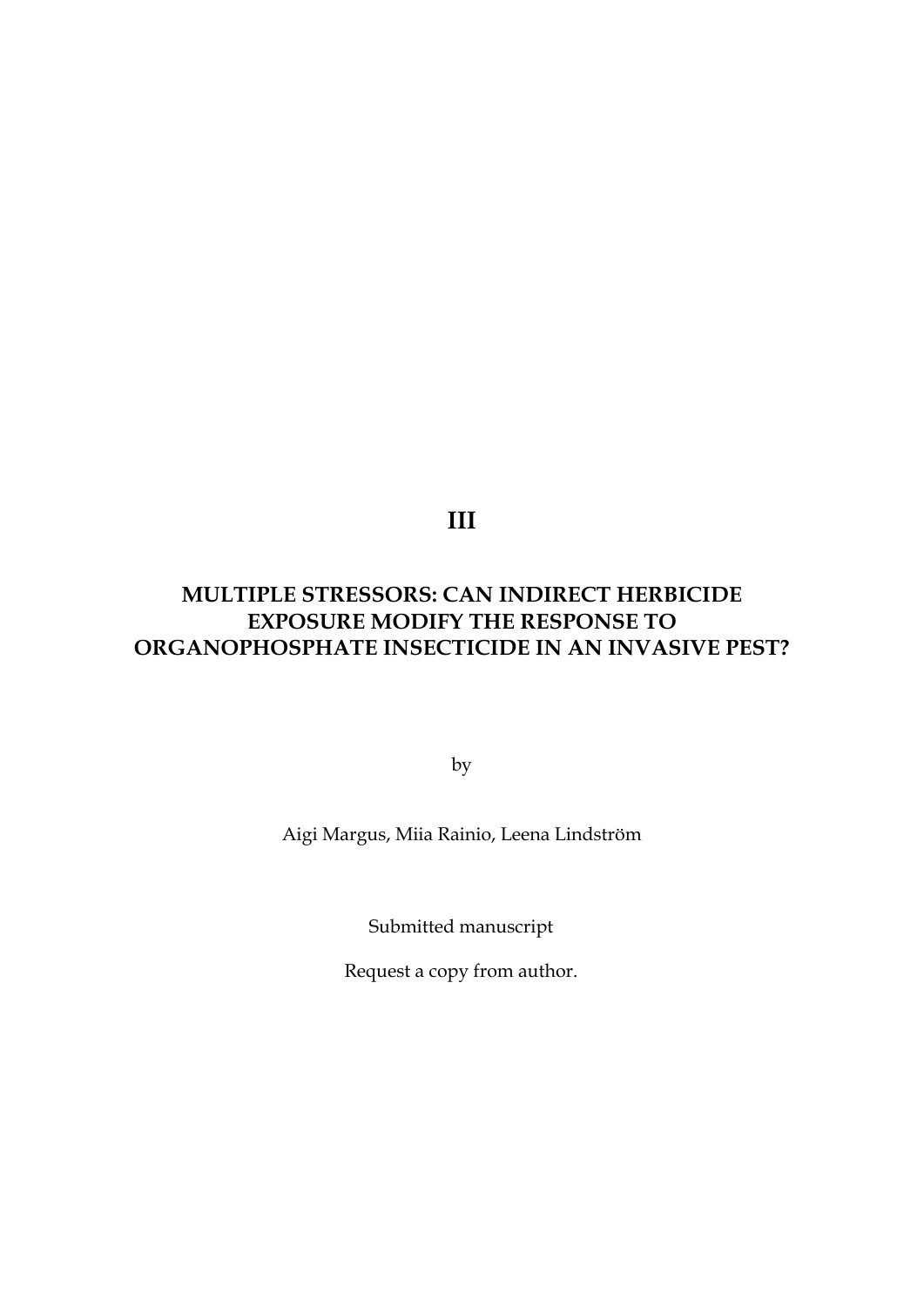# III

## MULTIPLE STRESSORS: CAN INDIRECT HERBICIDE EXPOSURE MODIFY THE RESPONSE TO ORGANOPHOSPHATE INSECTICIDE IN AN INVASIVE PEST?

by

Aigi Margus, Miia Rainio, Leena Lindström

Submitted manuscript

Request a copy from author.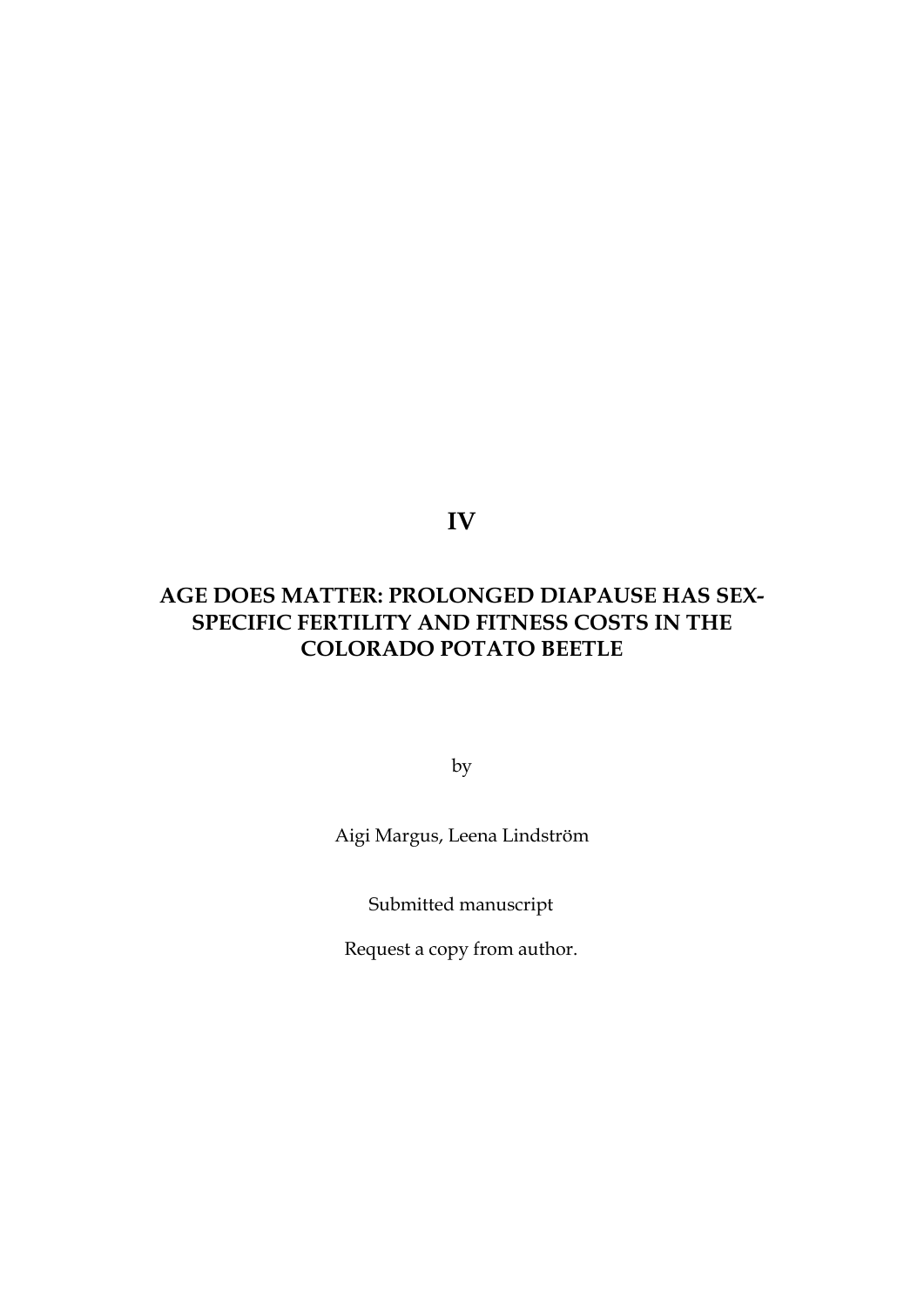# IV

## AGE DOES MATTER: PROLONGED DIAPAUSE HAS SEX-SPECIFIC FERTILITY AND FITNESS COSTS IN THE COLORADO POTATO BEETLE

by

Aigi Margus, Leena Lindström

Submitted manuscript

Request a copy from author.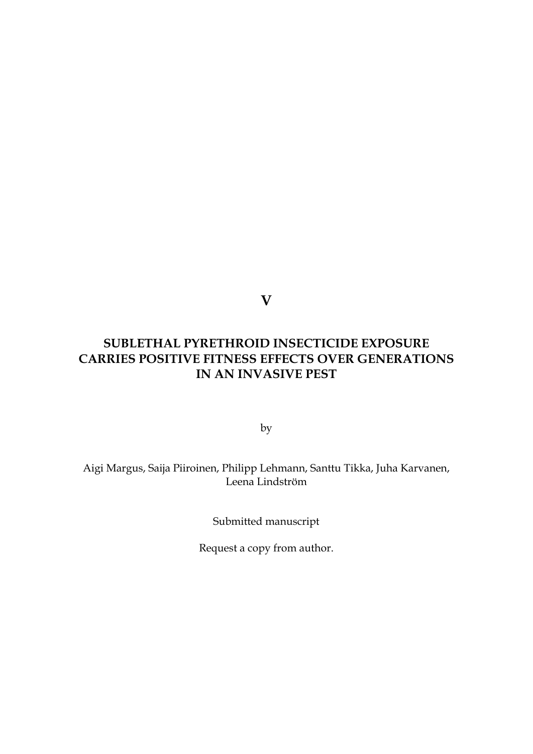# V

## SUBLETHAL PYRETHROID INSECTICIDE EXPOSURE CARRIES POSITIVE FITNESS EFFECTS OVER GENERATIONS IN AN INVASIVE PEST

by

Aigi Margus, Saija Piiroinen, Philipp Lehmann, Santtu Tikka, Juha Karvanen, Leena Lindström

Submitted manuscript

Request a copy from author.